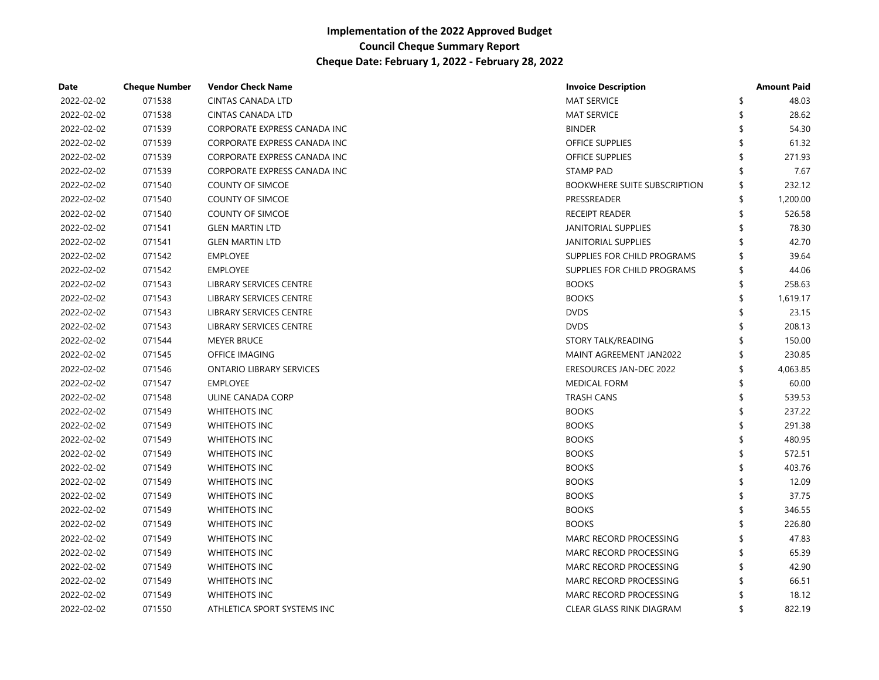# Implementation of the 2022 Approved Budget

## Council Cheque Summary Report

### Cheque Date: February 1, 2022 - February 28, 2022

| Date | Cheque Number | Vendor Check Name | Invoice Description | Amount Paid |
|---|---|---|---|---|
| 2022-02-02 | 071538 | CINTAS CANADA LTD | MAT SERVICE | $ 48.03 |
| 2022-02-02 | 071538 | CINTAS CANADA LTD | MAT SERVICE | $ 28.62 |
| 2022-02-02 | 071539 | CORPORATE EXPRESS CANADA INC | BINDER | $ 54.30 |
| 2022-02-02 | 071539 | CORPORATE EXPRESS CANADA INC | OFFICE SUPPLIES | $ 61.32 |
| 2022-02-02 | 071539 | CORPORATE EXPRESS CANADA INC | OFFICE SUPPLIES | $ 271.93 |
| 2022-02-02 | 071539 | CORPORATE EXPRESS CANADA INC | STAMP PAD | $ 7.67 |
| 2022-02-02 | 071540 | COUNTY OF SIMCOE | BOOKWHERE SUITE SUBSCRIPTION | $ 232.12 |
| 2022-02-02 | 071540 | COUNTY OF SIMCOE | PRESSREADER | $ 1,200.00 |
| 2022-02-02 | 071540 | COUNTY OF SIMCOE | RECEIPT READER | $ 526.58 |
| 2022-02-02 | 071541 | GLEN MARTIN LTD | JANITORIAL SUPPLIES | $ 78.30 |
| 2022-02-02 | 071541 | GLEN MARTIN LTD | JANITORIAL SUPPLIES | $ 42.70 |
| 2022-02-02 | 071542 | EMPLOYEE | SUPPLIES FOR CHILD PROGRAMS | $ 39.64 |
| 2022-02-02 | 071542 | EMPLOYEE | SUPPLIES FOR CHILD PROGRAMS | $ 44.06 |
| 2022-02-02 | 071543 | LIBRARY SERVICES CENTRE | BOOKS | $ 258.63 |
| 2022-02-02 | 071543 | LIBRARY SERVICES CENTRE | BOOKS | $ 1,619.17 |
| 2022-02-02 | 071543 | LIBRARY SERVICES CENTRE | DVDS | $ 23.15 |
| 2022-02-02 | 071543 | LIBRARY SERVICES CENTRE | DVDS | $ 208.13 |
| 2022-02-02 | 071544 | MEYER BRUCE | STORY TALK/READING | $ 150.00 |
| 2022-02-02 | 071545 | OFFICE IMAGING | MAINT AGREEMENT JAN2022 | $ 230.85 |
| 2022-02-02 | 071546 | ONTARIO LIBRARY SERVICES | ERESOURCES JAN-DEC 2022 | $ 4,063.85 |
| 2022-02-02 | 071547 | EMPLOYEE | MEDICAL FORM | $ 60.00 |
| 2022-02-02 | 071548 | ULINE CANADA CORP | TRASH CANS | $ 539.53 |
| 2022-02-02 | 071549 | WHITEHOTS INC | BOOKS | $ 237.22 |
| 2022-02-02 | 071549 | WHITEHOTS INC | BOOKS | $ 291.38 |
| 2022-02-02 | 071549 | WHITEHOTS INC | BOOKS | $ 480.95 |
| 2022-02-02 | 071549 | WHITEHOTS INC | BOOKS | $ 572.51 |
| 2022-02-02 | 071549 | WHITEHOTS INC | BOOKS | $ 403.76 |
| 2022-02-02 | 071549 | WHITEHOTS INC | BOOKS | $ 12.09 |
| 2022-02-02 | 071549 | WHITEHOTS INC | BOOKS | $ 37.75 |
| 2022-02-02 | 071549 | WHITEHOTS INC | BOOKS | $ 346.55 |
| 2022-02-02 | 071549 | WHITEHOTS INC | BOOKS | $ 226.80 |
| 2022-02-02 | 071549 | WHITEHOTS INC | MARC RECORD PROCESSING | $ 47.83 |
| 2022-02-02 | 071549 | WHITEHOTS INC | MARC RECORD PROCESSING | $ 65.39 |
| 2022-02-02 | 071549 | WHITEHOTS INC | MARC RECORD PROCESSING | $ 42.90 |
| 2022-02-02 | 071549 | WHITEHOTS INC | MARC RECORD PROCESSING | $ 66.51 |
| 2022-02-02 | 071549 | WHITEHOTS INC | MARC RECORD PROCESSING | $ 18.12 |
| 2022-02-02 | 071550 | ATHLETICA SPORT SYSTEMS INC | CLEAR GLASS RINK DIAGRAM | $ 822.19 |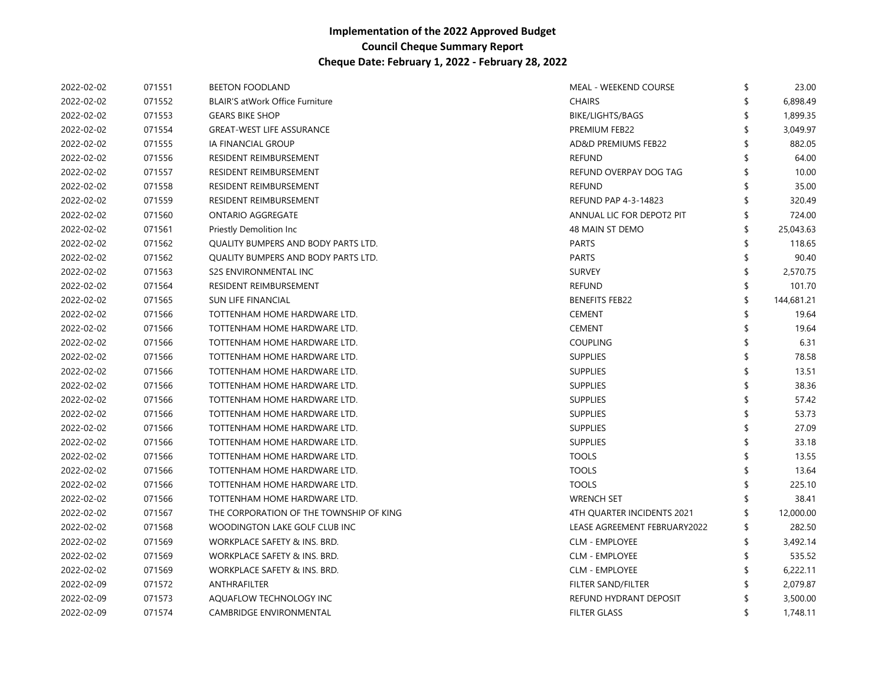# Implementation of the 2022 Approved Budget
## Council Cheque Summary Report
### Cheque Date: February 1, 2022 - February 28, 2022

| | | | | | |
|---|---|---|---|---|---|
| 2022-02-02 | 071551 | BEETON FOODLAND | MEAL - WEEKEND COURSE | $ | 23.00 |
| 2022-02-02 | 071552 | BLAIR'S atWork Office Furniture | CHAIRS | $ | 6,898.49 |
| 2022-02-02 | 071553 | GEARS BIKE SHOP | BIKE/LIGHTS/BAGS | $ | 1,899.35 |
| 2022-02-02 | 071554 | GREAT-WEST LIFE ASSURANCE | PREMIUM FEB22 | $ | 3,049.97 |
| 2022-02-02 | 071555 | IA FINANCIAL GROUP | AD&D PREMIUMS FEB22 | $ | 882.05 |
| 2022-02-02 | 071556 | RESIDENT REIMBURSEMENT | REFUND | $ | 64.00 |
| 2022-02-02 | 071557 | RESIDENT REIMBURSEMENT | REFUND OVERPAY DOG TAG | $ | 10.00 |
| 2022-02-02 | 071558 | RESIDENT REIMBURSEMENT | REFUND | $ | 35.00 |
| 2022-02-02 | 071559 | RESIDENT REIMBURSEMENT | REFUND PAP 4-3-14823 | $ | 320.49 |
| 2022-02-02 | 071560 | ONTARIO AGGREGATE | ANNUAL LIC FOR DEPOT2 PIT | $ | 724.00 |
| 2022-02-02 | 071561 | Priestly Demolition Inc | 48 MAIN ST DEMO | $ | 25,043.63 |
| 2022-02-02 | 071562 | QUALITY BUMPERS AND BODY PARTS LTD. | PARTS | $ | 118.65 |
| 2022-02-02 | 071562 | QUALITY BUMPERS AND BODY PARTS LTD. | PARTS | $ | 90.40 |
| 2022-02-02 | 071563 | S2S ENVIRONMENTAL INC | SURVEY | $ | 2,570.75 |
| 2022-02-02 | 071564 | RESIDENT REIMBURSEMENT | REFUND | $ | 101.70 |
| 2022-02-02 | 071565 | SUN LIFE FINANCIAL | BENEFITS FEB22 | $ | 144,681.21 |
| 2022-02-02 | 071566 | TOTTENHAM HOME HARDWARE LTD. | CEMENT | $ | 19.64 |
| 2022-02-02 | 071566 | TOTTENHAM HOME HARDWARE LTD. | CEMENT | $ | 19.64 |
| 2022-02-02 | 071566 | TOTTENHAM HOME HARDWARE LTD. | COUPLING | $ | 6.31 |
| 2022-02-02 | 071566 | TOTTENHAM HOME HARDWARE LTD. | SUPPLIES | $ | 78.58 |
| 2022-02-02 | 071566 | TOTTENHAM HOME HARDWARE LTD. | SUPPLIES | $ | 13.51 |
| 2022-02-02 | 071566 | TOTTENHAM HOME HARDWARE LTD. | SUPPLIES | $ | 38.36 |
| 2022-02-02 | 071566 | TOTTENHAM HOME HARDWARE LTD. | SUPPLIES | $ | 57.42 |
| 2022-02-02 | 071566 | TOTTENHAM HOME HARDWARE LTD. | SUPPLIES | $ | 53.73 |
| 2022-02-02 | 071566 | TOTTENHAM HOME HARDWARE LTD. | SUPPLIES | $ | 27.09 |
| 2022-02-02 | 071566 | TOTTENHAM HOME HARDWARE LTD. | SUPPLIES | $ | 33.18 |
| 2022-02-02 | 071566 | TOTTENHAM HOME HARDWARE LTD. | TOOLS | $ | 13.55 |
| 2022-02-02 | 071566 | TOTTENHAM HOME HARDWARE LTD. | TOOLS | $ | 13.64 |
| 2022-02-02 | 071566 | TOTTENHAM HOME HARDWARE LTD. | TOOLS | $ | 225.10 |
| 2022-02-02 | 071566 | TOTTENHAM HOME HARDWARE LTD. | WRENCH SET | $ | 38.41 |
| 2022-02-02 | 071567 | THE CORPORATION OF THE TOWNSHIP OF KING | 4TH QUARTER INCIDENTS 2021 | $ | 12,000.00 |
| 2022-02-02 | 071568 | WOODINGTON LAKE GOLF CLUB INC | LEASE AGREEMENT FEBRUARY2022 | $ | 282.50 |
| 2022-02-02 | 071569 | WORKPLACE SAFETY & INS. BRD. | CLM - EMPLOYEE | $ | 3,492.14 |
| 2022-02-02 | 071569 | WORKPLACE SAFETY & INS. BRD. | CLM - EMPLOYEE | $ | 535.52 |
| 2022-02-02 | 071569 | WORKPLACE SAFETY & INS. BRD. | CLM - EMPLOYEE | $ | 6,222.11 |
| 2022-02-09 | 071572 | ANTHRAFILTER | FILTER SAND/FILTER | $ | 2,079.87 |
| 2022-02-09 | 071573 | AQUAFLOW TECHNOLOGY INC | REFUND HYDRANT DEPOSIT | $ | 3,500.00 |
| 2022-02-09 | 071574 | CAMBRIDGE ENVIRONMENTAL | FILTER GLASS | $ | 1,748.11 |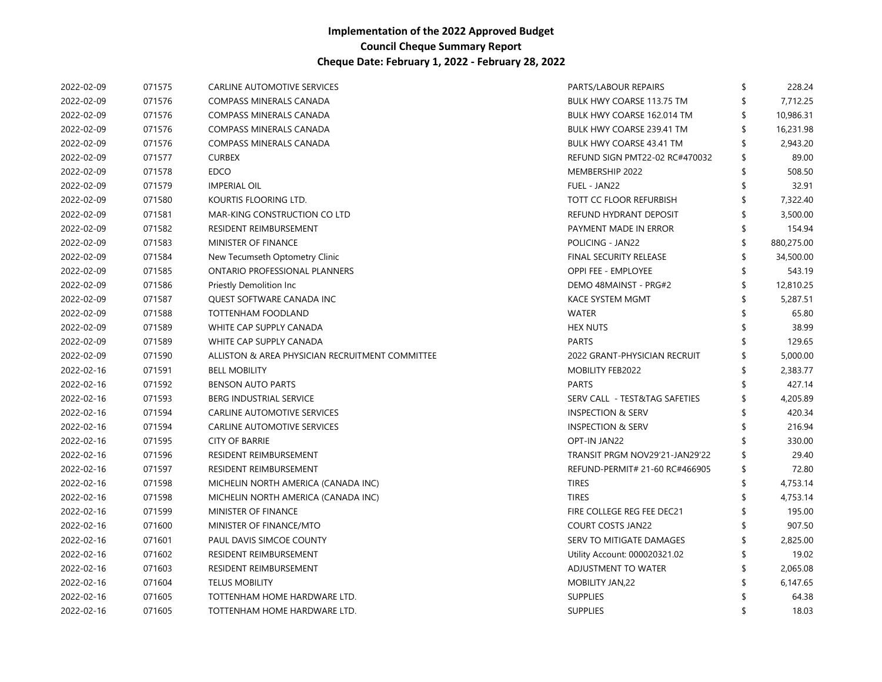# Implementation of the 2022 Approved Budget
## Council Cheque Summary Report
## Cheque Date: February 1, 2022 - February 28, 2022

| | | | | | |
|---|---|---|---|---|---|
| 2022-02-09 | 071575 | CARLINE AUTOMOTIVE SERVICES | PARTS/LABOUR REPAIRS | $ | 228.24 |
| 2022-02-09 | 071576 | COMPASS MINERALS CANADA | BULK HWY COARSE 113.75 TM | $ | 7,712.25 |
| 2022-02-09 | 071576 | COMPASS MINERALS CANADA | BULK HWY COARSE 162.014 TM | $ | 10,986.31 |
| 2022-02-09 | 071576 | COMPASS MINERALS CANADA | BULK HWY COARSE 239.41 TM | $ | 16,231.98 |
| 2022-02-09 | 071576 | COMPASS MINERALS CANADA | BULK HWY COARSE 43.41 TM | $ | 2,943.20 |
| 2022-02-09 | 071577 | CURBEX | REFUND SIGN PMT22-02 RC#470032 | $ | 89.00 |
| 2022-02-09 | 071578 | EDCO | MEMBERSHIP 2022 | $ | 508.50 |
| 2022-02-09 | 071579 | IMPERIAL OIL | FUEL - JAN22 | $ | 32.91 |
| 2022-02-09 | 071580 | KOURTIS FLOORING LTD. | TOTT CC FLOOR REFURBISH | $ | 7,322.40 |
| 2022-02-09 | 071581 | MAR-KING CONSTRUCTION CO LTD | REFUND HYDRANT DEPOSIT | $ | 3,500.00 |
| 2022-02-09 | 071582 | RESIDENT REIMBURSEMENT | PAYMENT MADE IN ERROR | $ | 154.94 |
| 2022-02-09 | 071583 | MINISTER OF FINANCE | POLICING - JAN22 | $ | 880,275.00 |
| 2022-02-09 | 071584 | New Tecumseth Optometry Clinic | FINAL SECURITY RELEASE | $ | 34,500.00 |
| 2022-02-09 | 071585 | ONTARIO PROFESSIONAL PLANNERS | OPPI FEE - EMPLOYEE | $ | 543.19 |
| 2022-02-09 | 071586 | Priestly Demolition Inc | DEMO 48MAINST - PRG#2 | $ | 12,810.25 |
| 2022-02-09 | 071587 | QUEST SOFTWARE CANADA INC | KACE SYSTEM MGMT | $ | 5,287.51 |
| 2022-02-09 | 071588 | TOTTENHAM FOODLAND | WATER | $ | 65.80 |
| 2022-02-09 | 071589 | WHITE CAP SUPPLY CANADA | HEX NUTS | $ | 38.99 |
| 2022-02-09 | 071589 | WHITE CAP SUPPLY CANADA | PARTS | $ | 129.65 |
| 2022-02-09 | 071590 | ALLISTON & AREA PHYSICIAN RECRUITMENT COMMITTEE | 2022 GRANT-PHYSICIAN RECRUIT | $ | 5,000.00 |
| 2022-02-16 | 071591 | BELL MOBILITY | MOBILITY FEB2022 | $ | 2,383.77 |
| 2022-02-16 | 071592 | BENSON AUTO PARTS | PARTS | $ | 427.14 |
| 2022-02-16 | 071593 | BERG INDUSTRIAL SERVICE | SERV CALL - TEST&TAG SAFETIES | $ | 4,205.89 |
| 2022-02-16 | 071594 | CARLINE AUTOMOTIVE SERVICES | INSPECTION & SERV | $ | 420.34 |
| 2022-02-16 | 071594 | CARLINE AUTOMOTIVE SERVICES | INSPECTION & SERV | $ | 216.94 |
| 2022-02-16 | 071595 | CITY OF BARRIE | OPT-IN JAN22 | $ | 330.00 |
| 2022-02-16 | 071596 | RESIDENT REIMBURSEMENT | TRANSIT PRGM NOV29'21-JAN29'22 | $ | 29.40 |
| 2022-02-16 | 071597 | RESIDENT REIMBURSEMENT | REFUND-PERMIT# 21-60 RC#466905 | $ | 72.80 |
| 2022-02-16 | 071598 | MICHELIN NORTH AMERICA (CANADA INC) | TIRES | $ | 4,753.14 |
| 2022-02-16 | 071598 | MICHELIN NORTH AMERICA (CANADA INC) | TIRES | $ | 4,753.14 |
| 2022-02-16 | 071599 | MINISTER OF FINANCE | FIRE COLLEGE REG FEE DEC21 | $ | 195.00 |
| 2022-02-16 | 071600 | MINISTER OF FINANCE/MTO | COURT COSTS JAN22 | $ | 907.50 |
| 2022-02-16 | 071601 | PAUL DAVIS SIMCOE COUNTY | SERV TO MITIGATE DAMAGES | $ | 2,825.00 |
| 2022-02-16 | 071602 | RESIDENT REIMBURSEMENT | Utility Account: 000020321.02 | $ | 19.02 |
| 2022-02-16 | 071603 | RESIDENT REIMBURSEMENT | ADJUSTMENT TO WATER | $ | 2,065.08 |
| 2022-02-16 | 071604 | TELUS MOBILITY | MOBILITY JAN,22 | $ | 6,147.65 |
| 2022-02-16 | 071605 | TOTTENHAM HOME HARDWARE LTD. | SUPPLIES | $ | 64.38 |
| 2022-02-16 | 071605 | TOTTENHAM HOME HARDWARE LTD. | SUPPLIES | $ | 18.03 |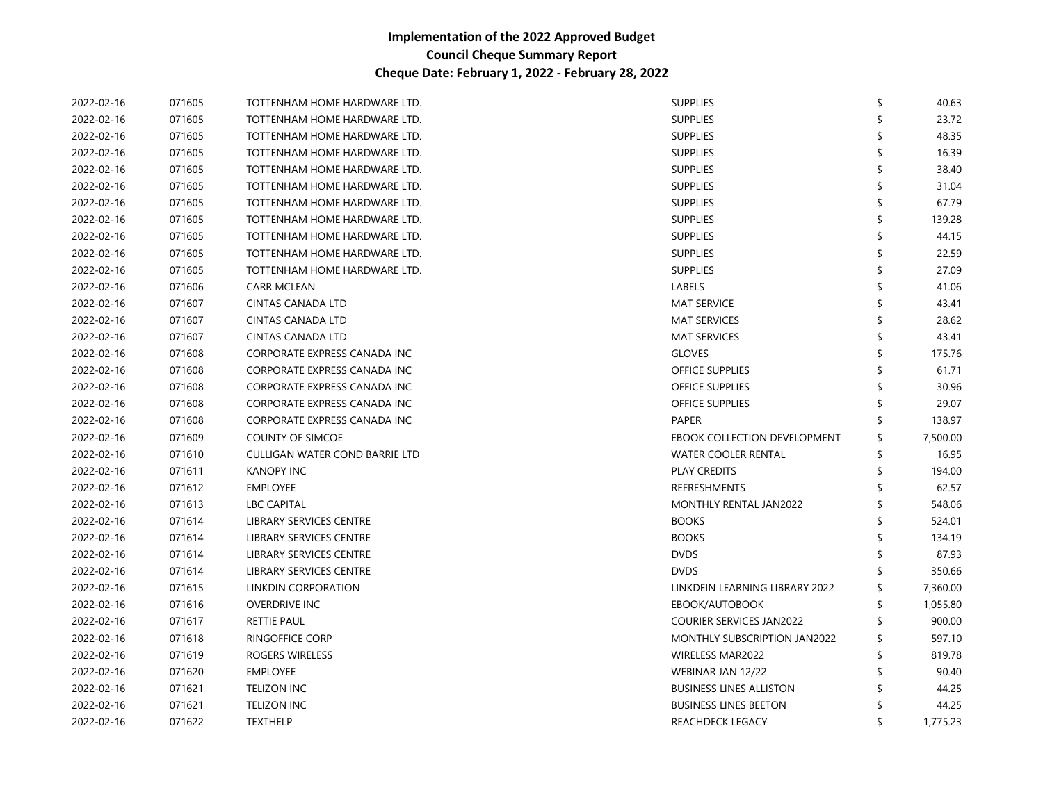# Implementation of the 2022 Approved Budget
## Council Cheque Summary Report
## Cheque Date: February 1, 2022 - February 28, 2022

| | | | | | |
|---|---|---|---|---|---|
| 2022-02-16 | 071605 | TOTTENHAM HOME HARDWARE LTD. | SUPPLIES | $ | 40.63 |
| 2022-02-16 | 071605 | TOTTENHAM HOME HARDWARE LTD. | SUPPLIES | $ | 23.72 |
| 2022-02-16 | 071605 | TOTTENHAM HOME HARDWARE LTD. | SUPPLIES | $ | 48.35 |
| 2022-02-16 | 071605 | TOTTENHAM HOME HARDWARE LTD. | SUPPLIES | $ | 16.39 |
| 2022-02-16 | 071605 | TOTTENHAM HOME HARDWARE LTD. | SUPPLIES | $ | 38.40 |
| 2022-02-16 | 071605 | TOTTENHAM HOME HARDWARE LTD. | SUPPLIES | $ | 31.04 |
| 2022-02-16 | 071605 | TOTTENHAM HOME HARDWARE LTD. | SUPPLIES | $ | 67.79 |
| 2022-02-16 | 071605 | TOTTENHAM HOME HARDWARE LTD. | SUPPLIES | $ | 139.28 |
| 2022-02-16 | 071605 | TOTTENHAM HOME HARDWARE LTD. | SUPPLIES | $ | 44.15 |
| 2022-02-16 | 071605 | TOTTENHAM HOME HARDWARE LTD. | SUPPLIES | $ | 22.59 |
| 2022-02-16 | 071605 | TOTTENHAM HOME HARDWARE LTD. | SUPPLIES | $ | 27.09 |
| 2022-02-16 | 071606 | CARR MCLEAN | LABELS | $ | 41.06 |
| 2022-02-16 | 071607 | CINTAS CANADA LTD | MAT SERVICE | $ | 43.41 |
| 2022-02-16 | 071607 | CINTAS CANADA LTD | MAT SERVICES | $ | 28.62 |
| 2022-02-16 | 071607 | CINTAS CANADA LTD | MAT SERVICES | $ | 43.41 |
| 2022-02-16 | 071608 | CORPORATE EXPRESS CANADA INC | GLOVES | $ | 175.76 |
| 2022-02-16 | 071608 | CORPORATE EXPRESS CANADA INC | OFFICE SUPPLIES | $ | 61.71 |
| 2022-02-16 | 071608 | CORPORATE EXPRESS CANADA INC | OFFICE SUPPLIES | $ | 30.96 |
| 2022-02-16 | 071608 | CORPORATE EXPRESS CANADA INC | OFFICE SUPPLIES | $ | 29.07 |
| 2022-02-16 | 071608 | CORPORATE EXPRESS CANADA INC | PAPER | $ | 138.97 |
| 2022-02-16 | 071609 | COUNTY OF SIMCOE | EBOOK COLLECTION DEVELOPMENT | $ | 7,500.00 |
| 2022-02-16 | 071610 | CULLIGAN WATER COND BARRIE LTD | WATER COOLER RENTAL | $ | 16.95 |
| 2022-02-16 | 071611 | KANOPY INC | PLAY CREDITS | $ | 194.00 |
| 2022-02-16 | 071612 | EMPLOYEE | REFRESHMENTS | $ | 62.57 |
| 2022-02-16 | 071613 | LBC CAPITAL | MONTHLY RENTAL JAN2022 | $ | 548.06 |
| 2022-02-16 | 071614 | LIBRARY SERVICES CENTRE | BOOKS | $ | 524.01 |
| 2022-02-16 | 071614 | LIBRARY SERVICES CENTRE | BOOKS | $ | 134.19 |
| 2022-02-16 | 071614 | LIBRARY SERVICES CENTRE | DVDS | $ | 87.93 |
| 2022-02-16 | 071614 | LIBRARY SERVICES CENTRE | DVDS | $ | 350.66 |
| 2022-02-16 | 071615 | LINKDIN CORPORATION | LINKDEIN LEARNING LIBRARY 2022 | $ | 7,360.00 |
| 2022-02-16 | 071616 | OVERDRIVE INC | EBOOK/AUTOBOOK | $ | 1,055.80 |
| 2022-02-16 | 071617 | RETTIE PAUL | COURIER SERVICES JAN2022 | $ | 900.00 |
| 2022-02-16 | 071618 | RINGOFFICE CORP | MONTHLY SUBSCRIPTION JAN2022 | $ | 597.10 |
| 2022-02-16 | 071619 | ROGERS WIRELESS | WIRELESS MAR2022 | $ | 819.78 |
| 2022-02-16 | 071620 | EMPLOYEE | WEBINAR JAN 12/22 | $ | 90.40 |
| 2022-02-16 | 071621 | TELIZON INC | BUSINESS LINES ALLISTON | $ | 44.25 |
| 2022-02-16 | 071621 | TELIZON INC | BUSINESS LINES BEETON | $ | 44.25 |
| 2022-02-16 | 071622 | TEXTHELP | REACHDECK LEGACY | $ | 1,775.23 |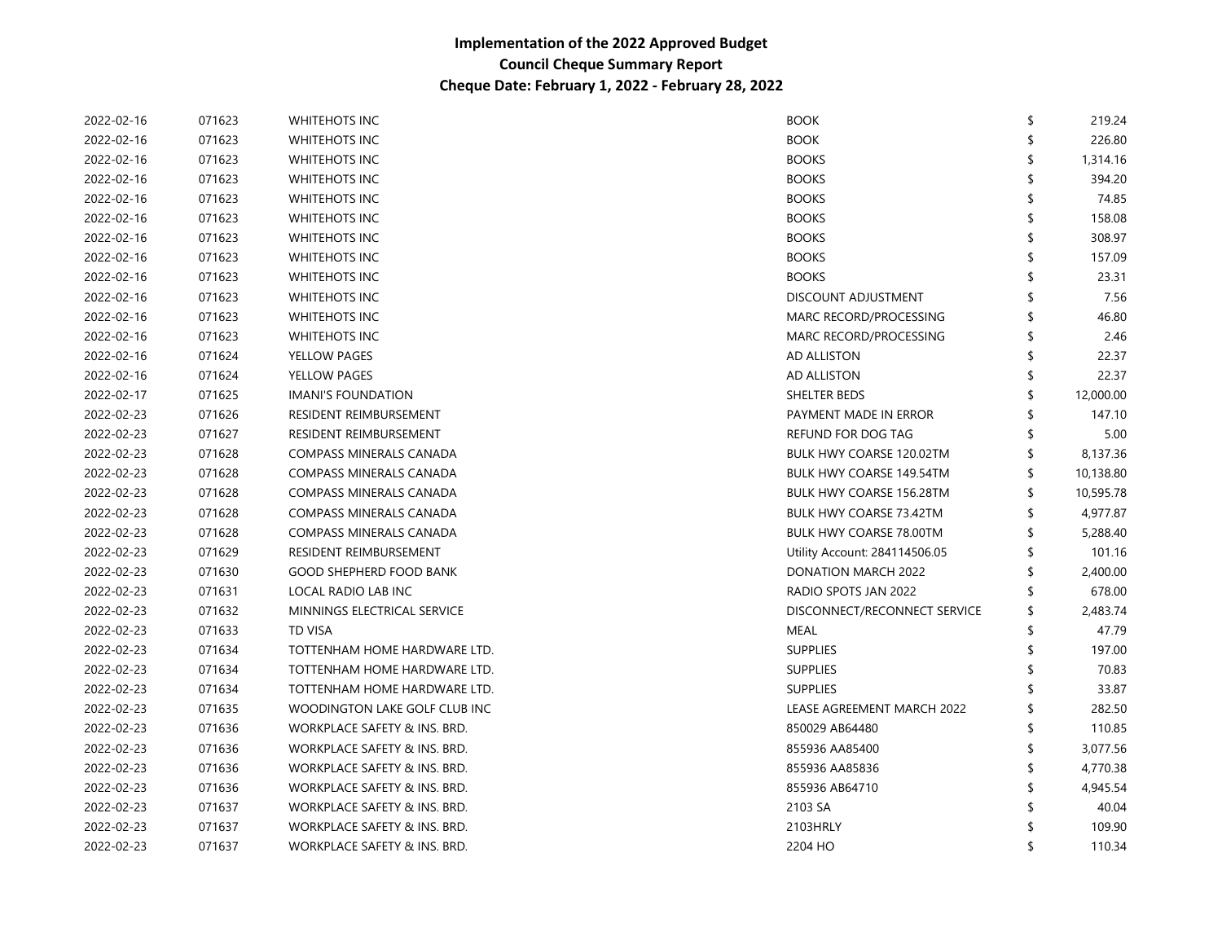# Implementation of the 2022 Approved Budget
## Council Cheque Summary Report
### Cheque Date: February 1, 2022 - February 28, 2022

| | | | | | |
|---|---|---|---|---|---|
| 2022-02-16 | 071623 | WHITEHOTS INC | BOOK | $ | 219.24 |
| 2022-02-16 | 071623 | WHITEHOTS INC | BOOK | $ | 226.80 |
| 2022-02-16 | 071623 | WHITEHOTS INC | BOOKS | $ | 1,314.16 |
| 2022-02-16 | 071623 | WHITEHOTS INC | BOOKS | $ | 394.20 |
| 2022-02-16 | 071623 | WHITEHOTS INC | BOOKS | $ | 74.85 |
| 2022-02-16 | 071623 | WHITEHOTS INC | BOOKS | $ | 158.08 |
| 2022-02-16 | 071623 | WHITEHOTS INC | BOOKS | $ | 308.97 |
| 2022-02-16 | 071623 | WHITEHOTS INC | BOOKS | $ | 157.09 |
| 2022-02-16 | 071623 | WHITEHOTS INC | BOOKS | $ | 23.31 |
| 2022-02-16 | 071623 | WHITEHOTS INC | DISCOUNT ADJUSTMENT | $ | 7.56 |
| 2022-02-16 | 071623 | WHITEHOTS INC | MARC RECORD/PROCESSING | $ | 46.80 |
| 2022-02-16 | 071623 | WHITEHOTS INC | MARC RECORD/PROCESSING | $ | 2.46 |
| 2022-02-16 | 071624 | YELLOW PAGES | AD ALLISTON | $ | 22.37 |
| 2022-02-16 | 071624 | YELLOW PAGES | AD ALLISTON | $ | 22.37 |
| 2022-02-17 | 071625 | IMANI'S FOUNDATION | SHELTER BEDS | $ | 12,000.00 |
| 2022-02-23 | 071626 | RESIDENT REIMBURSEMENT | PAYMENT MADE IN ERROR | $ | 147.10 |
| 2022-02-23 | 071627 | RESIDENT REIMBURSEMENT | REFUND FOR DOG TAG | $ | 5.00 |
| 2022-02-23 | 071628 | COMPASS MINERALS CANADA | BULK HWY COARSE 120.02TM | $ | 8,137.36 |
| 2022-02-23 | 071628 | COMPASS MINERALS CANADA | BULK HWY COARSE 149.54TM | $ | 10,138.80 |
| 2022-02-23 | 071628 | COMPASS MINERALS CANADA | BULK HWY COARSE 156.28TM | $ | 10,595.78 |
| 2022-02-23 | 071628 | COMPASS MINERALS CANADA | BULK HWY COARSE 73.42TM | $ | 4,977.87 |
| 2022-02-23 | 071628 | COMPASS MINERALS CANADA | BULK HWY COARSE 78.00TM | $ | 5,288.40 |
| 2022-02-23 | 071629 | RESIDENT REIMBURSEMENT | Utility Account: 284114506.05 | $ | 101.16 |
| 2022-02-23 | 071630 | GOOD SHEPHERD FOOD BANK | DONATION MARCH 2022 | $ | 2,400.00 |
| 2022-02-23 | 071631 | LOCAL RADIO LAB INC | RADIO SPOTS JAN 2022 | $ | 678.00 |
| 2022-02-23 | 071632 | MINNINGS ELECTRICAL SERVICE | DISCONNECT/RECONNECT SERVICE | $ | 2,483.74 |
| 2022-02-23 | 071633 | TD VISA | MEAL | $ | 47.79 |
| 2022-02-23 | 071634 | TOTTENHAM HOME HARDWARE LTD. | SUPPLIES | $ | 197.00 |
| 2022-02-23 | 071634 | TOTTENHAM HOME HARDWARE LTD. | SUPPLIES | $ | 70.83 |
| 2022-02-23 | 071634 | TOTTENHAM HOME HARDWARE LTD. | SUPPLIES | $ | 33.87 |
| 2022-02-23 | 071635 | WOODINGTON LAKE GOLF CLUB INC | LEASE AGREEMENT MARCH 2022 | $ | 282.50 |
| 2022-02-23 | 071636 | WORKPLACE SAFETY & INS. BRD. | 850029 AB64480 | $ | 110.85 |
| 2022-02-23 | 071636 | WORKPLACE SAFETY & INS. BRD. | 855936 AA85400 | $ | 3,077.56 |
| 2022-02-23 | 071636 | WORKPLACE SAFETY & INS. BRD. | 855936 AA85836 | $ | 4,770.38 |
| 2022-02-23 | 071636 | WORKPLACE SAFETY & INS. BRD. | 855936 AB64710 | $ | 4,945.54 |
| 2022-02-23 | 071637 | WORKPLACE SAFETY & INS. BRD. | 2103 SA | $ | 40.04 |
| 2022-02-23 | 071637 | WORKPLACE SAFETY & INS. BRD. | 2103HRLY | $ | 109.90 |
| 2022-02-23 | 071637 | WORKPLACE SAFETY & INS. BRD. | 2204 HO | $ | 110.34 |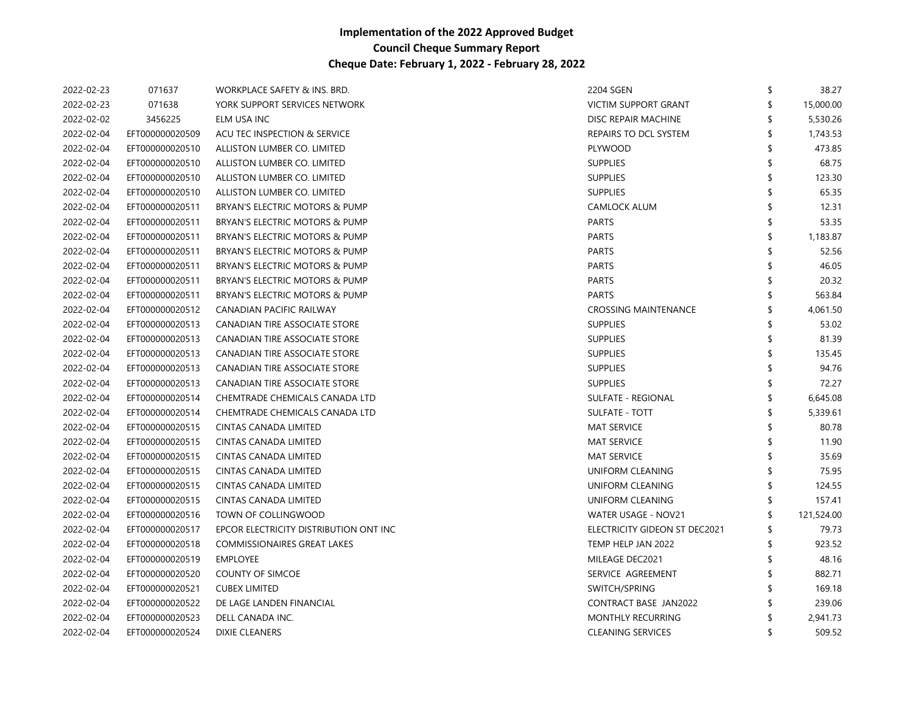# Implementation of the 2022 Approved Budget
## Council Cheque Summary Report
### Cheque Date: February 1, 2022 - February 28, 2022

| | | | | | |
|---|---|---|---|---|---|
| 2022-02-23 | 071637 | WORKPLACE SAFETY & INS. BRD. | 2204 SGEN | $ | 38.27 |
| 2022-02-23 | 071638 | YORK SUPPORT SERVICES NETWORK | VICTIM SUPPORT GRANT | $ | 15,000.00 |
| 2022-02-02 | 3456225 | ELM USA INC | DISC REPAIR MACHINE | $ | 5,530.26 |
| 2022-02-04 | EFT000000020509 | ACU TEC INSPECTION & SERVICE | REPAIRS TO DCL SYSTEM | $ | 1,743.53 |
| 2022-02-04 | EFT000000020510 | ALLISTON LUMBER CO. LIMITED | PLYWOOD | $ | 473.85 |
| 2022-02-04 | EFT000000020510 | ALLISTON LUMBER CO. LIMITED | SUPPLIES | $ | 68.75 |
| 2022-02-04 | EFT000000020510 | ALLISTON LUMBER CO. LIMITED | SUPPLIES | $ | 123.30 |
| 2022-02-04 | EFT000000020510 | ALLISTON LUMBER CO. LIMITED | SUPPLIES | $ | 65.35 |
| 2022-02-04 | EFT000000020511 | BRYAN'S ELECTRIC MOTORS & PUMP | CAMLOCK ALUM | $ | 12.31 |
| 2022-02-04 | EFT000000020511 | BRYAN'S ELECTRIC MOTORS & PUMP | PARTS | $ | 53.35 |
| 2022-02-04 | EFT000000020511 | BRYAN'S ELECTRIC MOTORS & PUMP | PARTS | $ | 1,183.87 |
| 2022-02-04 | EFT000000020511 | BRYAN'S ELECTRIC MOTORS & PUMP | PARTS | $ | 52.56 |
| 2022-02-04 | EFT000000020511 | BRYAN'S ELECTRIC MOTORS & PUMP | PARTS | $ | 46.05 |
| 2022-02-04 | EFT000000020511 | BRYAN'S ELECTRIC MOTORS & PUMP | PARTS | $ | 20.32 |
| 2022-02-04 | EFT000000020511 | BRYAN'S ELECTRIC MOTORS & PUMP | PARTS | $ | 563.84 |
| 2022-02-04 | EFT000000020512 | CANADIAN PACIFIC RAILWAY | CROSSING MAINTENANCE | $ | 4,061.50 |
| 2022-02-04 | EFT000000020513 | CANADIAN TIRE ASSOCIATE STORE | SUPPLIES | $ | 53.02 |
| 2022-02-04 | EFT000000020513 | CANADIAN TIRE ASSOCIATE STORE | SUPPLIES | $ | 81.39 |
| 2022-02-04 | EFT000000020513 | CANADIAN TIRE ASSOCIATE STORE | SUPPLIES | $ | 135.45 |
| 2022-02-04 | EFT000000020513 | CANADIAN TIRE ASSOCIATE STORE | SUPPLIES | $ | 94.76 |
| 2022-02-04 | EFT000000020513 | CANADIAN TIRE ASSOCIATE STORE | SUPPLIES | $ | 72.27 |
| 2022-02-04 | EFT000000020514 | CHEMTRADE CHEMICALS CANADA LTD | SULFATE - REGIONAL | $ | 6,645.08 |
| 2022-02-04 | EFT000000020514 | CHEMTRADE CHEMICALS CANADA LTD | SULFATE - TOTT | $ | 5,339.61 |
| 2022-02-04 | EFT000000020515 | CINTAS CANADA LIMITED | MAT SERVICE | $ | 80.78 |
| 2022-02-04 | EFT000000020515 | CINTAS CANADA LIMITED | MAT SERVICE | $ | 11.90 |
| 2022-02-04 | EFT000000020515 | CINTAS CANADA LIMITED | MAT SERVICE | $ | 35.69 |
| 2022-02-04 | EFT000000020515 | CINTAS CANADA LIMITED | UNIFORM CLEANING | $ | 75.95 |
| 2022-02-04 | EFT000000020515 | CINTAS CANADA LIMITED | UNIFORM CLEANING | $ | 124.55 |
| 2022-02-04 | EFT000000020515 | CINTAS CANADA LIMITED | UNIFORM CLEANING | $ | 157.41 |
| 2022-02-04 | EFT000000020516 | TOWN OF COLLINGWOOD | WATER USAGE - NOV21 | $ | 121,524.00 |
| 2022-02-04 | EFT000000020517 | EPCOR ELECTRICITY DISTRIBUTION ONT INC | ELECTRICITY GIDEON ST DEC2021 | $ | 79.73 |
| 2022-02-04 | EFT000000020518 | COMMISSIONAIRES GREAT LAKES | TEMP HELP JAN 2022 | $ | 923.52 |
| 2022-02-04 | EFT000000020519 | EMPLOYEE | MILEAGE DEC2021 | $ | 48.16 |
| 2022-02-04 | EFT000000020520 | COUNTY OF SIMCOE | SERVICE AGREEMENT | $ | 882.71 |
| 2022-02-04 | EFT000000020521 | CUBEX LIMITED | SWITCH/SPRING | $ | 169.18 |
| 2022-02-04 | EFT000000020522 | DE LAGE LANDEN FINANCIAL | CONTRACT BASE JAN2022 | $ | 239.06 |
| 2022-02-04 | EFT000000020523 | DELL CANADA INC. | MONTHLY RECURRING | $ | 2,941.73 |
| 2022-02-04 | EFT000000020524 | DIXIE CLEANERS | CLEANING SERVICES | $ | 509.52 |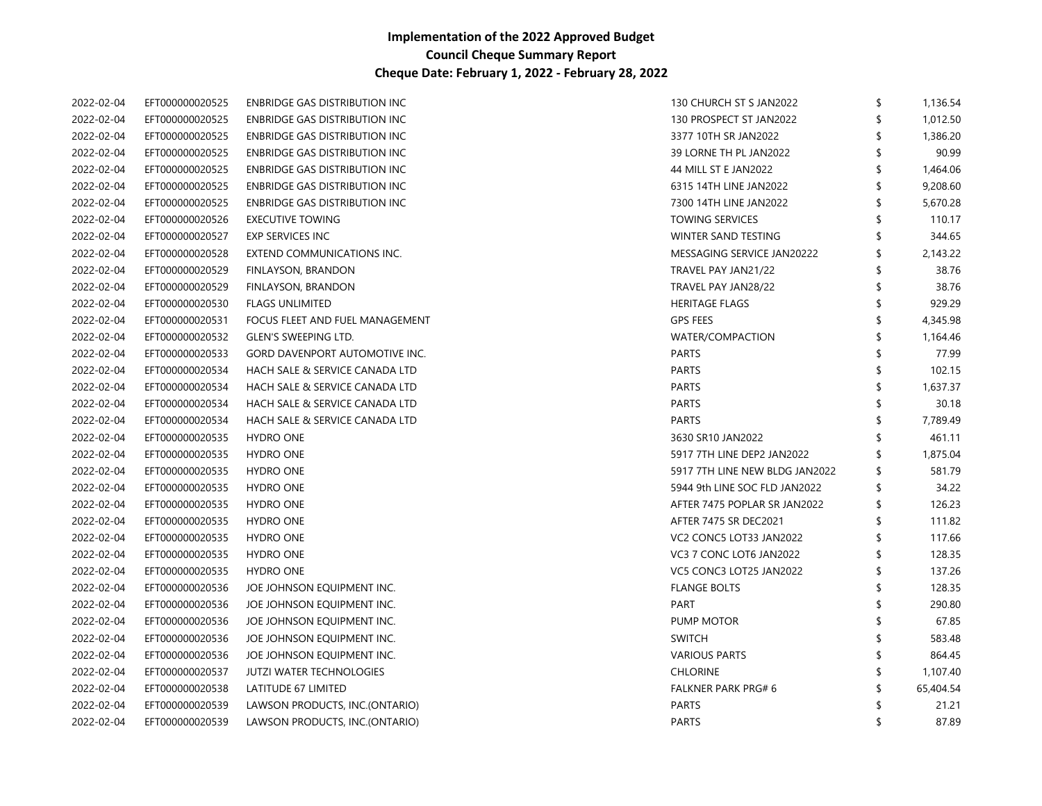# Implementation of the 2022 Approved Budget
## Council Cheque Summary Report
### Cheque Date: February 1, 2022 - February 28, 2022

| | | | | | |
|---|---|---|---|---|---|
| 2022-02-04 | EFT000000020525 | ENBRIDGE GAS DISTRIBUTION INC | 130 CHURCH ST S JAN2022 | $ | 1,136.54 |
| 2022-02-04 | EFT000000020525 | ENBRIDGE GAS DISTRIBUTION INC | 130 PROSPECT ST JAN2022 | $ | 1,012.50 |
| 2022-02-04 | EFT000000020525 | ENBRIDGE GAS DISTRIBUTION INC | 3377 10TH SR JAN2022 | $ | 1,386.20 |
| 2022-02-04 | EFT000000020525 | ENBRIDGE GAS DISTRIBUTION INC | 39 LORNE TH PL JAN2022 | $ | 90.99 |
| 2022-02-04 | EFT000000020525 | ENBRIDGE GAS DISTRIBUTION INC | 44 MILL ST E JAN2022 | $ | 1,464.06 |
| 2022-02-04 | EFT000000020525 | ENBRIDGE GAS DISTRIBUTION INC | 6315 14TH LINE JAN2022 | $ | 9,208.60 |
| 2022-02-04 | EFT000000020525 | ENBRIDGE GAS DISTRIBUTION INC | 7300 14TH LINE JAN2022 | $ | 5,670.28 |
| 2022-02-04 | EFT000000020526 | EXECUTIVE TOWING | TOWING SERVICES | $ | 110.17 |
| 2022-02-04 | EFT000000020527 | EXP SERVICES INC | WINTER SAND TESTING | $ | 344.65 |
| 2022-02-04 | EFT000000020528 | EXTEND COMMUNICATIONS INC. | MESSAGING SERVICE JAN20222 | $ | 2,143.22 |
| 2022-02-04 | EFT000000020529 | FINLAYSON, BRANDON | TRAVEL PAY JAN21/22 | $ | 38.76 |
| 2022-02-04 | EFT000000020529 | FINLAYSON, BRANDON | TRAVEL PAY JAN28/22 | $ | 38.76 |
| 2022-02-04 | EFT000000020530 | FLAGS UNLIMITED | HERITAGE FLAGS | $ | 929.29 |
| 2022-02-04 | EFT000000020531 | FOCUS FLEET AND FUEL MANAGEMENT | GPS FEES | $ | 4,345.98 |
| 2022-02-04 | EFT000000020532 | GLEN'S SWEEPING LTD. | WATER/COMPACTION | $ | 1,164.46 |
| 2022-02-04 | EFT000000020533 | GORD DAVENPORT AUTOMOTIVE INC. | PARTS | $ | 77.99 |
| 2022-02-04 | EFT000000020534 | HACH SALE & SERVICE CANADA LTD | PARTS | $ | 102.15 |
| 2022-02-04 | EFT000000020534 | HACH SALE & SERVICE CANADA LTD | PARTS | $ | 1,637.37 |
| 2022-02-04 | EFT000000020534 | HACH SALE & SERVICE CANADA LTD | PARTS | $ | 30.18 |
| 2022-02-04 | EFT000000020534 | HACH SALE & SERVICE CANADA LTD | PARTS | $ | 7,789.49 |
| 2022-02-04 | EFT000000020535 | HYDRO ONE | 3630 SR10 JAN2022 | $ | 461.11 |
| 2022-02-04 | EFT000000020535 | HYDRO ONE | 5917 7TH LINE DEP2 JAN2022 | $ | 1,875.04 |
| 2022-02-04 | EFT000000020535 | HYDRO ONE | 5917 7TH LINE NEW BLDG JAN2022 | $ | 581.79 |
| 2022-02-04 | EFT000000020535 | HYDRO ONE | 5944 9th LINE SOC FLD JAN2022 | $ | 34.22 |
| 2022-02-04 | EFT000000020535 | HYDRO ONE | AFTER 7475 POPLAR SR JAN2022 | $ | 126.23 |
| 2022-02-04 | EFT000000020535 | HYDRO ONE | AFTER 7475 SR DEC2021 | $ | 111.82 |
| 2022-02-04 | EFT000000020535 | HYDRO ONE | VC2 CONC5 LOT33 JAN2022 | $ | 117.66 |
| 2022-02-04 | EFT000000020535 | HYDRO ONE | VC3 7 CONC LOT6 JAN2022 | $ | 128.35 |
| 2022-02-04 | EFT000000020535 | HYDRO ONE | VC5 CONC3 LOT25 JAN2022 | $ | 137.26 |
| 2022-02-04 | EFT000000020536 | JOE JOHNSON EQUIPMENT INC. | FLANGE BOLTS | $ | 128.35 |
| 2022-02-04 | EFT000000020536 | JOE JOHNSON EQUIPMENT INC. | PART | $ | 290.80 |
| 2022-02-04 | EFT000000020536 | JOE JOHNSON EQUIPMENT INC. | PUMP MOTOR | $ | 67.85 |
| 2022-02-04 | EFT000000020536 | JOE JOHNSON EQUIPMENT INC. | SWITCH | $ | 583.48 |
| 2022-02-04 | EFT000000020536 | JOE JOHNSON EQUIPMENT INC. | VARIOUS PARTS | $ | 864.45 |
| 2022-02-04 | EFT000000020537 | JUTZI WATER TECHNOLOGIES | CHLORINE | $ | 1,107.40 |
| 2022-02-04 | EFT000000020538 | LATITUDE 67 LIMITED | FALKNER PARK PRG# 6 | $ | 65,404.54 |
| 2022-02-04 | EFT000000020539 | LAWSON PRODUCTS, INC.(ONTARIO) | PARTS | $ | 21.21 |
| 2022-02-04 | EFT000000020539 | LAWSON PRODUCTS, INC.(ONTARIO) | PARTS | $ | 87.89 |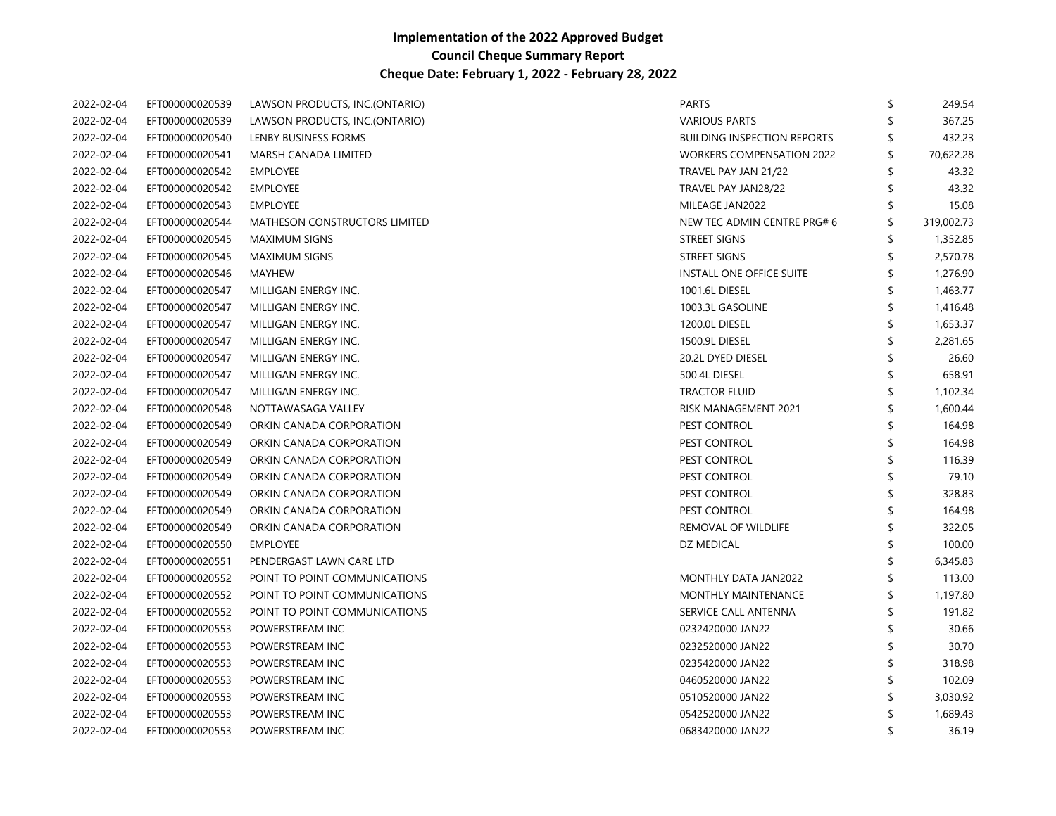**Implementation of the 2022 Approved Budget**
**Council Cheque Summary Report**
**Cheque Date: February 1, 2022 - February 28, 2022**

| | | | | | |
|---|---|---|---|---|---|
| 2022-02-04 | EFT000000020539 | LAWSON PRODUCTS, INC.(ONTARIO) | PARTS | $ | 249.54 |
| 2022-02-04 | EFT000000020539 | LAWSON PRODUCTS, INC.(ONTARIO) | VARIOUS PARTS | $ | 367.25 |
| 2022-02-04 | EFT000000020540 | LENBY BUSINESS FORMS | BUILDING INSPECTION REPORTS | $ | 432.23 |
| 2022-02-04 | EFT000000020541 | MARSH CANADA LIMITED | WORKERS COMPENSATION 2022 | $ | 70,622.28 |
| 2022-02-04 | EFT000000020542 | EMPLOYEE | TRAVEL PAY JAN 21/22 | $ | 43.32 |
| 2022-02-04 | EFT000000020542 | EMPLOYEE | TRAVEL PAY JAN28/22 | $ | 43.32 |
| 2022-02-04 | EFT000000020543 | EMPLOYEE | MILEAGE JAN2022 | $ | 15.08 |
| 2022-02-04 | EFT000000020544 | MATHESON CONSTRUCTORS LIMITED | NEW TEC ADMIN CENTRE PRG# 6 | $ | 319,002.73 |
| 2022-02-04 | EFT000000020545 | MAXIMUM SIGNS | STREET SIGNS | $ | 1,352.85 |
| 2022-02-04 | EFT000000020545 | MAXIMUM SIGNS | STREET SIGNS | $ | 2,570.78 |
| 2022-02-04 | EFT000000020546 | MAYHEW | INSTALL ONE OFFICE SUITE | $ | 1,276.90 |
| 2022-02-04 | EFT000000020547 | MILLIGAN ENERGY INC. | 1001.6L DIESEL | $ | 1,463.77 |
| 2022-02-04 | EFT000000020547 | MILLIGAN ENERGY INC. | 1003.3L GASOLINE | $ | 1,416.48 |
| 2022-02-04 | EFT000000020547 | MILLIGAN ENERGY INC. | 1200.0L DIESEL | $ | 1,653.37 |
| 2022-02-04 | EFT000000020547 | MILLIGAN ENERGY INC. | 1500.9L DIESEL | $ | 2,281.65 |
| 2022-02-04 | EFT000000020547 | MILLIGAN ENERGY INC. | 20.2L DYED DIESEL | $ | 26.60 |
| 2022-02-04 | EFT000000020547 | MILLIGAN ENERGY INC. | 500.4L DIESEL | $ | 658.91 |
| 2022-02-04 | EFT000000020547 | MILLIGAN ENERGY INC. | TRACTOR FLUID | $ | 1,102.34 |
| 2022-02-04 | EFT000000020548 | NOTTAWASAGA VALLEY | RISK MANAGEMENT 2021 | $ | 1,600.44 |
| 2022-02-04 | EFT000000020549 | ORKIN CANADA CORPORATION | PEST CONTROL | $ | 164.98 |
| 2022-02-04 | EFT000000020549 | ORKIN CANADA CORPORATION | PEST CONTROL | $ | 164.98 |
| 2022-02-04 | EFT000000020549 | ORKIN CANADA CORPORATION | PEST CONTROL | $ | 116.39 |
| 2022-02-04 | EFT000000020549 | ORKIN CANADA CORPORATION | PEST CONTROL | $ | 79.10 |
| 2022-02-04 | EFT000000020549 | ORKIN CANADA CORPORATION | PEST CONTROL | $ | 328.83 |
| 2022-02-04 | EFT000000020549 | ORKIN CANADA CORPORATION | PEST CONTROL | $ | 164.98 |
| 2022-02-04 | EFT000000020549 | ORKIN CANADA CORPORATION | REMOVAL OF WILDLIFE | $ | 322.05 |
| 2022-02-04 | EFT000000020550 | EMPLOYEE | DZ MEDICAL | $ | 100.00 |
| 2022-02-04 | EFT000000020551 | PENDERGAST LAWN CARE LTD | | $ | 6,345.83 |
| 2022-02-04 | EFT000000020552 | POINT TO POINT COMMUNICATIONS | MONTHLY DATA JAN2022 | $ | 113.00 |
| 2022-02-04 | EFT000000020552 | POINT TO POINT COMMUNICATIONS | MONTHLY MAINTENANCE | $ | 1,197.80 |
| 2022-02-04 | EFT000000020552 | POINT TO POINT COMMUNICATIONS | SERVICE CALL ANTENNA | $ | 191.82 |
| 2022-02-04 | EFT000000020553 | POWERSTREAM INC | 0232420000 JAN22 | $ | 30.66 |
| 2022-02-04 | EFT000000020553 | POWERSTREAM INC | 0232520000 JAN22 | $ | 30.70 |
| 2022-02-04 | EFT000000020553 | POWERSTREAM INC | 0235420000 JAN22 | $ | 318.98 |
| 2022-02-04 | EFT000000020553 | POWERSTREAM INC | 0460520000 JAN22 | $ | 102.09 |
| 2022-02-04 | EFT000000020553 | POWERSTREAM INC | 0510520000 JAN22 | $ | 3,030.92 |
| 2022-02-04 | EFT000000020553 | POWERSTREAM INC | 0542520000 JAN22 | $ | 1,689.43 |
| 2022-02-04 | EFT000000020553 | POWERSTREAM INC | 0683420000 JAN22 | $ | 36.19 |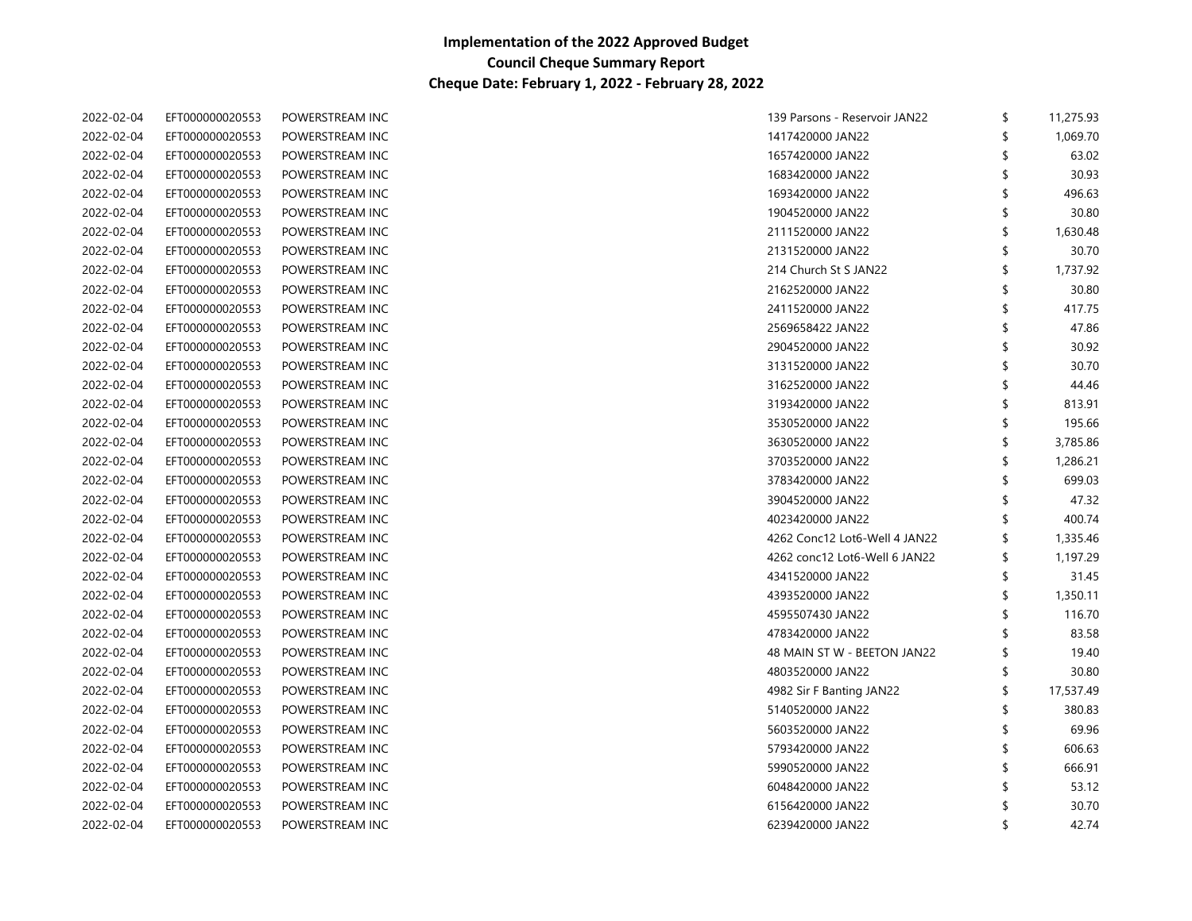**Implementation of the 2022 Approved Budget**
**Council Cheque Summary Report**
**Cheque Date: February 1, 2022 - February 28, 2022**

| | | | | | |
|---|---|---|---|---|---|
| 2022-02-04 | EFT000000020553 | POWERSTREAM INC | 139 Parsons - Reservoir JAN22 | $ | 11,275.93 |
| 2022-02-04 | EFT000000020553 | POWERSTREAM INC | 1417420000 JAN22 | $ | 1,069.70 |
| 2022-02-04 | EFT000000020553 | POWERSTREAM INC | 1657420000 JAN22 | $ | 63.02 |
| 2022-02-04 | EFT000000020553 | POWERSTREAM INC | 1683420000 JAN22 | $ | 30.93 |
| 2022-02-04 | EFT000000020553 | POWERSTREAM INC | 1693420000 JAN22 | $ | 496.63 |
| 2022-02-04 | EFT000000020553 | POWERSTREAM INC | 1904520000 JAN22 | $ | 30.80 |
| 2022-02-04 | EFT000000020553 | POWERSTREAM INC | 2111520000 JAN22 | $ | 1,630.48 |
| 2022-02-04 | EFT000000020553 | POWERSTREAM INC | 2131520000 JAN22 | $ | 30.70 |
| 2022-02-04 | EFT000000020553 | POWERSTREAM INC | 214 Church St S JAN22 | $ | 1,737.92 |
| 2022-02-04 | EFT000000020553 | POWERSTREAM INC | 2162520000 JAN22 | $ | 30.80 |
| 2022-02-04 | EFT000000020553 | POWERSTREAM INC | 2411520000 JAN22 | $ | 417.75 |
| 2022-02-04 | EFT000000020553 | POWERSTREAM INC | 2569658422 JAN22 | $ | 47.86 |
| 2022-02-04 | EFT000000020553 | POWERSTREAM INC | 2904520000 JAN22 | $ | 30.92 |
| 2022-02-04 | EFT000000020553 | POWERSTREAM INC | 3131520000 JAN22 | $ | 30.70 |
| 2022-02-04 | EFT000000020553 | POWERSTREAM INC | 3162520000 JAN22 | $ | 44.46 |
| 2022-02-04 | EFT000000020553 | POWERSTREAM INC | 3193420000 JAN22 | $ | 813.91 |
| 2022-02-04 | EFT000000020553 | POWERSTREAM INC | 3530520000 JAN22 | $ | 195.66 |
| 2022-02-04 | EFT000000020553 | POWERSTREAM INC | 3630520000 JAN22 | $ | 3,785.86 |
| 2022-02-04 | EFT000000020553 | POWERSTREAM INC | 3703520000 JAN22 | $ | 1,286.21 |
| 2022-02-04 | EFT000000020553 | POWERSTREAM INC | 3783420000 JAN22 | $ | 699.03 |
| 2022-02-04 | EFT000000020553 | POWERSTREAM INC | 3904520000 JAN22 | $ | 47.32 |
| 2022-02-04 | EFT000000020553 | POWERSTREAM INC | 4023420000 JAN22 | $ | 400.74 |
| 2022-02-04 | EFT000000020553 | POWERSTREAM INC | 4262 Conc12 Lot6-Well 4 JAN22 | $ | 1,335.46 |
| 2022-02-04 | EFT000000020553 | POWERSTREAM INC | 4262 conc12 Lot6-Well 6 JAN22 | $ | 1,197.29 |
| 2022-02-04 | EFT000000020553 | POWERSTREAM INC | 4341520000 JAN22 | $ | 31.45 |
| 2022-02-04 | EFT000000020553 | POWERSTREAM INC | 4393520000 JAN22 | $ | 1,350.11 |
| 2022-02-04 | EFT000000020553 | POWERSTREAM INC | 4595507430 JAN22 | $ | 116.70 |
| 2022-02-04 | EFT000000020553 | POWERSTREAM INC | 4783420000 JAN22 | $ | 83.58 |
| 2022-02-04 | EFT000000020553 | POWERSTREAM INC | 48 MAIN ST W - BEETON JAN22 | $ | 19.40 |
| 2022-02-04 | EFT000000020553 | POWERSTREAM INC | 4803520000 JAN22 | $ | 30.80 |
| 2022-02-04 | EFT000000020553 | POWERSTREAM INC | 4982 Sir F Banting JAN22 | $ | 17,537.49 |
| 2022-02-04 | EFT000000020553 | POWERSTREAM INC | 5140520000 JAN22 | $ | 380.83 |
| 2022-02-04 | EFT000000020553 | POWERSTREAM INC | 5603520000 JAN22 | $ | 69.96 |
| 2022-02-04 | EFT000000020553 | POWERSTREAM INC | 5793420000 JAN22 | $ | 606.63 |
| 2022-02-04 | EFT000000020553 | POWERSTREAM INC | 5990520000 JAN22 | $ | 666.91 |
| 2022-02-04 | EFT000000020553 | POWERSTREAM INC | 6048420000 JAN22 | $ | 53.12 |
| 2022-02-04 | EFT000000020553 | POWERSTREAM INC | 6156420000 JAN22 | $ | 30.70 |
| 2022-02-04 | EFT000000020553 | POWERSTREAM INC | 6239420000 JAN22 | $ | 42.74 |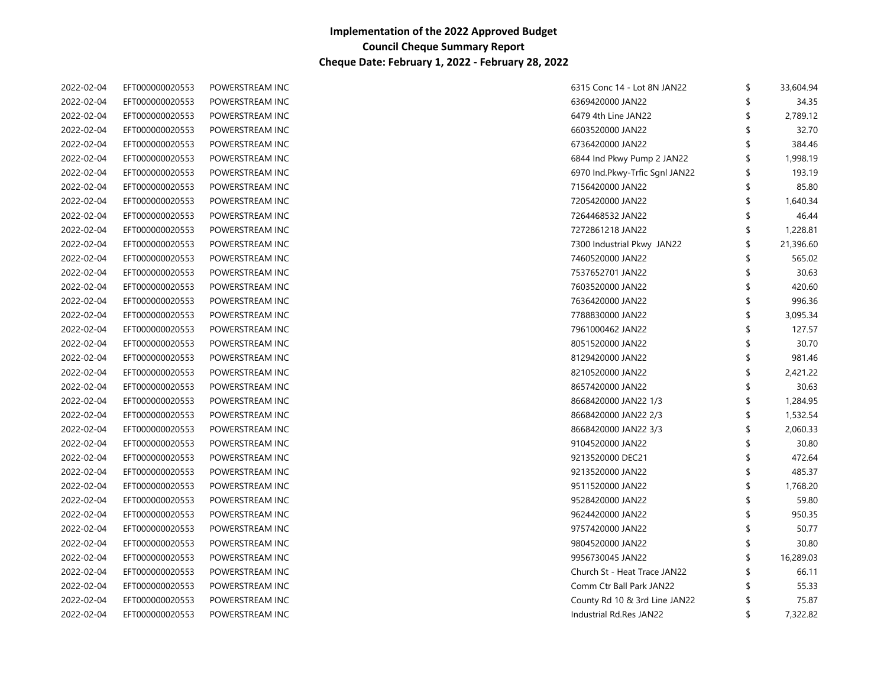# Implementation of the 2022 Approved Budget
## Council Cheque Summary Report
### Cheque Date: February 1, 2022 - February 28, 2022

| | | | | | |
|---|---|---|---|---|---|
| 2022-02-04 | EFT000000020553 | POWERSTREAM INC | 6315 Conc 14 - Lot 8N JAN22 | $ | 33,604.94 |
| 2022-02-04 | EFT000000020553 | POWERSTREAM INC | 6369420000 JAN22 | $ | 34.35 |
| 2022-02-04 | EFT000000020553 | POWERSTREAM INC | 6479 4th Line JAN22 | $ | 2,789.12 |
| 2022-02-04 | EFT000000020553 | POWERSTREAM INC | 6603520000 JAN22 | $ | 32.70 |
| 2022-02-04 | EFT000000020553 | POWERSTREAM INC | 6736420000 JAN22 | $ | 384.46 |
| 2022-02-04 | EFT000000020553 | POWERSTREAM INC | 6844 Ind Pkwy Pump 2 JAN22 | $ | 1,998.19 |
| 2022-02-04 | EFT000000020553 | POWERSTREAM INC | 6970 Ind.Pkwy-Trfic Sgnl JAN22 | $ | 193.19 |
| 2022-02-04 | EFT000000020553 | POWERSTREAM INC | 7156420000 JAN22 | $ | 85.80 |
| 2022-02-04 | EFT000000020553 | POWERSTREAM INC | 7205420000 JAN22 | $ | 1,640.34 |
| 2022-02-04 | EFT000000020553 | POWERSTREAM INC | 7264468532 JAN22 | $ | 46.44 |
| 2022-02-04 | EFT000000020553 | POWERSTREAM INC | 7272861218 JAN22 | $ | 1,228.81 |
| 2022-02-04 | EFT000000020553 | POWERSTREAM INC | 7300 Industrial Pkwy JAN22 | $ | 21,396.60 |
| 2022-02-04 | EFT000000020553 | POWERSTREAM INC | 7460520000 JAN22 | $ | 565.02 |
| 2022-02-04 | EFT000000020553 | POWERSTREAM INC | 7537652701 JAN22 | $ | 30.63 |
| 2022-02-04 | EFT000000020553 | POWERSTREAM INC | 7603520000 JAN22 | $ | 420.60 |
| 2022-02-04 | EFT000000020553 | POWERSTREAM INC | 7636420000 JAN22 | $ | 996.36 |
| 2022-02-04 | EFT000000020553 | POWERSTREAM INC | 7788830000 JAN22 | $ | 3,095.34 |
| 2022-02-04 | EFT000000020553 | POWERSTREAM INC | 7961000462 JAN22 | $ | 127.57 |
| 2022-02-04 | EFT000000020553 | POWERSTREAM INC | 8051520000 JAN22 | $ | 30.70 |
| 2022-02-04 | EFT000000020553 | POWERSTREAM INC | 8129420000 JAN22 | $ | 981.46 |
| 2022-02-04 | EFT000000020553 | POWERSTREAM INC | 8210520000 JAN22 | $ | 2,421.22 |
| 2022-02-04 | EFT000000020553 | POWERSTREAM INC | 8657420000 JAN22 | $ | 30.63 |
| 2022-02-04 | EFT000000020553 | POWERSTREAM INC | 8668420000 JAN22 1/3 | $ | 1,284.95 |
| 2022-02-04 | EFT000000020553 | POWERSTREAM INC | 8668420000 JAN22 2/3 | $ | 1,532.54 |
| 2022-02-04 | EFT000000020553 | POWERSTREAM INC | 8668420000 JAN22 3/3 | $ | 2,060.33 |
| 2022-02-04 | EFT000000020553 | POWERSTREAM INC | 9104520000 JAN22 | $ | 30.80 |
| 2022-02-04 | EFT000000020553 | POWERSTREAM INC | 9213520000 DEC21 | $ | 472.64 |
| 2022-02-04 | EFT000000020553 | POWERSTREAM INC | 9213520000 JAN22 | $ | 485.37 |
| 2022-02-04 | EFT000000020553 | POWERSTREAM INC | 9511520000 JAN22 | $ | 1,768.20 |
| 2022-02-04 | EFT000000020553 | POWERSTREAM INC | 9528420000 JAN22 | $ | 59.80 |
| 2022-02-04 | EFT000000020553 | POWERSTREAM INC | 9624420000 JAN22 | $ | 950.35 |
| 2022-02-04 | EFT000000020553 | POWERSTREAM INC | 9757420000 JAN22 | $ | 50.77 |
| 2022-02-04 | EFT000000020553 | POWERSTREAM INC | 9804520000 JAN22 | $ | 30.80 |
| 2022-02-04 | EFT000000020553 | POWERSTREAM INC | 9956730045 JAN22 | $ | 16,289.03 |
| 2022-02-04 | EFT000000020553 | POWERSTREAM INC | Church St - Heat Trace JAN22 | $ | 66.11 |
| 2022-02-04 | EFT000000020553 | POWERSTREAM INC | Comm Ctr Ball Park JAN22 | $ | 55.33 |
| 2022-02-04 | EFT000000020553 | POWERSTREAM INC | County Rd 10 & 3rd Line JAN22 | $ | 75.87 |
| 2022-02-04 | EFT000000020553 | POWERSTREAM INC | Industrial Rd.Res JAN22 | $ | 7,322.82 |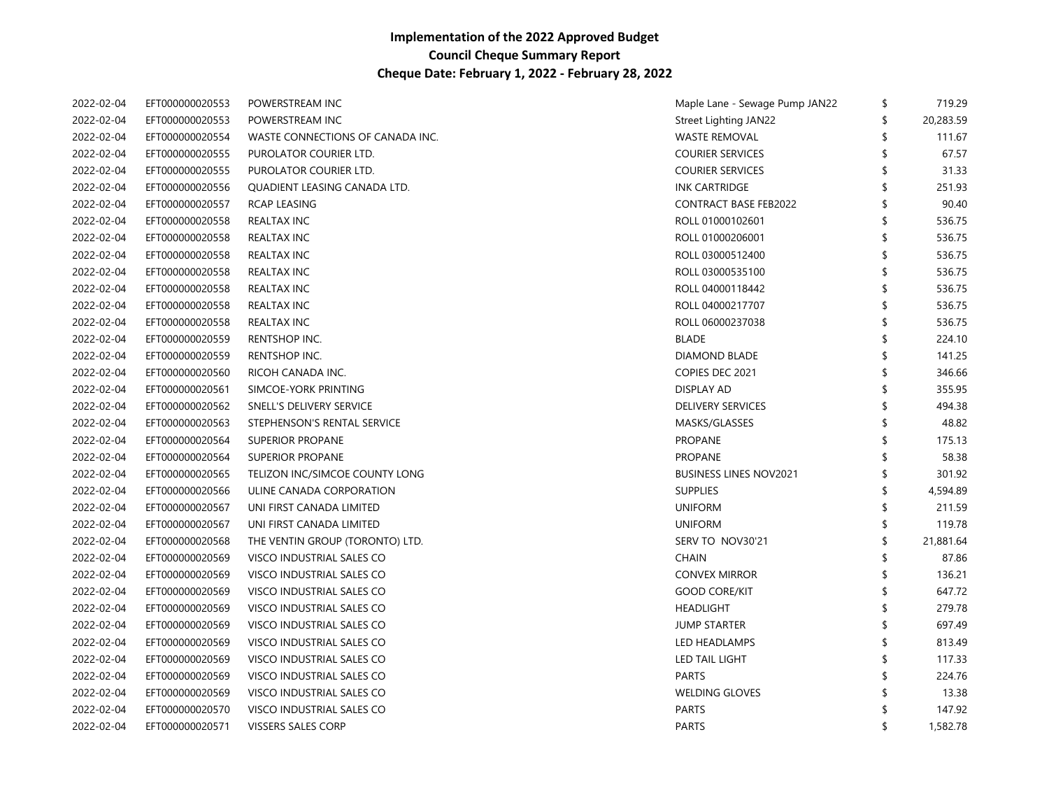# Implementation of the 2022 Approved Budget
## Council Cheque Summary Report
### Cheque Date: February 1, 2022 - February 28, 2022

| | | | | | |
|---|---|---|---|---|---|
| 2022-02-04 | EFT000000020553 | POWERSTREAM INC | Maple Lane - Sewage Pump JAN22 | $ | 719.29 |
| 2022-02-04 | EFT000000020553 | POWERSTREAM INC | Street Lighting JAN22 | $ | 20,283.59 |
| 2022-02-04 | EFT000000020554 | WASTE CONNECTIONS OF CANADA INC. | WASTE REMOVAL | $ | 111.67 |
| 2022-02-04 | EFT000000020555 | PUROLATOR COURIER LTD. | COURIER SERVICES | $ | 67.57 |
| 2022-02-04 | EFT000000020555 | PUROLATOR COURIER LTD. | COURIER SERVICES | $ | 31.33 |
| 2022-02-04 | EFT000000020556 | QUADIENT LEASING CANADA LTD. | INK CARTRIDGE | $ | 251.93 |
| 2022-02-04 | EFT000000020557 | RCAP LEASING | CONTRACT BASE FEB2022 | $ | 90.40 |
| 2022-02-04 | EFT000000020558 | REALTAX INC | ROLL 01000102601 | $ | 536.75 |
| 2022-02-04 | EFT000000020558 | REALTAX INC | ROLL 01000206001 | $ | 536.75 |
| 2022-02-04 | EFT000000020558 | REALTAX INC | ROLL 03000512400 | $ | 536.75 |
| 2022-02-04 | EFT000000020558 | REALTAX INC | ROLL 03000535100 | $ | 536.75 |
| 2022-02-04 | EFT000000020558 | REALTAX INC | ROLL 04000118442 | $ | 536.75 |
| 2022-02-04 | EFT000000020558 | REALTAX INC | ROLL 04000217707 | $ | 536.75 |
| 2022-02-04 | EFT000000020558 | REALTAX INC | ROLL 06000237038 | $ | 536.75 |
| 2022-02-04 | EFT000000020559 | RENTSHOP INC. | BLADE | $ | 224.10 |
| 2022-02-04 | EFT000000020559 | RENTSHOP INC. | DIAMOND BLADE | $ | 141.25 |
| 2022-02-04 | EFT000000020560 | RICOH CANADA INC. | COPIES DEC 2021 | $ | 346.66 |
| 2022-02-04 | EFT000000020561 | SIMCOE-YORK PRINTING | DISPLAY AD | $ | 355.95 |
| 2022-02-04 | EFT000000020562 | SNELL'S DELIVERY SERVICE | DELIVERY SERVICES | $ | 494.38 |
| 2022-02-04 | EFT000000020563 | STEPHENSON'S RENTAL SERVICE | MASKS/GLASSES | $ | 48.82 |
| 2022-02-04 | EFT000000020564 | SUPERIOR PROPANE | PROPANE | $ | 175.13 |
| 2022-02-04 | EFT000000020564 | SUPERIOR PROPANE | PROPANE | $ | 58.38 |
| 2022-02-04 | EFT000000020565 | TELIZON INC/SIMCOE COUNTY LONG | BUSINESS LINES NOV2021 | $ | 301.92 |
| 2022-02-04 | EFT000000020566 | ULINE CANADA CORPORATION | SUPPLIES | $ | 4,594.89 |
| 2022-02-04 | EFT000000020567 | UNI FIRST CANADA LIMITED | UNIFORM | $ | 211.59 |
| 2022-02-04 | EFT000000020567 | UNI FIRST CANADA LIMITED | UNIFORM | $ | 119.78 |
| 2022-02-04 | EFT000000020568 | THE VENTIN GROUP (TORONTO) LTD. | SERV TO NOV30'21 | $ | 21,881.64 |
| 2022-02-04 | EFT000000020569 | VISCO INDUSTRIAL SALES CO | CHAIN | $ | 87.86 |
| 2022-02-04 | EFT000000020569 | VISCO INDUSTRIAL SALES CO | CONVEX MIRROR | $ | 136.21 |
| 2022-02-04 | EFT000000020569 | VISCO INDUSTRIAL SALES CO | GOOD CORE/KIT | $ | 647.72 |
| 2022-02-04 | EFT000000020569 | VISCO INDUSTRIAL SALES CO | HEADLIGHT | $ | 279.78 |
| 2022-02-04 | EFT000000020569 | VISCO INDUSTRIAL SALES CO | JUMP STARTER | $ | 697.49 |
| 2022-02-04 | EFT000000020569 | VISCO INDUSTRIAL SALES CO | LED HEADLAMPS | $ | 813.49 |
| 2022-02-04 | EFT000000020569 | VISCO INDUSTRIAL SALES CO | LED TAIL LIGHT | $ | 117.33 |
| 2022-02-04 | EFT000000020569 | VISCO INDUSTRIAL SALES CO | PARTS | $ | 224.76 |
| 2022-02-04 | EFT000000020569 | VISCO INDUSTRIAL SALES CO | WELDING GLOVES | $ | 13.38 |
| 2022-02-04 | EFT000000020570 | VISCO INDUSTRIAL SALES CO | PARTS | $ | 147.92 |
| 2022-02-04 | EFT000000020571 | VISSERS SALES CORP | PARTS | $ | 1,582.78 |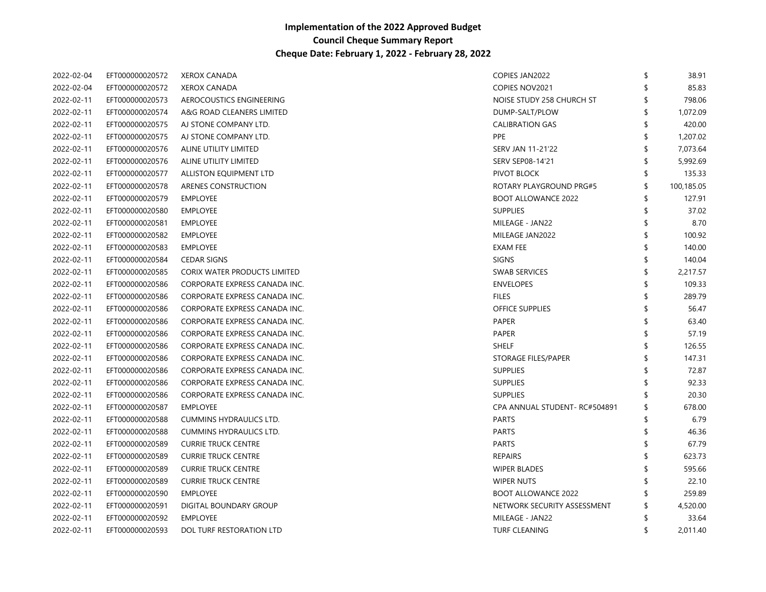# Implementation of the 2022 Approved Budget
## Council Cheque Summary Report
### Cheque Date: February 1, 2022 - February 28, 2022

| | | | | | |
|---|---|---|---|---|---|
| 2022-02-04 | EFT000000020572 | XEROX CANADA | COPIES JAN2022 | $ | 38.91 |
| 2022-02-04 | EFT000000020572 | XEROX CANADA | COPIES NOV2021 | $ | 85.83 |
| 2022-02-11 | EFT000000020573 | AEROCOUSTICS ENGINEERING | NOISE STUDY 258 CHURCH ST | $ | 798.06 |
| 2022-02-11 | EFT000000020574 | A&G ROAD CLEANERS LIMITED | DUMP-SALT/PLOW | $ | 1,072.09 |
| 2022-02-11 | EFT000000020575 | AJ STONE COMPANY LTD. | CALIBRATION GAS | $ | 420.00 |
| 2022-02-11 | EFT000000020575 | AJ STONE COMPANY LTD. | PPE | $ | 1,207.02 |
| 2022-02-11 | EFT000000020576 | ALINE UTILITY LIMITED | SERV JAN 11-21'22 | $ | 7,073.64 |
| 2022-02-11 | EFT000000020576 | ALINE UTILITY LIMITED | SERV SEP08-14'21 | $ | 5,992.69 |
| 2022-02-11 | EFT000000020577 | ALLISTON EQUIPMENT LTD | PIVOT BLOCK | $ | 135.33 |
| 2022-02-11 | EFT000000020578 | ARENES CONSTRUCTION | ROTARY PLAYGROUND PRG#5 | $ | 100,185.05 |
| 2022-02-11 | EFT000000020579 | EMPLOYEE | BOOT ALLOWANCE 2022 | $ | 127.91 |
| 2022-02-11 | EFT000000020580 | EMPLOYEE | SUPPLIES | $ | 37.02 |
| 2022-02-11 | EFT000000020581 | EMPLOYEE | MILEAGE - JAN22 | $ | 8.70 |
| 2022-02-11 | EFT000000020582 | EMPLOYEE | MILEAGE JAN2022 | $ | 100.92 |
| 2022-02-11 | EFT000000020583 | EMPLOYEE | EXAM FEE | $ | 140.00 |
| 2022-02-11 | EFT000000020584 | CEDAR SIGNS | SIGNS | $ | 140.04 |
| 2022-02-11 | EFT000000020585 | CORIX WATER PRODUCTS LIMITED | SWAB SERVICES | $ | 2,217.57 |
| 2022-02-11 | EFT000000020586 | CORPORATE EXPRESS CANADA INC. | ENVELOPES | $ | 109.33 |
| 2022-02-11 | EFT000000020586 | CORPORATE EXPRESS CANADA INC. | FILES | $ | 289.79 |
| 2022-02-11 | EFT000000020586 | CORPORATE EXPRESS CANADA INC. | OFFICE SUPPLIES | $ | 56.47 |
| 2022-02-11 | EFT000000020586 | CORPORATE EXPRESS CANADA INC. | PAPER | $ | 63.40 |
| 2022-02-11 | EFT000000020586 | CORPORATE EXPRESS CANADA INC. | PAPER | $ | 57.19 |
| 2022-02-11 | EFT000000020586 | CORPORATE EXPRESS CANADA INC. | SHELF | $ | 126.55 |
| 2022-02-11 | EFT000000020586 | CORPORATE EXPRESS CANADA INC. | STORAGE FILES/PAPER | $ | 147.31 |
| 2022-02-11 | EFT000000020586 | CORPORATE EXPRESS CANADA INC. | SUPPLIES | $ | 72.87 |
| 2022-02-11 | EFT000000020586 | CORPORATE EXPRESS CANADA INC. | SUPPLIES | $ | 92.33 |
| 2022-02-11 | EFT000000020586 | CORPORATE EXPRESS CANADA INC. | SUPPLIES | $ | 20.30 |
| 2022-02-11 | EFT000000020587 | EMPLOYEE | CPA ANNUAL STUDENT- RC#504891 | $ | 678.00 |
| 2022-02-11 | EFT000000020588 | CUMMINS HYDRAULICS LTD. | PARTS | $ | 6.79 |
| 2022-02-11 | EFT000000020588 | CUMMINS HYDRAULICS LTD. | PARTS | $ | 46.36 |
| 2022-02-11 | EFT000000020589 | CURRIE TRUCK CENTRE | PARTS | $ | 67.79 |
| 2022-02-11 | EFT000000020589 | CURRIE TRUCK CENTRE | REPAIRS | $ | 623.73 |
| 2022-02-11 | EFT000000020589 | CURRIE TRUCK CENTRE | WIPER BLADES | $ | 595.66 |
| 2022-02-11 | EFT000000020589 | CURRIE TRUCK CENTRE | WIPER NUTS | $ | 22.10 |
| 2022-02-11 | EFT000000020590 | EMPLOYEE | BOOT ALLOWANCE 2022 | $ | 259.89 |
| 2022-02-11 | EFT000000020591 | DIGITAL BOUNDARY GROUP | NETWORK SECURITY ASSESSMENT | $ | 4,520.00 |
| 2022-02-11 | EFT000000020592 | EMPLOYEE | MILEAGE - JAN22 | $ | 33.64 |
| 2022-02-11 | EFT000000020593 | DOL TURF RESTORATION LTD | TURF CLEANING | $ | 2,011.40 |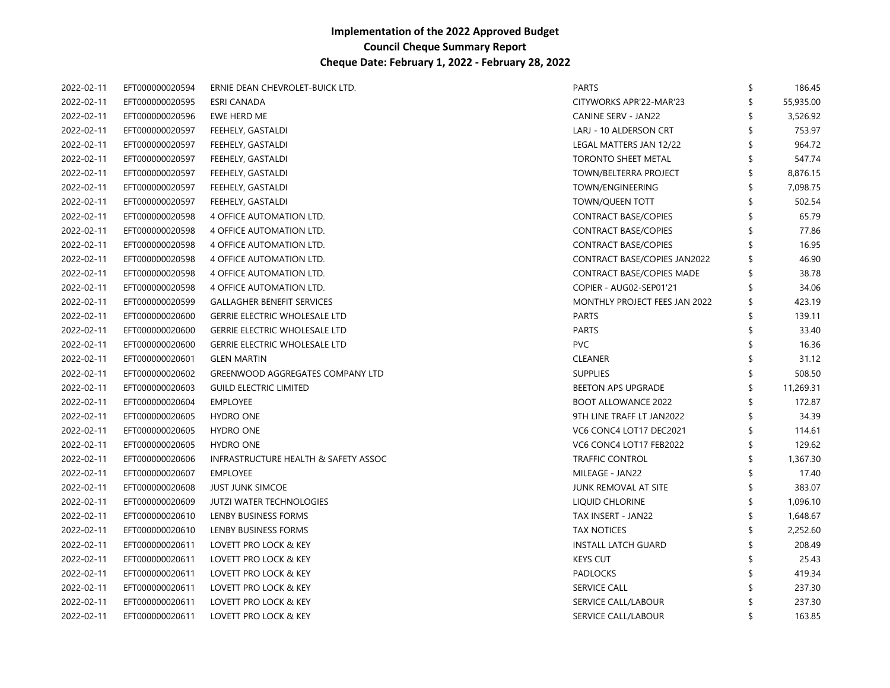**Implementation of the 2022 Approved Budget**
**Council Cheque Summary Report**
**Cheque Date: February 1, 2022 - February 28, 2022**

| | | | | | |
|---|---|---|---|---|---|
| 2022-02-11 | EFT000000020594 | ERNIE DEAN CHEVROLET-BUICK LTD. | PARTS | $ | 186.45 |
| 2022-02-11 | EFT000000020595 | ESRI CANADA | CITYWORKS APR'22-MAR'23 | $ | 55,935.00 |
| 2022-02-11 | EFT000000020596 | EWE HERD ME | CANINE SERV - JAN22 | $ | 3,526.92 |
| 2022-02-11 | EFT000000020597 | FEEHELY, GASTALDI | LARJ - 10 ALDERSON CRT | $ | 753.97 |
| 2022-02-11 | EFT000000020597 | FEEHELY, GASTALDI | LEGAL MATTERS JAN 12/22 | $ | 964.72 |
| 2022-02-11 | EFT000000020597 | FEEHELY, GASTALDI | TORONTO SHEET METAL | $ | 547.74 |
| 2022-02-11 | EFT000000020597 | FEEHELY, GASTALDI | TOWN/BELTERRA PROJECT | $ | 8,876.15 |
| 2022-02-11 | EFT000000020597 | FEEHELY, GASTALDI | TOWN/ENGINEERING | $ | 7,098.75 |
| 2022-02-11 | EFT000000020597 | FEEHELY, GASTALDI | TOWN/QUEEN TOTT | $ | 502.54 |
| 2022-02-11 | EFT000000020598 | 4 OFFICE AUTOMATION LTD. | CONTRACT BASE/COPIES | $ | 65.79 |
| 2022-02-11 | EFT000000020598 | 4 OFFICE AUTOMATION LTD. | CONTRACT BASE/COPIES | $ | 77.86 |
| 2022-02-11 | EFT000000020598 | 4 OFFICE AUTOMATION LTD. | CONTRACT BASE/COPIES | $ | 16.95 |
| 2022-02-11 | EFT000000020598 | 4 OFFICE AUTOMATION LTD. | CONTRACT BASE/COPIES JAN2022 | $ | 46.90 |
| 2022-02-11 | EFT000000020598 | 4 OFFICE AUTOMATION LTD. | CONTRACT BASE/COPIES MADE | $ | 38.78 |
| 2022-02-11 | EFT000000020598 | 4 OFFICE AUTOMATION LTD. | COPIER - AUG02-SEP01'21 | $ | 34.06 |
| 2022-02-11 | EFT000000020599 | GALLAGHER BENEFIT SERVICES | MONTHLY PROJECT FEES JAN 2022 | $ | 423.19 |
| 2022-02-11 | EFT000000020600 | GERRIE ELECTRIC WHOLESALE LTD | PARTS | $ | 139.11 |
| 2022-02-11 | EFT000000020600 | GERRIE ELECTRIC WHOLESALE LTD | PARTS | $ | 33.40 |
| 2022-02-11 | EFT000000020600 | GERRIE ELECTRIC WHOLESALE LTD | PVC | $ | 16.36 |
| 2022-02-11 | EFT000000020601 | GLEN MARTIN | CLEANER | $ | 31.12 |
| 2022-02-11 | EFT000000020602 | GREENWOOD AGGREGATES COMPANY LTD | SUPPLIES | $ | 508.50 |
| 2022-02-11 | EFT000000020603 | GUILD ELECTRIC LIMITED | BEETON APS UPGRADE | $ | 11,269.31 |
| 2022-02-11 | EFT000000020604 | EMPLOYEE | BOOT ALLOWANCE 2022 | $ | 172.87 |
| 2022-02-11 | EFT000000020605 | HYDRO ONE | 9TH LINE TRAFF LT JAN2022 | $ | 34.39 |
| 2022-02-11 | EFT000000020605 | HYDRO ONE | VC6 CONC4 LOT17 DEC2021 | $ | 114.61 |
| 2022-02-11 | EFT000000020605 | HYDRO ONE | VC6 CONC4 LOT17 FEB2022 | $ | 129.62 |
| 2022-02-11 | EFT000000020606 | INFRASTRUCTURE HEALTH & SAFETY ASSOC | TRAFFIC CONTROL | $ | 1,367.30 |
| 2022-02-11 | EFT000000020607 | EMPLOYEE | MILEAGE - JAN22 | $ | 17.40 |
| 2022-02-11 | EFT000000020608 | JUST JUNK SIMCOE | JUNK REMOVAL AT SITE | $ | 383.07 |
| 2022-02-11 | EFT000000020609 | JUTZI WATER TECHNOLOGIES | LIQUID CHLORINE | $ | 1,096.10 |
| 2022-02-11 | EFT000000020610 | LENBY BUSINESS FORMS | TAX INSERT - JAN22 | $ | 1,648.67 |
| 2022-02-11 | EFT000000020610 | LENBY BUSINESS FORMS | TAX NOTICES | $ | 2,252.60 |
| 2022-02-11 | EFT000000020611 | LOVETT PRO LOCK & KEY | INSTALL LATCH GUARD | $ | 208.49 |
| 2022-02-11 | EFT000000020611 | LOVETT PRO LOCK & KEY | KEYS CUT | $ | 25.43 |
| 2022-02-11 | EFT000000020611 | LOVETT PRO LOCK & KEY | PADLOCKS | $ | 419.34 |
| 2022-02-11 | EFT000000020611 | LOVETT PRO LOCK & KEY | SERVICE CALL | $ | 237.30 |
| 2022-02-11 | EFT000000020611 | LOVETT PRO LOCK & KEY | SERVICE CALL/LABOUR | $ | 237.30 |
| 2022-02-11 | EFT000000020611 | LOVETT PRO LOCK & KEY | SERVICE CALL/LABOUR | $ | 163.85 |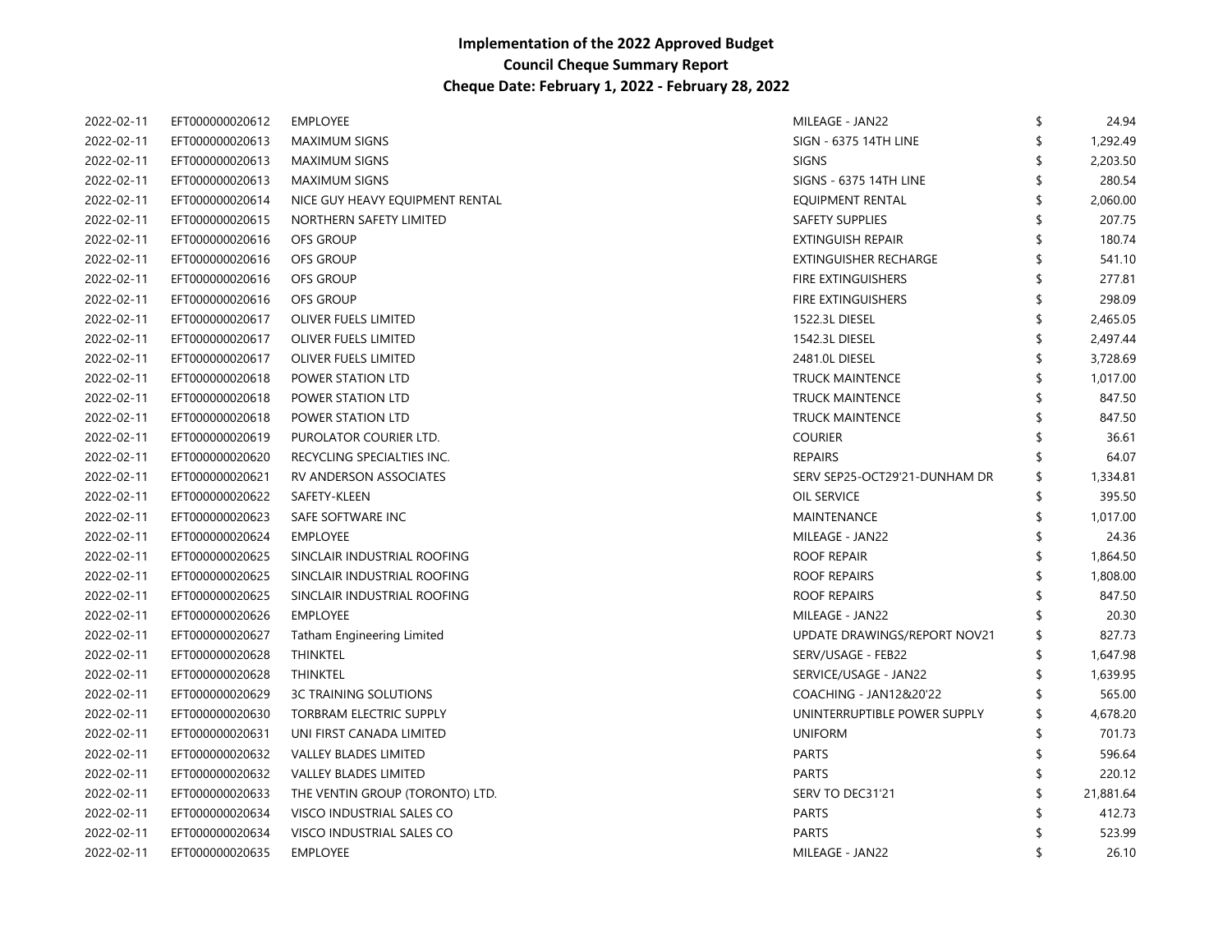**Implementation of the 2022 Approved Budget**
**Council Cheque Summary Report**
**Cheque Date: February 1, 2022 - February 28, 2022**

| | | | | | |
|---|---|---|---|---|---|
| 2022-02-11 | EFT000000020612 | EMPLOYEE | MILEAGE - JAN22 | $ | 24.94 |
| 2022-02-11 | EFT000000020613 | MAXIMUM SIGNS | SIGN - 6375 14TH LINE | $ | 1,292.49 |
| 2022-02-11 | EFT000000020613 | MAXIMUM SIGNS | SIGNS | $ | 2,203.50 |
| 2022-02-11 | EFT000000020613 | MAXIMUM SIGNS | SIGNS - 6375 14TH LINE | $ | 280.54 |
| 2022-02-11 | EFT000000020614 | NICE GUY HEAVY EQUIPMENT RENTAL | EQUIPMENT RENTAL | $ | 2,060.00 |
| 2022-02-11 | EFT000000020615 | NORTHERN SAFETY LIMITED | SAFETY SUPPLIES | $ | 207.75 |
| 2022-02-11 | EFT000000020616 | OFS GROUP | EXTINGUISH REPAIR | $ | 180.74 |
| 2022-02-11 | EFT000000020616 | OFS GROUP | EXTINGUISHER RECHARGE | $ | 541.10 |
| 2022-02-11 | EFT000000020616 | OFS GROUP | FIRE EXTINGUISHERS | $ | 277.81 |
| 2022-02-11 | EFT000000020616 | OFS GROUP | FIRE EXTINGUISHERS | $ | 298.09 |
| 2022-02-11 | EFT000000020617 | OLIVER FUELS LIMITED | 1522.3L DIESEL | $ | 2,465.05 |
| 2022-02-11 | EFT000000020617 | OLIVER FUELS LIMITED | 1542.3L DIESEL | $ | 2,497.44 |
| 2022-02-11 | EFT000000020617 | OLIVER FUELS LIMITED | 2481.0L DIESEL | $ | 3,728.69 |
| 2022-02-11 | EFT000000020618 | POWER STATION LTD | TRUCK MAINTENCE | $ | 1,017.00 |
| 2022-02-11 | EFT000000020618 | POWER STATION LTD | TRUCK MAINTENCE | $ | 847.50 |
| 2022-02-11 | EFT000000020618 | POWER STATION LTD | TRUCK MAINTENCE | $ | 847.50 |
| 2022-02-11 | EFT000000020619 | PUROLATOR COURIER LTD. | COURIER | $ | 36.61 |
| 2022-02-11 | EFT000000020620 | RECYCLING SPECIALTIES INC. | REPAIRS | $ | 64.07 |
| 2022-02-11 | EFT000000020621 | RV ANDERSON ASSOCIATES | SERV SEP25-OCT29'21-DUNHAM DR | $ | 1,334.81 |
| 2022-02-11 | EFT000000020622 | SAFETY-KLEEN | OIL SERVICE | $ | 395.50 |
| 2022-02-11 | EFT000000020623 | SAFE SOFTWARE INC | MAINTENANCE | $ | 1,017.00 |
| 2022-02-11 | EFT000000020624 | EMPLOYEE | MILEAGE - JAN22 | $ | 24.36 |
| 2022-02-11 | EFT000000020625 | SINCLAIR INDUSTRIAL ROOFING | ROOF REPAIR | $ | 1,864.50 |
| 2022-02-11 | EFT000000020625 | SINCLAIR INDUSTRIAL ROOFING | ROOF REPAIRS | $ | 1,808.00 |
| 2022-02-11 | EFT000000020625 | SINCLAIR INDUSTRIAL ROOFING | ROOF REPAIRS | $ | 847.50 |
| 2022-02-11 | EFT000000020626 | EMPLOYEE | MILEAGE - JAN22 | $ | 20.30 |
| 2022-02-11 | EFT000000020627 | Tatham Engineering Limited | UPDATE DRAWINGS/REPORT NOV21 | $ | 827.73 |
| 2022-02-11 | EFT000000020628 | THINKTEL | SERV/USAGE - FEB22 | $ | 1,647.98 |
| 2022-02-11 | EFT000000020628 | THINKTEL | SERVICE/USAGE - JAN22 | $ | 1,639.95 |
| 2022-02-11 | EFT000000020629 | 3C TRAINING SOLUTIONS | COACHING - JAN12&20'22 | $ | 565.00 |
| 2022-02-11 | EFT000000020630 | TORBRAM ELECTRIC SUPPLY | UNINTERRUPTIBLE POWER SUPPLY | $ | 4,678.20 |
| 2022-02-11 | EFT000000020631 | UNI FIRST CANADA LIMITED | UNIFORM | $ | 701.73 |
| 2022-02-11 | EFT000000020632 | VALLEY BLADES LIMITED | PARTS | $ | 596.64 |
| 2022-02-11 | EFT000000020632 | VALLEY BLADES LIMITED | PARTS | $ | 220.12 |
| 2022-02-11 | EFT000000020633 | THE VENTIN GROUP (TORONTO) LTD. | SERV TO DEC31'21 | $ | 21,881.64 |
| 2022-02-11 | EFT000000020634 | VISCO INDUSTRIAL SALES CO | PARTS | $ | 412.73 |
| 2022-02-11 | EFT000000020634 | VISCO INDUSTRIAL SALES CO | PARTS | $ | 523.99 |
| 2022-02-11 | EFT000000020635 | EMPLOYEE | MILEAGE - JAN22 | $ | 26.10 |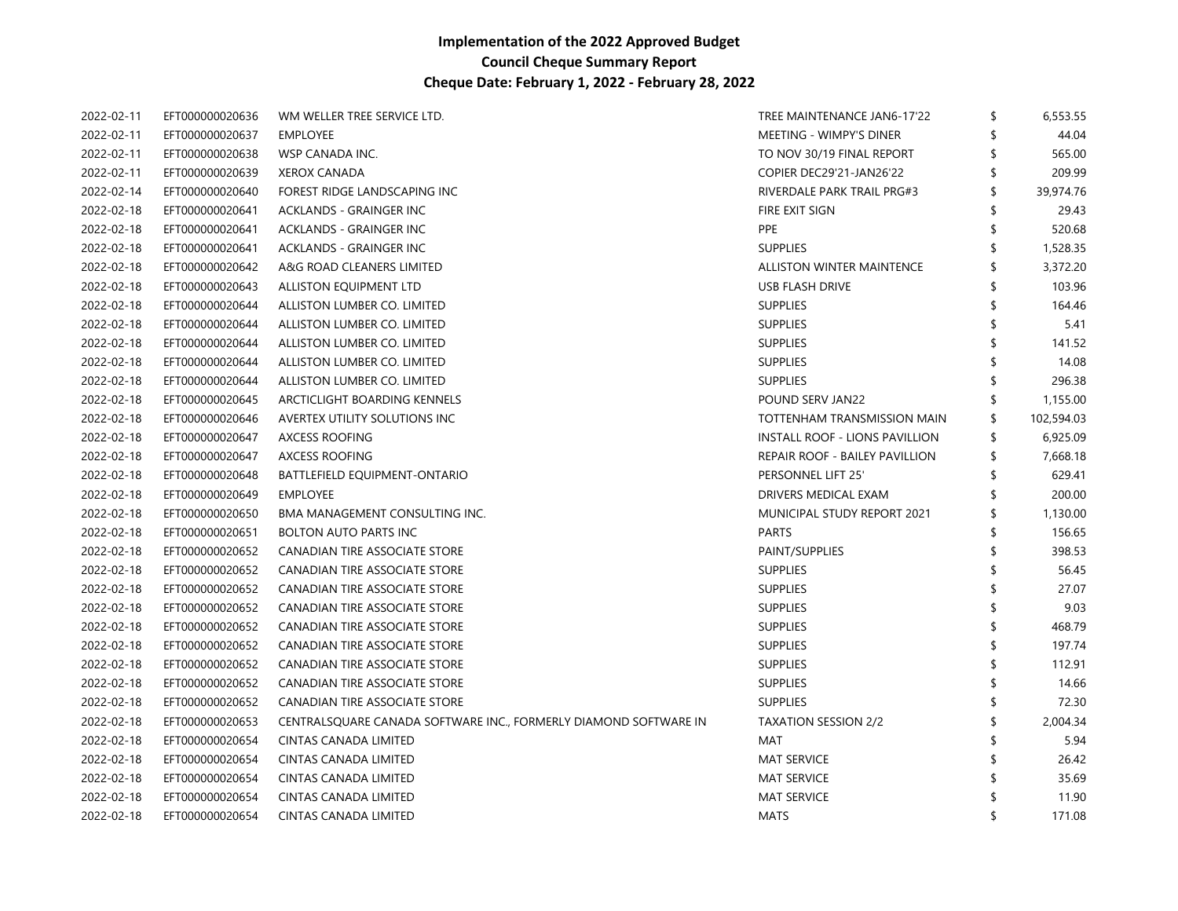**Implementation of the 2022 Approved Budget**
**Council Cheque Summary Report**
**Cheque Date: February 1, 2022 - February 28, 2022**

| | | | | | |
|---|---|---|---|---|---|
| 2022-02-11 | EFT000000020636 | WM WELLER TREE SERVICE LTD. | TREE MAINTENANCE JAN6-17'22 | $ | 6,553.55 |
| 2022-02-11 | EFT000000020637 | EMPLOYEE | MEETING - WIMPY'S DINER | $ | 44.04 |
| 2022-02-11 | EFT000000020638 | WSP CANADA INC. | TO NOV 30/19 FINAL REPORT | $ | 565.00 |
| 2022-02-11 | EFT000000020639 | XEROX CANADA | COPIER DEC29'21-JAN26'22 | $ | 209.99 |
| 2022-02-14 | EFT000000020640 | FOREST RIDGE LANDSCAPING INC | RIVERDALE PARK TRAIL PRG#3 | $ | 39,974.76 |
| 2022-02-18 | EFT000000020641 | ACKLANDS - GRAINGER INC | FIRE EXIT SIGN | $ | 29.43 |
| 2022-02-18 | EFT000000020641 | ACKLANDS - GRAINGER INC | PPE | $ | 520.68 |
| 2022-02-18 | EFT000000020641 | ACKLANDS - GRAINGER INC | SUPPLIES | $ | 1,528.35 |
| 2022-02-18 | EFT000000020642 | A&G ROAD CLEANERS LIMITED | ALLISTON WINTER MAINTENCE | $ | 3,372.20 |
| 2022-02-18 | EFT000000020643 | ALLISTON EQUIPMENT LTD | USB FLASH DRIVE | $ | 103.96 |
| 2022-02-18 | EFT000000020644 | ALLISTON LUMBER CO. LIMITED | SUPPLIES | $ | 164.46 |
| 2022-02-18 | EFT000000020644 | ALLISTON LUMBER CO. LIMITED | SUPPLIES | $ | 5.41 |
| 2022-02-18 | EFT000000020644 | ALLISTON LUMBER CO. LIMITED | SUPPLIES | $ | 141.52 |
| 2022-02-18 | EFT000000020644 | ALLISTON LUMBER CO. LIMITED | SUPPLIES | $ | 14.08 |
| 2022-02-18 | EFT000000020644 | ALLISTON LUMBER CO. LIMITED | SUPPLIES | $ | 296.38 |
| 2022-02-18 | EFT000000020645 | ARCTICLIGHT BOARDING KENNELS | POUND SERV JAN22 | $ | 1,155.00 |
| 2022-02-18 | EFT000000020646 | AVERTEX UTILITY SOLUTIONS INC | TOTTENHAM TRANSMISSION MAIN | $ | 102,594.03 |
| 2022-02-18 | EFT000000020647 | AXCESS ROOFING | INSTALL ROOF - LIONS PAVILLION | $ | 6,925.09 |
| 2022-02-18 | EFT000000020647 | AXCESS ROOFING | REPAIR ROOF - BAILEY PAVILLION | $ | 7,668.18 |
| 2022-02-18 | EFT000000020648 | BATTLEFIELD EQUIPMENT-ONTARIO | PERSONNEL LIFT 25' | $ | 629.41 |
| 2022-02-18 | EFT000000020649 | EMPLOYEE | DRIVERS MEDICAL EXAM | $ | 200.00 |
| 2022-02-18 | EFT000000020650 | BMA MANAGEMENT CONSULTING INC. | MUNICIPAL STUDY REPORT 2021 | $ | 1,130.00 |
| 2022-02-18 | EFT000000020651 | BOLTON AUTO PARTS INC | PARTS | $ | 156.65 |
| 2022-02-18 | EFT000000020652 | CANADIAN TIRE ASSOCIATE STORE | PAINT/SUPPLIES | $ | 398.53 |
| 2022-02-18 | EFT000000020652 | CANADIAN TIRE ASSOCIATE STORE | SUPPLIES | $ | 56.45 |
| 2022-02-18 | EFT000000020652 | CANADIAN TIRE ASSOCIATE STORE | SUPPLIES | $ | 27.07 |
| 2022-02-18 | EFT000000020652 | CANADIAN TIRE ASSOCIATE STORE | SUPPLIES | $ | 9.03 |
| 2022-02-18 | EFT000000020652 | CANADIAN TIRE ASSOCIATE STORE | SUPPLIES | $ | 468.79 |
| 2022-02-18 | EFT000000020652 | CANADIAN TIRE ASSOCIATE STORE | SUPPLIES | $ | 197.74 |
| 2022-02-18 | EFT000000020652 | CANADIAN TIRE ASSOCIATE STORE | SUPPLIES | $ | 112.91 |
| 2022-02-18 | EFT000000020652 | CANADIAN TIRE ASSOCIATE STORE | SUPPLIES | $ | 14.66 |
| 2022-02-18 | EFT000000020652 | CANADIAN TIRE ASSOCIATE STORE | SUPPLIES | $ | 72.30 |
| 2022-02-18 | EFT000000020653 | CENTRALSQUARE CANADA SOFTWARE INC., FORMERLY DIAMOND SOFTWARE IN | TAXATION SESSION 2/2 | $ | 2,004.34 |
| 2022-02-18 | EFT000000020654 | CINTAS CANADA LIMITED | MAT | $ | 5.94 |
| 2022-02-18 | EFT000000020654 | CINTAS CANADA LIMITED | MAT SERVICE | $ | 26.42 |
| 2022-02-18 | EFT000000020654 | CINTAS CANADA LIMITED | MAT SERVICE | $ | 35.69 |
| 2022-02-18 | EFT000000020654 | CINTAS CANADA LIMITED | MAT SERVICE | $ | 11.90 |
| 2022-02-18 | EFT000000020654 | CINTAS CANADA LIMITED | MATS | $ | 171.08 |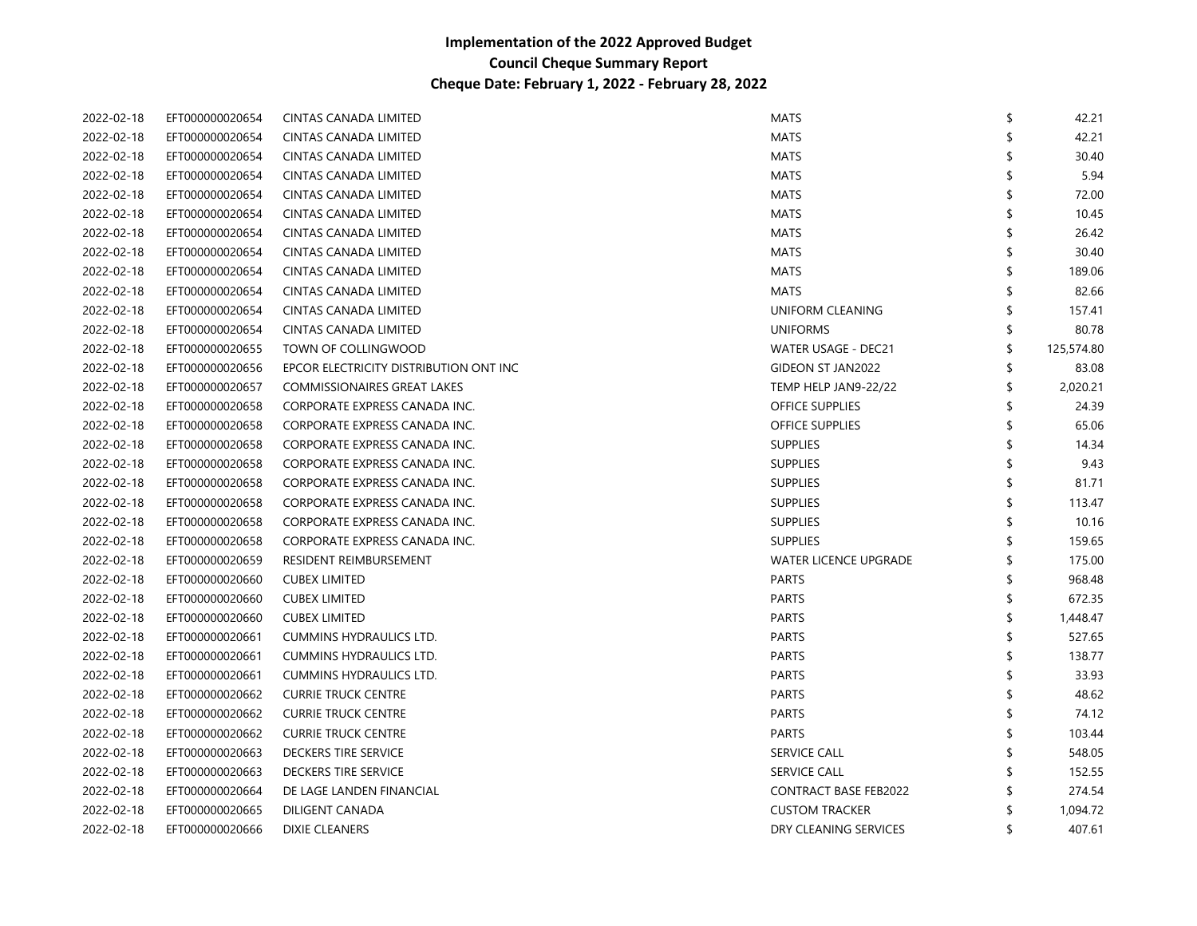**Implementation of the 2022 Approved Budget**
**Council Cheque Summary Report**
**Cheque Date: February 1, 2022 - February 28, 2022**

| | | | | | |
|---|---|---|---|---|---|
| 2022-02-18 | EFT000000020654 | CINTAS CANADA LIMITED | MATS | $ | 42.21 |
| 2022-02-18 | EFT000000020654 | CINTAS CANADA LIMITED | MATS | $ | 42.21 |
| 2022-02-18 | EFT000000020654 | CINTAS CANADA LIMITED | MATS | $ | 30.40 |
| 2022-02-18 | EFT000000020654 | CINTAS CANADA LIMITED | MATS | $ | 5.94 |
| 2022-02-18 | EFT000000020654 | CINTAS CANADA LIMITED | MATS | $ | 72.00 |
| 2022-02-18 | EFT000000020654 | CINTAS CANADA LIMITED | MATS | $ | 10.45 |
| 2022-02-18 | EFT000000020654 | CINTAS CANADA LIMITED | MATS | $ | 26.42 |
| 2022-02-18 | EFT000000020654 | CINTAS CANADA LIMITED | MATS | $ | 30.40 |
| 2022-02-18 | EFT000000020654 | CINTAS CANADA LIMITED | MATS | $ | 189.06 |
| 2022-02-18 | EFT000000020654 | CINTAS CANADA LIMITED | MATS | $ | 82.66 |
| 2022-02-18 | EFT000000020654 | CINTAS CANADA LIMITED | UNIFORM CLEANING | $ | 157.41 |
| 2022-02-18 | EFT000000020654 | CINTAS CANADA LIMITED | UNIFORMS | $ | 80.78 |
| 2022-02-18 | EFT000000020655 | TOWN OF COLLINGWOOD | WATER USAGE - DEC21 | $ | 125,574.80 |
| 2022-02-18 | EFT000000020656 | EPCOR ELECTRICITY DISTRIBUTION ONT INC | GIDEON ST JAN2022 | $ | 83.08 |
| 2022-02-18 | EFT000000020657 | COMMISSIONAIRES GREAT LAKES | TEMP HELP JAN9-22/22 | $ | 2,020.21 |
| 2022-02-18 | EFT000000020658 | CORPORATE EXPRESS CANADA INC. | OFFICE SUPPLIES | $ | 24.39 |
| 2022-02-18 | EFT000000020658 | CORPORATE EXPRESS CANADA INC. | OFFICE SUPPLIES | $ | 65.06 |
| 2022-02-18 | EFT000000020658 | CORPORATE EXPRESS CANADA INC. | SUPPLIES | $ | 14.34 |
| 2022-02-18 | EFT000000020658 | CORPORATE EXPRESS CANADA INC. | SUPPLIES | $ | 9.43 |
| 2022-02-18 | EFT000000020658 | CORPORATE EXPRESS CANADA INC. | SUPPLIES | $ | 81.71 |
| 2022-02-18 | EFT000000020658 | CORPORATE EXPRESS CANADA INC. | SUPPLIES | $ | 113.47 |
| 2022-02-18 | EFT000000020658 | CORPORATE EXPRESS CANADA INC. | SUPPLIES | $ | 10.16 |
| 2022-02-18 | EFT000000020658 | CORPORATE EXPRESS CANADA INC. | SUPPLIES | $ | 159.65 |
| 2022-02-18 | EFT000000020659 | RESIDENT REIMBURSEMENT | WATER LICENCE UPGRADE | $ | 175.00 |
| 2022-02-18 | EFT000000020660 | CUBEX LIMITED | PARTS | $ | 968.48 |
| 2022-02-18 | EFT000000020660 | CUBEX LIMITED | PARTS | $ | 672.35 |
| 2022-02-18 | EFT000000020660 | CUBEX LIMITED | PARTS | $ | 1,448.47 |
| 2022-02-18 | EFT000000020661 | CUMMINS HYDRAULICS LTD. | PARTS | $ | 527.65 |
| 2022-02-18 | EFT000000020661 | CUMMINS HYDRAULICS LTD. | PARTS | $ | 138.77 |
| 2022-02-18 | EFT000000020661 | CUMMINS HYDRAULICS LTD. | PARTS | $ | 33.93 |
| 2022-02-18 | EFT000000020662 | CURRIE TRUCK CENTRE | PARTS | $ | 48.62 |
| 2022-02-18 | EFT000000020662 | CURRIE TRUCK CENTRE | PARTS | $ | 74.12 |
| 2022-02-18 | EFT000000020662 | CURRIE TRUCK CENTRE | PARTS | $ | 103.44 |
| 2022-02-18 | EFT000000020663 | DECKERS TIRE SERVICE | SERVICE CALL | $ | 548.05 |
| 2022-02-18 | EFT000000020663 | DECKERS TIRE SERVICE | SERVICE CALL | $ | 152.55 |
| 2022-02-18 | EFT000000020664 | DE LAGE LANDEN FINANCIAL | CONTRACT BASE FEB2022 | $ | 274.54 |
| 2022-02-18 | EFT000000020665 | DILIGENT CANADA | CUSTOM TRACKER | $ | 1,094.72 |
| 2022-02-18 | EFT000000020666 | DIXIE CLEANERS | DRY CLEANING SERVICES | $ | 407.61 |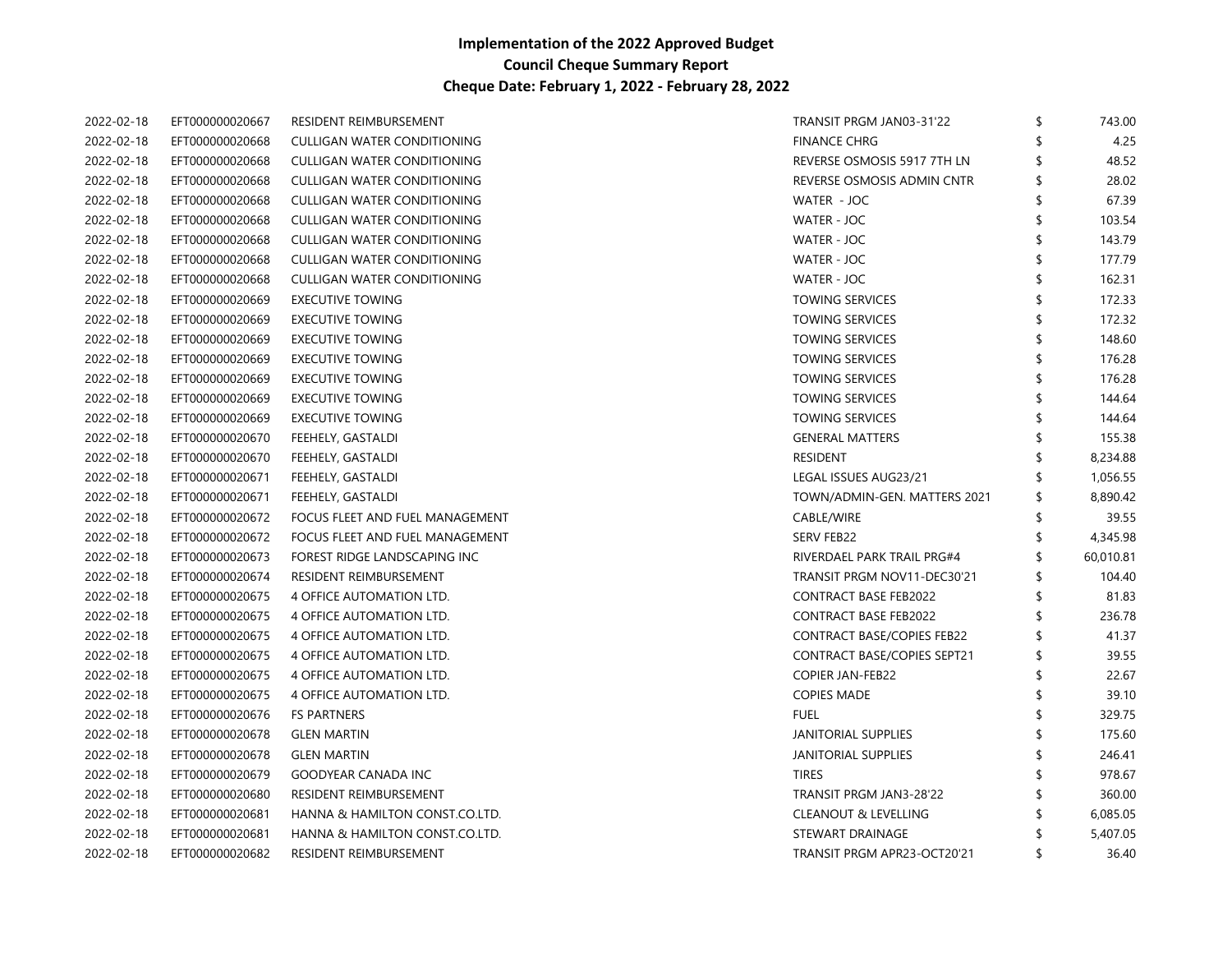# Implementation of the 2022 Approved Budget
## Council Cheque Summary Report
## Cheque Date: February 1, 2022 - February 28, 2022

| | | | | | |
|---|---|---|---|---|---|
| 2022-02-18 | EFT000000020667 | RESIDENT REIMBURSEMENT | TRANSIT PRGM JAN03-31'22 | $ | 743.00 |
| 2022-02-18 | EFT000000020668 | CULLIGAN WATER CONDITIONING | FINANCE CHRG | $ | 4.25 |
| 2022-02-18 | EFT000000020668 | CULLIGAN WATER CONDITIONING | REVERSE OSMOSIS 5917 7TH LN | $ | 48.52 |
| 2022-02-18 | EFT000000020668 | CULLIGAN WATER CONDITIONING | REVERSE OSMOSIS ADMIN CNTR | $ | 28.02 |
| 2022-02-18 | EFT000000020668 | CULLIGAN WATER CONDITIONING | WATER - JOC | $ | 67.39 |
| 2022-02-18 | EFT000000020668 | CULLIGAN WATER CONDITIONING | WATER - JOC | $ | 103.54 |
| 2022-02-18 | EFT000000020668 | CULLIGAN WATER CONDITIONING | WATER - JOC | $ | 143.79 |
| 2022-02-18 | EFT000000020668 | CULLIGAN WATER CONDITIONING | WATER - JOC | $ | 177.79 |
| 2022-02-18 | EFT000000020668 | CULLIGAN WATER CONDITIONING | WATER - JOC | $ | 162.31 |
| 2022-02-18 | EFT000000020669 | EXECUTIVE TOWING | TOWING SERVICES | $ | 172.33 |
| 2022-02-18 | EFT000000020669 | EXECUTIVE TOWING | TOWING SERVICES | $ | 172.32 |
| 2022-02-18 | EFT000000020669 | EXECUTIVE TOWING | TOWING SERVICES | $ | 148.60 |
| 2022-02-18 | EFT000000020669 | EXECUTIVE TOWING | TOWING SERVICES | $ | 176.28 |
| 2022-02-18 | EFT000000020669 | EXECUTIVE TOWING | TOWING SERVICES | $ | 176.28 |
| 2022-02-18 | EFT000000020669 | EXECUTIVE TOWING | TOWING SERVICES | $ | 144.64 |
| 2022-02-18 | EFT000000020669 | EXECUTIVE TOWING | TOWING SERVICES | $ | 144.64 |
| 2022-02-18 | EFT000000020670 | FEEHELY, GASTALDI | GENERAL MATTERS | $ | 155.38 |
| 2022-02-18 | EFT000000020670 | FEEHELY, GASTALDI | RESIDENT | $ | 8,234.88 |
| 2022-02-18 | EFT000000020671 | FEEHELY, GASTALDI | LEGAL ISSUES AUG23/21 | $ | 1,056.55 |
| 2022-02-18 | EFT000000020671 | FEEHELY, GASTALDI | TOWN/ADMIN-GEN. MATTERS 2021 | $ | 8,890.42 |
| 2022-02-18 | EFT000000020672 | FOCUS FLEET AND FUEL MANAGEMENT | CABLE/WIRE | $ | 39.55 |
| 2022-02-18 | EFT000000020672 | FOCUS FLEET AND FUEL MANAGEMENT | SERV FEB22 | $ | 4,345.98 |
| 2022-02-18 | EFT000000020673 | FOREST RIDGE LANDSCAPING INC | RIVERDAEL PARK TRAIL PRG#4 | $ | 60,010.81 |
| 2022-02-18 | EFT000000020674 | RESIDENT REIMBURSEMENT | TRANSIT PRGM NOV11-DEC30'21 | $ | 104.40 |
| 2022-02-18 | EFT000000020675 | 4 OFFICE AUTOMATION LTD. | CONTRACT BASE FEB2022 | $ | 81.83 |
| 2022-02-18 | EFT000000020675 | 4 OFFICE AUTOMATION LTD. | CONTRACT BASE FEB2022 | $ | 236.78 |
| 2022-02-18 | EFT000000020675 | 4 OFFICE AUTOMATION LTD. | CONTRACT BASE/COPIES FEB22 | $ | 41.37 |
| 2022-02-18 | EFT000000020675 | 4 OFFICE AUTOMATION LTD. | CONTRACT BASE/COPIES SEPT21 | $ | 39.55 |
| 2022-02-18 | EFT000000020675 | 4 OFFICE AUTOMATION LTD. | COPIER JAN-FEB22 | $ | 22.67 |
| 2022-02-18 | EFT000000020675 | 4 OFFICE AUTOMATION LTD. | COPIES MADE | $ | 39.10 |
| 2022-02-18 | EFT000000020676 | FS PARTNERS | FUEL | $ | 329.75 |
| 2022-02-18 | EFT000000020678 | GLEN MARTIN | JANITORIAL SUPPLIES | $ | 175.60 |
| 2022-02-18 | EFT000000020678 | GLEN MARTIN | JANITORIAL SUPPLIES | $ | 246.41 |
| 2022-02-18 | EFT000000020679 | GOODYEAR CANADA INC | TIRES | $ | 978.67 |
| 2022-02-18 | EFT000000020680 | RESIDENT REIMBURSEMENT | TRANSIT PRGM JAN3-28'22 | $ | 360.00 |
| 2022-02-18 | EFT000000020681 | HANNA & HAMILTON CONST.CO.LTD. | CLEANOUT & LEVELLING | $ | 6,085.05 |
| 2022-02-18 | EFT000000020681 | HANNA & HAMILTON CONST.CO.LTD. | STEWART DRAINAGE | $ | 5,407.05 |
| 2022-02-18 | EFT000000020682 | RESIDENT REIMBURSEMENT | TRANSIT PRGM APR23-OCT20'21 | $ | 36.40 |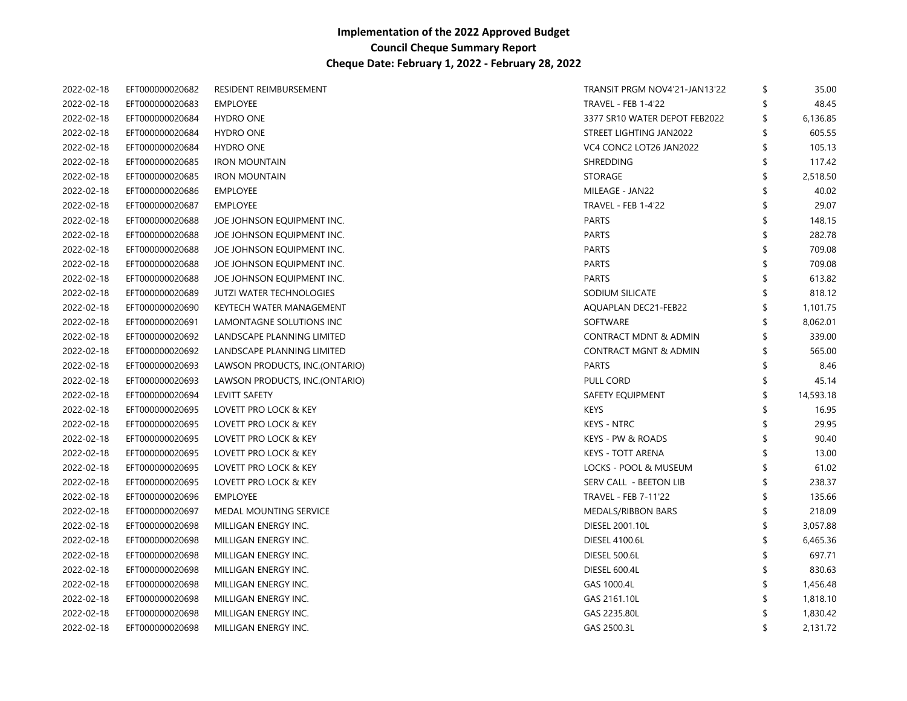# Implementation of the 2022 Approved Budget
## Council Cheque Summary Report
## Cheque Date: February 1, 2022 - February 28, 2022

| | | | | | |
|---|---|---|---|---|---|
| 2022-02-18 | EFT000000020682 | RESIDENT REIMBURSEMENT | TRANSIT PRGM NOV4'21-JAN13'22 | $ | 35.00 |
| 2022-02-18 | EFT000000020683 | EMPLOYEE | TRAVEL - FEB 1-4'22 | $ | 48.45 |
| 2022-02-18 | EFT000000020684 | HYDRO ONE | 3377 SR10 WATER DEPOT FEB2022 | $ | 6,136.85 |
| 2022-02-18 | EFT000000020684 | HYDRO ONE | STREET LIGHTING JAN2022 | $ | 605.55 |
| 2022-02-18 | EFT000000020684 | HYDRO ONE | VC4 CONC2 LOT26 JAN2022 | $ | 105.13 |
| 2022-02-18 | EFT000000020685 | IRON MOUNTAIN | SHREDDING | $ | 117.42 |
| 2022-02-18 | EFT000000020685 | IRON MOUNTAIN | STORAGE | $ | 2,518.50 |
| 2022-02-18 | EFT000000020686 | EMPLOYEE | MILEAGE - JAN22 | $ | 40.02 |
| 2022-02-18 | EFT000000020687 | EMPLOYEE | TRAVEL - FEB 1-4'22 | $ | 29.07 |
| 2022-02-18 | EFT000000020688 | JOE JOHNSON EQUIPMENT INC. | PARTS | $ | 148.15 |
| 2022-02-18 | EFT000000020688 | JOE JOHNSON EQUIPMENT INC. | PARTS | $ | 282.78 |
| 2022-02-18 | EFT000000020688 | JOE JOHNSON EQUIPMENT INC. | PARTS | $ | 709.08 |
| 2022-02-18 | EFT000000020688 | JOE JOHNSON EQUIPMENT INC. | PARTS | $ | 709.08 |
| 2022-02-18 | EFT000000020688 | JOE JOHNSON EQUIPMENT INC. | PARTS | $ | 613.82 |
| 2022-02-18 | EFT000000020689 | JUTZI WATER TECHNOLOGIES | SODIUM SILICATE | $ | 818.12 |
| 2022-02-18 | EFT000000020690 | KEYTECH WATER MANAGEMENT | AQUAPLAN DEC21-FEB22 | $ | 1,101.75 |
| 2022-02-18 | EFT000000020691 | LAMONTAGNE SOLUTIONS INC | SOFTWARE | $ | 8,062.01 |
| 2022-02-18 | EFT000000020692 | LANDSCAPE PLANNING LIMITED | CONTRACT MDNT & ADMIN | $ | 339.00 |
| 2022-02-18 | EFT000000020692 | LANDSCAPE PLANNING LIMITED | CONTRACT MGNT & ADMIN | $ | 565.00 |
| 2022-02-18 | EFT000000020693 | LAWSON PRODUCTS, INC.(ONTARIO) | PARTS | $ | 8.46 |
| 2022-02-18 | EFT000000020693 | LAWSON PRODUCTS, INC.(ONTARIO) | PULL CORD | $ | 45.14 |
| 2022-02-18 | EFT000000020694 | LEVITT SAFETY | SAFETY EQUIPMENT | $ | 14,593.18 |
| 2022-02-18 | EFT000000020695 | LOVETT PRO LOCK & KEY | KEYS | $ | 16.95 |
| 2022-02-18 | EFT000000020695 | LOVETT PRO LOCK & KEY | KEYS - NTRC | $ | 29.95 |
| 2022-02-18 | EFT000000020695 | LOVETT PRO LOCK & KEY | KEYS - PW & ROADS | $ | 90.40 |
| 2022-02-18 | EFT000000020695 | LOVETT PRO LOCK & KEY | KEYS - TOTT ARENA | $ | 13.00 |
| 2022-02-18 | EFT000000020695 | LOVETT PRO LOCK & KEY | LOCKS - POOL & MUSEUM | $ | 61.02 |
| 2022-02-18 | EFT000000020695 | LOVETT PRO LOCK & KEY | SERV CALL - BEETON LIB | $ | 238.37 |
| 2022-02-18 | EFT000000020696 | EMPLOYEE | TRAVEL - FEB 7-11'22 | $ | 135.66 |
| 2022-02-18 | EFT000000020697 | MEDAL MOUNTING SERVICE | MEDALS/RIBBON BARS | $ | 218.09 |
| 2022-02-18 | EFT000000020698 | MILLIGAN ENERGY INC. | DIESEL 2001.10L | $ | 3,057.88 |
| 2022-02-18 | EFT000000020698 | MILLIGAN ENERGY INC. | DIESEL 4100.6L | $ | 6,465.36 |
| 2022-02-18 | EFT000000020698 | MILLIGAN ENERGY INC. | DIESEL 500.6L | $ | 697.71 |
| 2022-02-18 | EFT000000020698 | MILLIGAN ENERGY INC. | DIESEL 600.4L | $ | 830.63 |
| 2022-02-18 | EFT000000020698 | MILLIGAN ENERGY INC. | GAS 1000.4L | $ | 1,456.48 |
| 2022-02-18 | EFT000000020698 | MILLIGAN ENERGY INC. | GAS 2161.10L | $ | 1,818.10 |
| 2022-02-18 | EFT000000020698 | MILLIGAN ENERGY INC. | GAS 2235.80L | $ | 1,830.42 |
| 2022-02-18 | EFT000000020698 | MILLIGAN ENERGY INC. | GAS 2500.3L | $ | 2,131.72 |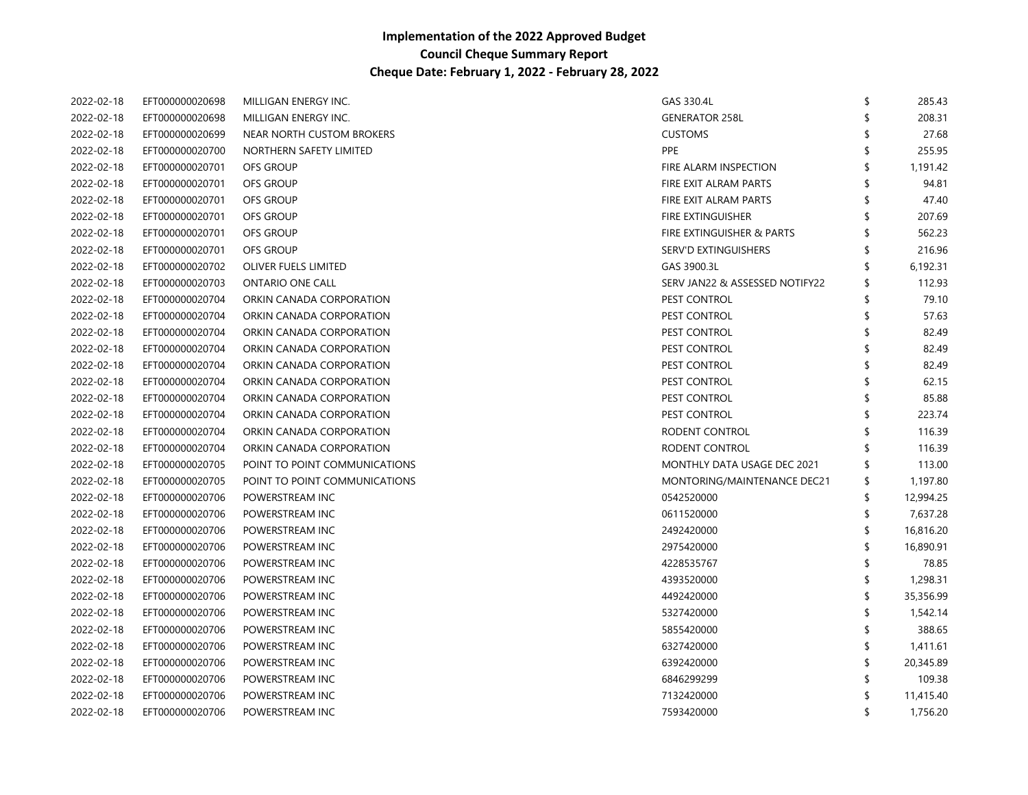**Implementation of the 2022 Approved Budget**
**Council Cheque Summary Report**
**Cheque Date: February 1, 2022 - February 28, 2022**

| | | | | | |
|---|---|---|---|---|---|
| 2022-02-18 | EFT000000020698 | MILLIGAN ENERGY INC. | GAS 330.4L | $ | 285.43 |
| 2022-02-18 | EFT000000020698 | MILLIGAN ENERGY INC. | GENERATOR 258L | $ | 208.31 |
| 2022-02-18 | EFT000000020699 | NEAR NORTH CUSTOM BROKERS | CUSTOMS | $ | 27.68 |
| 2022-02-18 | EFT000000020700 | NORTHERN SAFETY LIMITED | PPE | $ | 255.95 |
| 2022-02-18 | EFT000000020701 | OFS GROUP | FIRE ALARM INSPECTION | $ | 1,191.42 |
| 2022-02-18 | EFT000000020701 | OFS GROUP | FIRE EXIT ALRAM PARTS | $ | 94.81 |
| 2022-02-18 | EFT000000020701 | OFS GROUP | FIRE EXIT ALRAM PARTS | $ | 47.40 |
| 2022-02-18 | EFT000000020701 | OFS GROUP | FIRE EXTINGUISHER | $ | 207.69 |
| 2022-02-18 | EFT000000020701 | OFS GROUP | FIRE EXTINGUISHER & PARTS | $ | 562.23 |
| 2022-02-18 | EFT000000020701 | OFS GROUP | SERV'D EXTINGUISHERS | $ | 216.96 |
| 2022-02-18 | EFT000000020702 | OLIVER FUELS LIMITED | GAS 3900.3L | $ | 6,192.31 |
| 2022-02-18 | EFT000000020703 | ONTARIO ONE CALL | SERV JAN22 & ASSESSED NOTIFY22 | $ | 112.93 |
| 2022-02-18 | EFT000000020704 | ORKIN CANADA CORPORATION | PEST CONTROL | $ | 79.10 |
| 2022-02-18 | EFT000000020704 | ORKIN CANADA CORPORATION | PEST CONTROL | $ | 57.63 |
| 2022-02-18 | EFT000000020704 | ORKIN CANADA CORPORATION | PEST CONTROL | $ | 82.49 |
| 2022-02-18 | EFT000000020704 | ORKIN CANADA CORPORATION | PEST CONTROL | $ | 82.49 |
| 2022-02-18 | EFT000000020704 | ORKIN CANADA CORPORATION | PEST CONTROL | $ | 82.49 |
| 2022-02-18 | EFT000000020704 | ORKIN CANADA CORPORATION | PEST CONTROL | $ | 62.15 |
| 2022-02-18 | EFT000000020704 | ORKIN CANADA CORPORATION | PEST CONTROL | $ | 85.88 |
| 2022-02-18 | EFT000000020704 | ORKIN CANADA CORPORATION | PEST CONTROL | $ | 223.74 |
| 2022-02-18 | EFT000000020704 | ORKIN CANADA CORPORATION | RODENT CONTROL | $ | 116.39 |
| 2022-02-18 | EFT000000020704 | ORKIN CANADA CORPORATION | RODENT CONTROL | $ | 116.39 |
| 2022-02-18 | EFT000000020705 | POINT TO POINT COMMUNICATIONS | MONTHLY DATA USAGE DEC 2021 | $ | 113.00 |
| 2022-02-18 | EFT000000020705 | POINT TO POINT COMMUNICATIONS | MONTORING/MAINTENANCE DEC21 | $ | 1,197.80 |
| 2022-02-18 | EFT000000020706 | POWERSTREAM INC | 0542520000 | $ | 12,994.25 |
| 2022-02-18 | EFT000000020706 | POWERSTREAM INC | 0611520000 | $ | 7,637.28 |
| 2022-02-18 | EFT000000020706 | POWERSTREAM INC | 2492420000 | $ | 16,816.20 |
| 2022-02-18 | EFT000000020706 | POWERSTREAM INC | 2975420000 | $ | 16,890.91 |
| 2022-02-18 | EFT000000020706 | POWERSTREAM INC | 4228535767 | $ | 78.85 |
| 2022-02-18 | EFT000000020706 | POWERSTREAM INC | 4393520000 | $ | 1,298.31 |
| 2022-02-18 | EFT000000020706 | POWERSTREAM INC | 4492420000 | $ | 35,356.99 |
| 2022-02-18 | EFT000000020706 | POWERSTREAM INC | 5327420000 | $ | 1,542.14 |
| 2022-02-18 | EFT000000020706 | POWERSTREAM INC | 5855420000 | $ | 388.65 |
| 2022-02-18 | EFT000000020706 | POWERSTREAM INC | 6327420000 | $ | 1,411.61 |
| 2022-02-18 | EFT000000020706 | POWERSTREAM INC | 6392420000 | $ | 20,345.89 |
| 2022-02-18 | EFT000000020706 | POWERSTREAM INC | 6846299299 | $ | 109.38 |
| 2022-02-18 | EFT000000020706 | POWERSTREAM INC | 7132420000 | $ | 11,415.40 |
| 2022-02-18 | EFT000000020706 | POWERSTREAM INC | 7593420000 | $ | 1,756.20 |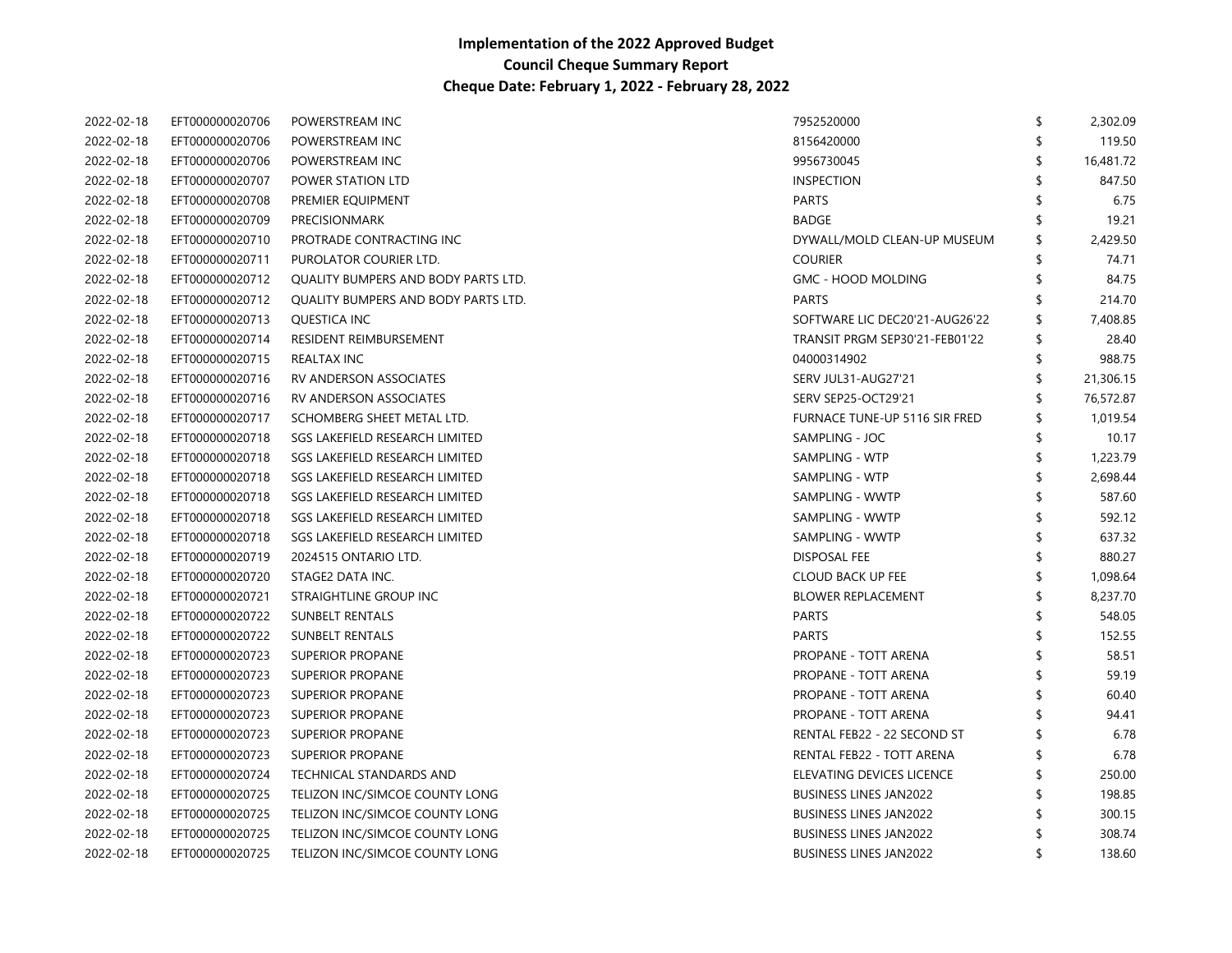# Implementation of the 2022 Approved Budget
## Council Cheque Summary Report
### Cheque Date: February 1, 2022 - February 28, 2022

| | | | | | |
|---|---|---|---|---|---|
| 2022-02-18 | EFT000000020706 | POWERSTREAM INC | 7952520000 | $ | 2,302.09 |
| 2022-02-18 | EFT000000020706 | POWERSTREAM INC | 8156420000 | $ | 119.50 |
| 2022-02-18 | EFT000000020706 | POWERSTREAM INC | 9956730045 | $ | 16,481.72 |
| 2022-02-18 | EFT000000020707 | POWER STATION LTD | INSPECTION | $ | 847.50 |
| 2022-02-18 | EFT000000020708 | PREMIER EQUIPMENT | PARTS | $ | 6.75 |
| 2022-02-18 | EFT000000020709 | PRECISIONMARK | BADGE | $ | 19.21 |
| 2022-02-18 | EFT000000020710 | PROTRADE CONTRACTING INC | DYWALL/MOLD CLEAN-UP MUSEUM | $ | 2,429.50 |
| 2022-02-18 | EFT000000020711 | PUROLATOR COURIER LTD. | COURIER | $ | 74.71 |
| 2022-02-18 | EFT000000020712 | QUALITY BUMPERS AND BODY PARTS LTD. | GMC - HOOD MOLDING | $ | 84.75 |
| 2022-02-18 | EFT000000020712 | QUALITY BUMPERS AND BODY PARTS LTD. | PARTS | $ | 214.70 |
| 2022-02-18 | EFT000000020713 | QUESTICA INC | SOFTWARE LIC DEC20'21-AUG26'22 | $ | 7,408.85 |
| 2022-02-18 | EFT000000020714 | RESIDENT REIMBURSEMENT | TRANSIT PRGM SEP30'21-FEB01'22 | $ | 28.40 |
| 2022-02-18 | EFT000000020715 | REALTAX INC | 04000314902 | $ | 988.75 |
| 2022-02-18 | EFT000000020716 | RV ANDERSON ASSOCIATES | SERV JUL31-AUG27'21 | $ | 21,306.15 |
| 2022-02-18 | EFT000000020716 | RV ANDERSON ASSOCIATES | SERV SEP25-OCT29'21 | $ | 76,572.87 |
| 2022-02-18 | EFT000000020717 | SCHOMBERG SHEET METAL LTD. | FURNACE TUNE-UP 5116 SIR FRED | $ | 1,019.54 |
| 2022-02-18 | EFT000000020718 | SGS LAKEFIELD RESEARCH LIMITED | SAMPLING - JOC | $ | 10.17 |
| 2022-02-18 | EFT000000020718 | SGS LAKEFIELD RESEARCH LIMITED | SAMPLING - WTP | $ | 1,223.79 |
| 2022-02-18 | EFT000000020718 | SGS LAKEFIELD RESEARCH LIMITED | SAMPLING - WTP | $ | 2,698.44 |
| 2022-02-18 | EFT000000020718 | SGS LAKEFIELD RESEARCH LIMITED | SAMPLING - WWTP | $ | 587.60 |
| 2022-02-18 | EFT000000020718 | SGS LAKEFIELD RESEARCH LIMITED | SAMPLING - WWTP | $ | 592.12 |
| 2022-02-18 | EFT000000020718 | SGS LAKEFIELD RESEARCH LIMITED | SAMPLING - WWTP | $ | 637.32 |
| 2022-02-18 | EFT000000020719 | 2024515 ONTARIO LTD. | DISPOSAL FEE | $ | 880.27 |
| 2022-02-18 | EFT000000020720 | STAGE2 DATA INC. | CLOUD BACK UP FEE | $ | 1,098.64 |
| 2022-02-18 | EFT000000020721 | STRAIGHTLINE GROUP INC | BLOWER REPLACEMENT | $ | 8,237.70 |
| 2022-02-18 | EFT000000020722 | SUNBELT RENTALS | PARTS | $ | 548.05 |
| 2022-02-18 | EFT000000020722 | SUNBELT RENTALS | PARTS | $ | 152.55 |
| 2022-02-18 | EFT000000020723 | SUPERIOR PROPANE | PROPANE - TOTT ARENA | $ | 58.51 |
| 2022-02-18 | EFT000000020723 | SUPERIOR PROPANE | PROPANE - TOTT ARENA | $ | 59.19 |
| 2022-02-18 | EFT000000020723 | SUPERIOR PROPANE | PROPANE - TOTT ARENA | $ | 60.40 |
| 2022-02-18 | EFT000000020723 | SUPERIOR PROPANE | PROPANE - TOTT ARENA | $ | 94.41 |
| 2022-02-18 | EFT000000020723 | SUPERIOR PROPANE | RENTAL FEB22 - 22 SECOND ST | $ | 6.78 |
| 2022-02-18 | EFT000000020723 | SUPERIOR PROPANE | RENTAL FEB22 - TOTT ARENA | $ | 6.78 |
| 2022-02-18 | EFT000000020724 | TECHNICAL STANDARDS AND | ELEVATING DEVICES LICENCE | $ | 250.00 |
| 2022-02-18 | EFT000000020725 | TELIZON INC/SIMCOE COUNTY LONG | BUSINESS LINES JAN2022 | $ | 198.85 |
| 2022-02-18 | EFT000000020725 | TELIZON INC/SIMCOE COUNTY LONG | BUSINESS LINES JAN2022 | $ | 300.15 |
| 2022-02-18 | EFT000000020725 | TELIZON INC/SIMCOE COUNTY LONG | BUSINESS LINES JAN2022 | $ | 308.74 |
| 2022-02-18 | EFT000000020725 | TELIZON INC/SIMCOE COUNTY LONG | BUSINESS LINES JAN2022 | $ | 138.60 |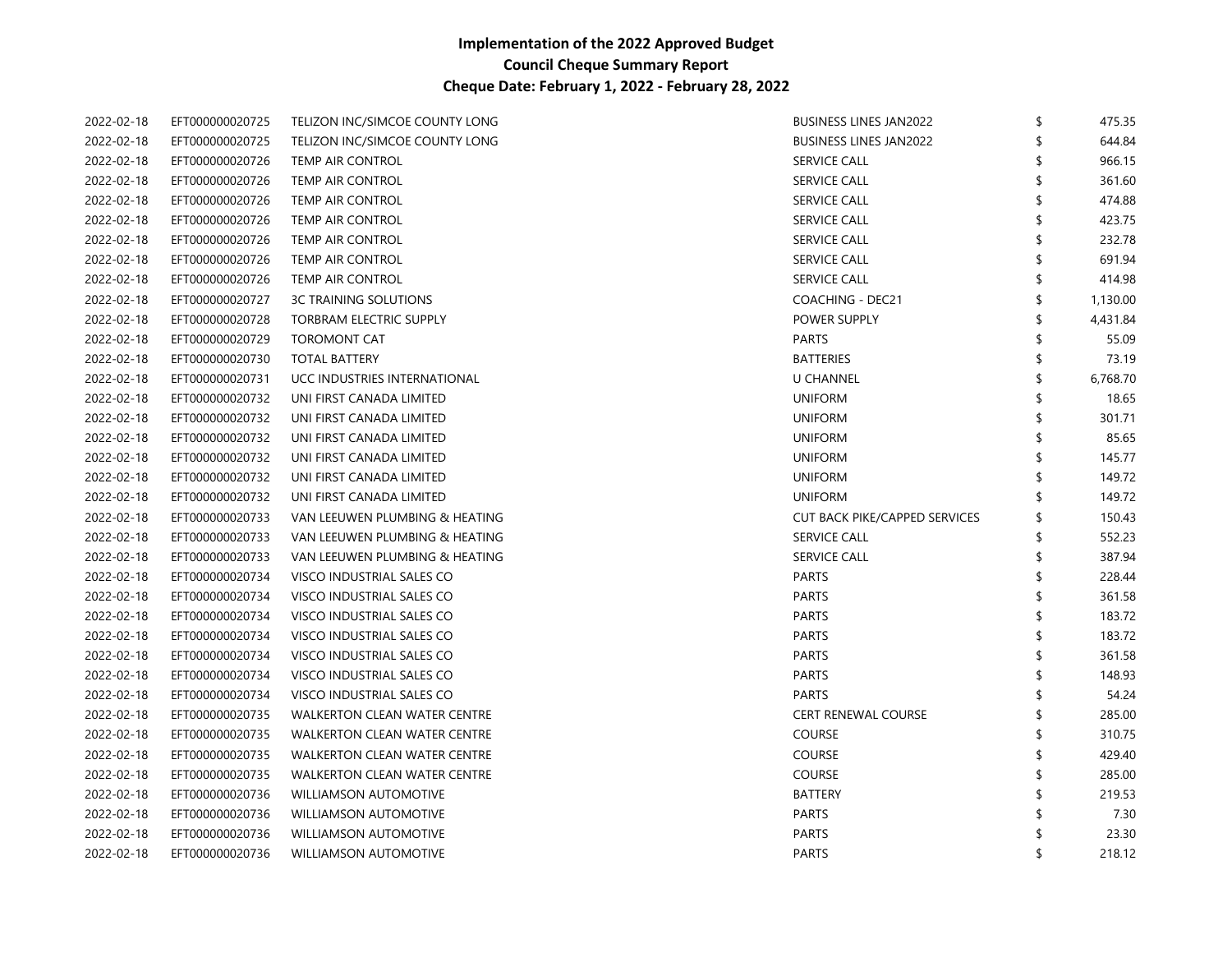# Implementation of the 2022 Approved Budget
## Council Cheque Summary Report
### Cheque Date: February 1, 2022 - February 28, 2022

| | | | | | |
|---|---|---|---|---|---|
| 2022-02-18 | EFT000000020725 | TELIZON INC/SIMCOE COUNTY LONG | BUSINESS LINES JAN2022 | $ | 475.35 |
| 2022-02-18 | EFT000000020725 | TELIZON INC/SIMCOE COUNTY LONG | BUSINESS LINES JAN2022 | $ | 644.84 |
| 2022-02-18 | EFT000000020726 | TEMP AIR CONTROL | SERVICE CALL | $ | 966.15 |
| 2022-02-18 | EFT000000020726 | TEMP AIR CONTROL | SERVICE CALL | $ | 361.60 |
| 2022-02-18 | EFT000000020726 | TEMP AIR CONTROL | SERVICE CALL | $ | 474.88 |
| 2022-02-18 | EFT000000020726 | TEMP AIR CONTROL | SERVICE CALL | $ | 423.75 |
| 2022-02-18 | EFT000000020726 | TEMP AIR CONTROL | SERVICE CALL | $ | 232.78 |
| 2022-02-18 | EFT000000020726 | TEMP AIR CONTROL | SERVICE CALL | $ | 691.94 |
| 2022-02-18 | EFT000000020726 | TEMP AIR CONTROL | SERVICE CALL | $ | 414.98 |
| 2022-02-18 | EFT000000020727 | 3C TRAINING SOLUTIONS | COACHING - DEC21 | $ | 1,130.00 |
| 2022-02-18 | EFT000000020728 | TORBRAM ELECTRIC SUPPLY | POWER SUPPLY | $ | 4,431.84 |
| 2022-02-18 | EFT000000020729 | TOROMONT CAT | PARTS | $ | 55.09 |
| 2022-02-18 | EFT000000020730 | TOTAL BATTERY | BATTERIES | $ | 73.19 |
| 2022-02-18 | EFT000000020731 | UCC INDUSTRIES INTERNATIONAL | U CHANNEL | $ | 6,768.70 |
| 2022-02-18 | EFT000000020732 | UNI FIRST CANADA LIMITED | UNIFORM | $ | 18.65 |
| 2022-02-18 | EFT000000020732 | UNI FIRST CANADA LIMITED | UNIFORM | $ | 301.71 |
| 2022-02-18 | EFT000000020732 | UNI FIRST CANADA LIMITED | UNIFORM | $ | 85.65 |
| 2022-02-18 | EFT000000020732 | UNI FIRST CANADA LIMITED | UNIFORM | $ | 145.77 |
| 2022-02-18 | EFT000000020732 | UNI FIRST CANADA LIMITED | UNIFORM | $ | 149.72 |
| 2022-02-18 | EFT000000020732 | UNI FIRST CANADA LIMITED | UNIFORM | $ | 149.72 |
| 2022-02-18 | EFT000000020733 | VAN LEEUWEN PLUMBING & HEATING | CUT BACK PIKE/CAPPED SERVICES | $ | 150.43 |
| 2022-02-18 | EFT000000020733 | VAN LEEUWEN PLUMBING & HEATING | SERVICE CALL | $ | 552.23 |
| 2022-02-18 | EFT000000020733 | VAN LEEUWEN PLUMBING & HEATING | SERVICE CALL | $ | 387.94 |
| 2022-02-18 | EFT000000020734 | VISCO INDUSTRIAL SALES CO | PARTS | $ | 228.44 |
| 2022-02-18 | EFT000000020734 | VISCO INDUSTRIAL SALES CO | PARTS | $ | 361.58 |
| 2022-02-18 | EFT000000020734 | VISCO INDUSTRIAL SALES CO | PARTS | $ | 183.72 |
| 2022-02-18 | EFT000000020734 | VISCO INDUSTRIAL SALES CO | PARTS | $ | 183.72 |
| 2022-02-18 | EFT000000020734 | VISCO INDUSTRIAL SALES CO | PARTS | $ | 361.58 |
| 2022-02-18 | EFT000000020734 | VISCO INDUSTRIAL SALES CO | PARTS | $ | 148.93 |
| 2022-02-18 | EFT000000020734 | VISCO INDUSTRIAL SALES CO | PARTS | $ | 54.24 |
| 2022-02-18 | EFT000000020735 | WALKERTON CLEAN WATER CENTRE | CERT RENEWAL COURSE | $ | 285.00 |
| 2022-02-18 | EFT000000020735 | WALKERTON CLEAN WATER CENTRE | COURSE | $ | 310.75 |
| 2022-02-18 | EFT000000020735 | WALKERTON CLEAN WATER CENTRE | COURSE | $ | 429.40 |
| 2022-02-18 | EFT000000020735 | WALKERTON CLEAN WATER CENTRE | COURSE | $ | 285.00 |
| 2022-02-18 | EFT000000020736 | WILLIAMSON AUTOMOTIVE | BATTERY | $ | 219.53 |
| 2022-02-18 | EFT000000020736 | WILLIAMSON AUTOMOTIVE | PARTS | $ | 7.30 |
| 2022-02-18 | EFT000000020736 | WILLIAMSON AUTOMOTIVE | PARTS | $ | 23.30 |
| 2022-02-18 | EFT000000020736 | WILLIAMSON AUTOMOTIVE | PARTS | $ | 218.12 |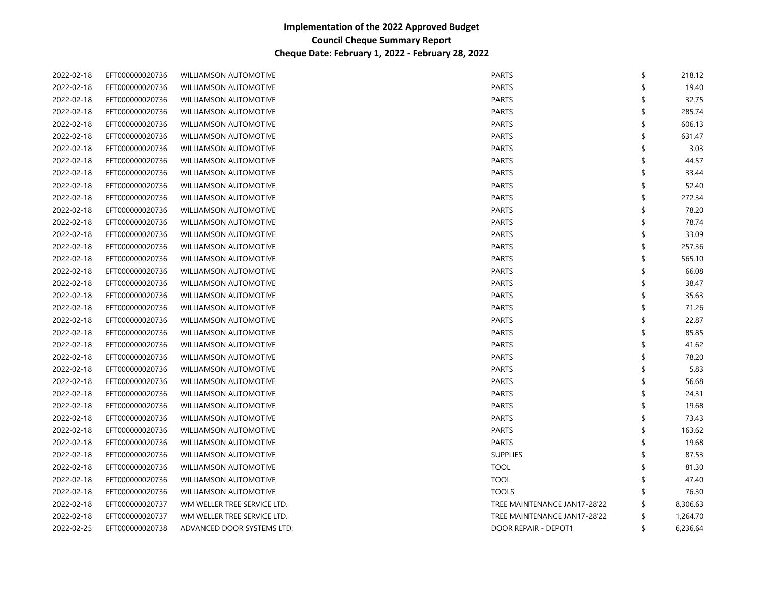# Implementation of the 2022 Approved Budget
## Council Cheque Summary Report
### Cheque Date: February 1, 2022 - February 28, 2022

| | | | | | |
|---|---|---|---|---|---|
| 2022-02-18 | EFT000000020736 | WILLIAMSON AUTOMOTIVE | PARTS | $ | 218.12 |
| 2022-02-18 | EFT000000020736 | WILLIAMSON AUTOMOTIVE | PARTS | $ | 19.40 |
| 2022-02-18 | EFT000000020736 | WILLIAMSON AUTOMOTIVE | PARTS | $ | 32.75 |
| 2022-02-18 | EFT000000020736 | WILLIAMSON AUTOMOTIVE | PARTS | $ | 285.74 |
| 2022-02-18 | EFT000000020736 | WILLIAMSON AUTOMOTIVE | PARTS | $ | 606.13 |
| 2022-02-18 | EFT000000020736 | WILLIAMSON AUTOMOTIVE | PARTS | $ | 631.47 |
| 2022-02-18 | EFT000000020736 | WILLIAMSON AUTOMOTIVE | PARTS | $ | 3.03 |
| 2022-02-18 | EFT000000020736 | WILLIAMSON AUTOMOTIVE | PARTS | $ | 44.57 |
| 2022-02-18 | EFT000000020736 | WILLIAMSON AUTOMOTIVE | PARTS | $ | 33.44 |
| 2022-02-18 | EFT000000020736 | WILLIAMSON AUTOMOTIVE | PARTS | $ | 52.40 |
| 2022-02-18 | EFT000000020736 | WILLIAMSON AUTOMOTIVE | PARTS | $ | 272.34 |
| 2022-02-18 | EFT000000020736 | WILLIAMSON AUTOMOTIVE | PARTS | $ | 78.20 |
| 2022-02-18 | EFT000000020736 | WILLIAMSON AUTOMOTIVE | PARTS | $ | 78.74 |
| 2022-02-18 | EFT000000020736 | WILLIAMSON AUTOMOTIVE | PARTS | $ | 33.09 |
| 2022-02-18 | EFT000000020736 | WILLIAMSON AUTOMOTIVE | PARTS | $ | 257.36 |
| 2022-02-18 | EFT000000020736 | WILLIAMSON AUTOMOTIVE | PARTS | $ | 565.10 |
| 2022-02-18 | EFT000000020736 | WILLIAMSON AUTOMOTIVE | PARTS | $ | 66.08 |
| 2022-02-18 | EFT000000020736 | WILLIAMSON AUTOMOTIVE | PARTS | $ | 38.47 |
| 2022-02-18 | EFT000000020736 | WILLIAMSON AUTOMOTIVE | PARTS | $ | 35.63 |
| 2022-02-18 | EFT000000020736 | WILLIAMSON AUTOMOTIVE | PARTS | $ | 71.26 |
| 2022-02-18 | EFT000000020736 | WILLIAMSON AUTOMOTIVE | PARTS | $ | 22.87 |
| 2022-02-18 | EFT000000020736 | WILLIAMSON AUTOMOTIVE | PARTS | $ | 85.85 |
| 2022-02-18 | EFT000000020736 | WILLIAMSON AUTOMOTIVE | PARTS | $ | 41.62 |
| 2022-02-18 | EFT000000020736 | WILLIAMSON AUTOMOTIVE | PARTS | $ | 78.20 |
| 2022-02-18 | EFT000000020736 | WILLIAMSON AUTOMOTIVE | PARTS | $ | 5.83 |
| 2022-02-18 | EFT000000020736 | WILLIAMSON AUTOMOTIVE | PARTS | $ | 56.68 |
| 2022-02-18 | EFT000000020736 | WILLIAMSON AUTOMOTIVE | PARTS | $ | 24.31 |
| 2022-02-18 | EFT000000020736 | WILLIAMSON AUTOMOTIVE | PARTS | $ | 19.68 |
| 2022-02-18 | EFT000000020736 | WILLIAMSON AUTOMOTIVE | PARTS | $ | 73.43 |
| 2022-02-18 | EFT000000020736 | WILLIAMSON AUTOMOTIVE | PARTS | $ | 163.62 |
| 2022-02-18 | EFT000000020736 | WILLIAMSON AUTOMOTIVE | PARTS | $ | 19.68 |
| 2022-02-18 | EFT000000020736 | WILLIAMSON AUTOMOTIVE | SUPPLIES | $ | 87.53 |
| 2022-02-18 | EFT000000020736 | WILLIAMSON AUTOMOTIVE | TOOL | $ | 81.30 |
| 2022-02-18 | EFT000000020736 | WILLIAMSON AUTOMOTIVE | TOOL | $ | 47.40 |
| 2022-02-18 | EFT000000020736 | WILLIAMSON AUTOMOTIVE | TOOLS | $ | 76.30 |
| 2022-02-18 | EFT000000020737 | WM WELLER TREE SERVICE LTD. | TREE MAINTENANCE JAN17-28'22 | $ | 8,306.63 |
| 2022-02-18 | EFT000000020737 | WM WELLER TREE SERVICE LTD. | TREE MAINTENANCE JAN17-28'22 | $ | 1,264.70 |
| 2022-02-25 | EFT000000020738 | ADVANCED DOOR SYSTEMS LTD. | DOOR REPAIR - DEPOT1 | $ | 6,236.64 |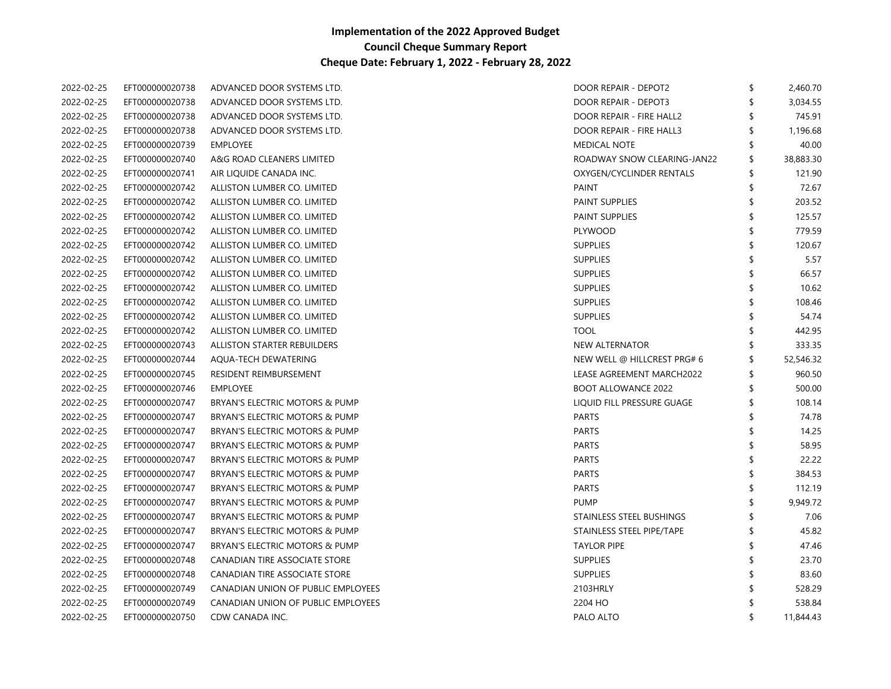**Implementation of the 2022 Approved Budget**
**Council Cheque Summary Report**
**Cheque Date: February 1, 2022 - February 28, 2022**

| | | | | | |
|---|---|---|---|---|---|
| 2022-02-25 | EFT000000020738 | ADVANCED DOOR SYSTEMS LTD. | DOOR REPAIR - DEPOT2 | $ | 2,460.70 |
| 2022-02-25 | EFT000000020738 | ADVANCED DOOR SYSTEMS LTD. | DOOR REPAIR - DEPOT3 | $ | 3,034.55 |
| 2022-02-25 | EFT000000020738 | ADVANCED DOOR SYSTEMS LTD. | DOOR REPAIR - FIRE HALL2 | $ | 745.91 |
| 2022-02-25 | EFT000000020738 | ADVANCED DOOR SYSTEMS LTD. | DOOR REPAIR - FIRE HALL3 | $ | 1,196.68 |
| 2022-02-25 | EFT000000020739 | EMPLOYEE | MEDICAL NOTE | $ | 40.00 |
| 2022-02-25 | EFT000000020740 | A&G ROAD CLEANERS LIMITED | ROADWAY SNOW CLEARING-JAN22 | $ | 38,883.30 |
| 2022-02-25 | EFT000000020741 | AIR LIQUIDE CANADA INC. | OXYGEN/CYCLINDER RENTALS | $ | 121.90 |
| 2022-02-25 | EFT000000020742 | ALLISTON LUMBER CO. LIMITED | PAINT | $ | 72.67 |
| 2022-02-25 | EFT000000020742 | ALLISTON LUMBER CO. LIMITED | PAINT SUPPLIES | $ | 203.52 |
| 2022-02-25 | EFT000000020742 | ALLISTON LUMBER CO. LIMITED | PAINT SUPPLIES | $ | 125.57 |
| 2022-02-25 | EFT000000020742 | ALLISTON LUMBER CO. LIMITED | PLYWOOD | $ | 779.59 |
| 2022-02-25 | EFT000000020742 | ALLISTON LUMBER CO. LIMITED | SUPPLIES | $ | 120.67 |
| 2022-02-25 | EFT000000020742 | ALLISTON LUMBER CO. LIMITED | SUPPLIES | $ | 5.57 |
| 2022-02-25 | EFT000000020742 | ALLISTON LUMBER CO. LIMITED | SUPPLIES | $ | 66.57 |
| 2022-02-25 | EFT000000020742 | ALLISTON LUMBER CO. LIMITED | SUPPLIES | $ | 10.62 |
| 2022-02-25 | EFT000000020742 | ALLISTON LUMBER CO. LIMITED | SUPPLIES | $ | 108.46 |
| 2022-02-25 | EFT000000020742 | ALLISTON LUMBER CO. LIMITED | SUPPLIES | $ | 54.74 |
| 2022-02-25 | EFT000000020742 | ALLISTON LUMBER CO. LIMITED | TOOL | $ | 442.95 |
| 2022-02-25 | EFT000000020743 | ALLISTON STARTER REBUILDERS | NEW ALTERNATOR | $ | 333.35 |
| 2022-02-25 | EFT000000020744 | AQUA-TECH DEWATERING | NEW WELL @ HILLCREST PRG# 6 | $ | 52,546.32 |
| 2022-02-25 | EFT000000020745 | RESIDENT REIMBURSEMENT | LEASE AGREEMENT MARCH2022 | $ | 960.50 |
| 2022-02-25 | EFT000000020746 | EMPLOYEE | BOOT ALLOWANCE 2022 | $ | 500.00 |
| 2022-02-25 | EFT000000020747 | BRYAN'S ELECTRIC MOTORS & PUMP | LIQUID FILL PRESSURE GUAGE | $ | 108.14 |
| 2022-02-25 | EFT000000020747 | BRYAN'S ELECTRIC MOTORS & PUMP | PARTS | $ | 74.78 |
| 2022-02-25 | EFT000000020747 | BRYAN'S ELECTRIC MOTORS & PUMP | PARTS | $ | 14.25 |
| 2022-02-25 | EFT000000020747 | BRYAN'S ELECTRIC MOTORS & PUMP | PARTS | $ | 58.95 |
| 2022-02-25 | EFT000000020747 | BRYAN'S ELECTRIC MOTORS & PUMP | PARTS | $ | 22.22 |
| 2022-02-25 | EFT000000020747 | BRYAN'S ELECTRIC MOTORS & PUMP | PARTS | $ | 384.53 |
| 2022-02-25 | EFT000000020747 | BRYAN'S ELECTRIC MOTORS & PUMP | PARTS | $ | 112.19 |
| 2022-02-25 | EFT000000020747 | BRYAN'S ELECTRIC MOTORS & PUMP | PUMP | $ | 9,949.72 |
| 2022-02-25 | EFT000000020747 | BRYAN'S ELECTRIC MOTORS & PUMP | STAINLESS STEEL BUSHINGS | $ | 7.06 |
| 2022-02-25 | EFT000000020747 | BRYAN'S ELECTRIC MOTORS & PUMP | STAINLESS STEEL PIPE/TAPE | $ | 45.82 |
| 2022-02-25 | EFT000000020747 | BRYAN'S ELECTRIC MOTORS & PUMP | TAYLOR PIPE | $ | 47.46 |
| 2022-02-25 | EFT000000020748 | CANADIAN TIRE ASSOCIATE STORE | SUPPLIES | $ | 23.70 |
| 2022-02-25 | EFT000000020748 | CANADIAN TIRE ASSOCIATE STORE | SUPPLIES | $ | 83.60 |
| 2022-02-25 | EFT000000020749 | CANADIAN UNION OF PUBLIC EMPLOYEES | 2103HRLY | $ | 528.29 |
| 2022-02-25 | EFT000000020749 | CANADIAN UNION OF PUBLIC EMPLOYEES | 2204 HO | $ | 538.84 |
| 2022-02-25 | EFT000000020750 | CDW CANADA INC. | PALO ALTO | $ | 11,844.43 |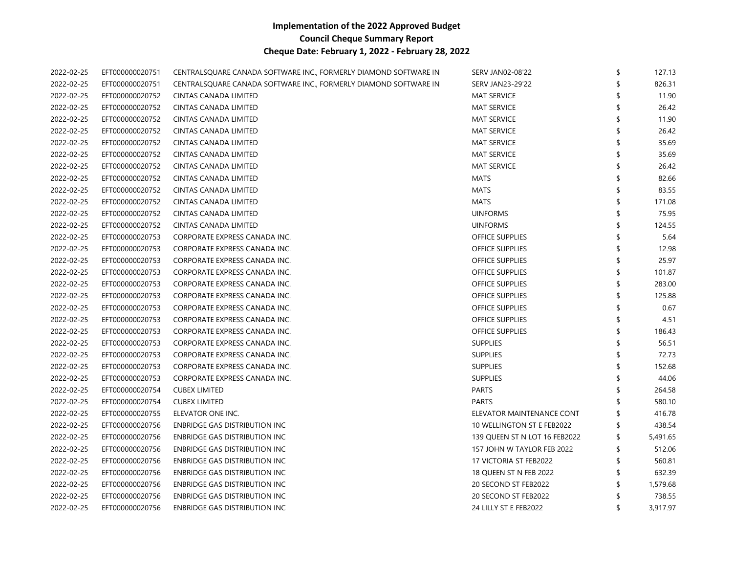# Implementation of the 2022 Approved Budget
## Council Cheque Summary Report
### Cheque Date: February 1, 2022 - February 28, 2022

| | | | | | |
|---|---|---|---|---|---|
| 2022-02-25 | EFT000000020751 | CENTRALSQUARE CANADA SOFTWARE INC., FORMERLY DIAMOND SOFTWARE IN | SERV JAN02-08'22 | $ | 127.13 |
| 2022-02-25 | EFT000000020751 | CENTRALSQUARE CANADA SOFTWARE INC., FORMERLY DIAMOND SOFTWARE IN | SERV JAN23-29'22 | $ | 826.31 |
| 2022-02-25 | EFT000000020752 | CINTAS CANADA LIMITED | MAT SERVICE | $ | 11.90 |
| 2022-02-25 | EFT000000020752 | CINTAS CANADA LIMITED | MAT SERVICE | $ | 26.42 |
| 2022-02-25 | EFT000000020752 | CINTAS CANADA LIMITED | MAT SERVICE | $ | 11.90 |
| 2022-02-25 | EFT000000020752 | CINTAS CANADA LIMITED | MAT SERVICE | $ | 26.42 |
| 2022-02-25 | EFT000000020752 | CINTAS CANADA LIMITED | MAT SERVICE | $ | 35.69 |
| 2022-02-25 | EFT000000020752 | CINTAS CANADA LIMITED | MAT SERVICE | $ | 35.69 |
| 2022-02-25 | EFT000000020752 | CINTAS CANADA LIMITED | MAT SERVICE | $ | 26.42 |
| 2022-02-25 | EFT000000020752 | CINTAS CANADA LIMITED | MATS | $ | 82.66 |
| 2022-02-25 | EFT000000020752 | CINTAS CANADA LIMITED | MATS | $ | 83.55 |
| 2022-02-25 | EFT000000020752 | CINTAS CANADA LIMITED | MATS | $ | 171.08 |
| 2022-02-25 | EFT000000020752 | CINTAS CANADA LIMITED | UINFORMS | $ | 75.95 |
| 2022-02-25 | EFT000000020752 | CINTAS CANADA LIMITED | UINFORMS | $ | 124.55 |
| 2022-02-25 | EFT000000020753 | CORPORATE EXPRESS CANADA INC. | OFFICE SUPPLIES | $ | 5.64 |
| 2022-02-25 | EFT000000020753 | CORPORATE EXPRESS CANADA INC. | OFFICE SUPPLIES | $ | 12.98 |
| 2022-02-25 | EFT000000020753 | CORPORATE EXPRESS CANADA INC. | OFFICE SUPPLIES | $ | 25.97 |
| 2022-02-25 | EFT000000020753 | CORPORATE EXPRESS CANADA INC. | OFFICE SUPPLIES | $ | 101.87 |
| 2022-02-25 | EFT000000020753 | CORPORATE EXPRESS CANADA INC. | OFFICE SUPPLIES | $ | 283.00 |
| 2022-02-25 | EFT000000020753 | CORPORATE EXPRESS CANADA INC. | OFFICE SUPPLIES | $ | 125.88 |
| 2022-02-25 | EFT000000020753 | CORPORATE EXPRESS CANADA INC. | OFFICE SUPPLIES | $ | 0.67 |
| 2022-02-25 | EFT000000020753 | CORPORATE EXPRESS CANADA INC. | OFFICE SUPPLIES | $ | 4.51 |
| 2022-02-25 | EFT000000020753 | CORPORATE EXPRESS CANADA INC. | OFFICE SUPPLIES | $ | 186.43 |
| 2022-02-25 | EFT000000020753 | CORPORATE EXPRESS CANADA INC. | SUPPLIES | $ | 56.51 |
| 2022-02-25 | EFT000000020753 | CORPORATE EXPRESS CANADA INC. | SUPPLIES | $ | 72.73 |
| 2022-02-25 | EFT000000020753 | CORPORATE EXPRESS CANADA INC. | SUPPLIES | $ | 152.68 |
| 2022-02-25 | EFT000000020753 | CORPORATE EXPRESS CANADA INC. | SUPPLIES | $ | 44.06 |
| 2022-02-25 | EFT000000020754 | CUBEX LIMITED | PARTS | $ | 264.58 |
| 2022-02-25 | EFT000000020754 | CUBEX LIMITED | PARTS | $ | 580.10 |
| 2022-02-25 | EFT000000020755 | ELEVATOR ONE INC. | ELEVATOR MAINTENANCE CONT | $ | 416.78 |
| 2022-02-25 | EFT000000020756 | ENBRIDGE GAS DISTRIBUTION INC | 10 WELLINGTON ST E FEB2022 | $ | 438.54 |
| 2022-02-25 | EFT000000020756 | ENBRIDGE GAS DISTRIBUTION INC | 139 QUEEN ST N LOT 16 FEB2022 | $ | 5,491.65 |
| 2022-02-25 | EFT000000020756 | ENBRIDGE GAS DISTRIBUTION INC | 157 JOHN W TAYLOR FEB 2022 | $ | 512.06 |
| 2022-02-25 | EFT000000020756 | ENBRIDGE GAS DISTRIBUTION INC | 17 VICTORIA ST FEB2022 | $ | 560.81 |
| 2022-02-25 | EFT000000020756 | ENBRIDGE GAS DISTRIBUTION INC | 18 QUEEN ST N FEB 2022 | $ | 632.39 |
| 2022-02-25 | EFT000000020756 | ENBRIDGE GAS DISTRIBUTION INC | 20 SECOND ST FEB2022 | $ | 1,579.68 |
| 2022-02-25 | EFT000000020756 | ENBRIDGE GAS DISTRIBUTION INC | 20 SECOND ST FEB2022 | $ | 738.55 |
| 2022-02-25 | EFT000000020756 | ENBRIDGE GAS DISTRIBUTION INC | 24 LILLY ST E FEB2022 | $ | 3,917.97 |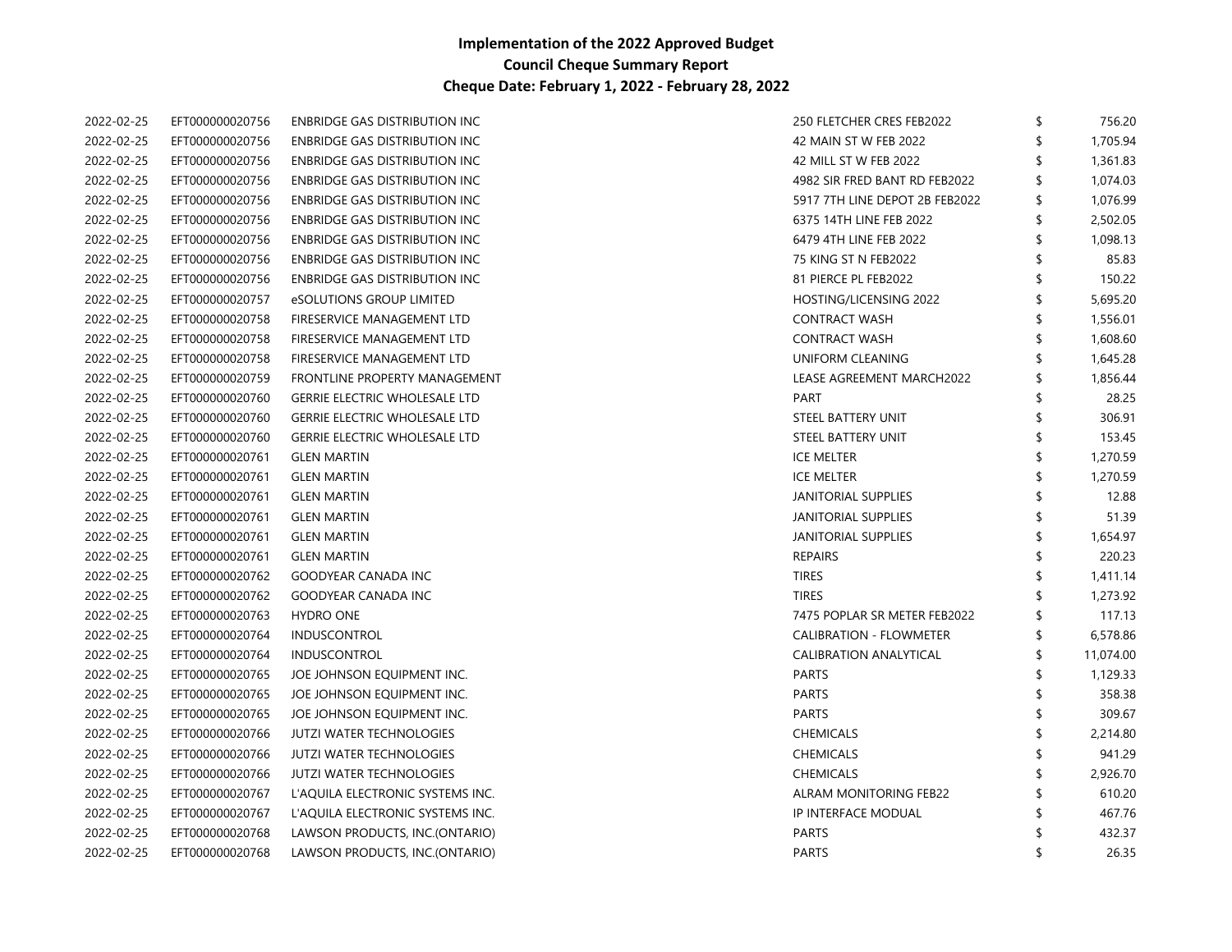# Implementation of the 2022 Approved Budget
## Council Cheque Summary Report
### Cheque Date: February 1, 2022 - February 28, 2022

| | | | | | |
|---|---|---|---|---|---|
| 2022-02-25 | EFT000000020756 | ENBRIDGE GAS DISTRIBUTION INC | 250 FLETCHER CRES FEB2022 | $ | 756.20 |
| 2022-02-25 | EFT000000020756 | ENBRIDGE GAS DISTRIBUTION INC | 42 MAIN ST W FEB 2022 | $ | 1,705.94 |
| 2022-02-25 | EFT000000020756 | ENBRIDGE GAS DISTRIBUTION INC | 42 MILL ST W FEB 2022 | $ | 1,361.83 |
| 2022-02-25 | EFT000000020756 | ENBRIDGE GAS DISTRIBUTION INC | 4982 SIR FRED BANT RD FEB2022 | $ | 1,074.03 |
| 2022-02-25 | EFT000000020756 | ENBRIDGE GAS DISTRIBUTION INC | 5917 7TH LINE DEPOT 2B FEB2022 | $ | 1,076.99 |
| 2022-02-25 | EFT000000020756 | ENBRIDGE GAS DISTRIBUTION INC | 6375 14TH LINE FEB 2022 | $ | 2,502.05 |
| 2022-02-25 | EFT000000020756 | ENBRIDGE GAS DISTRIBUTION INC | 6479 4TH LINE FEB 2022 | $ | 1,098.13 |
| 2022-02-25 | EFT000000020756 | ENBRIDGE GAS DISTRIBUTION INC | 75 KING ST N FEB2022 | $ | 85.83 |
| 2022-02-25 | EFT000000020756 | ENBRIDGE GAS DISTRIBUTION INC | 81 PIERCE PL FEB2022 | $ | 150.22 |
| 2022-02-25 | EFT000000020757 | eSOLUTIONS GROUP LIMITED | HOSTING/LICENSING 2022 | $ | 5,695.20 |
| 2022-02-25 | EFT000000020758 | FIRESERVICE MANAGEMENT LTD | CONTRACT WASH | $ | 1,556.01 |
| 2022-02-25 | EFT000000020758 | FIRESERVICE MANAGEMENT LTD | CONTRACT WASH | $ | 1,608.60 |
| 2022-02-25 | EFT000000020758 | FIRESERVICE MANAGEMENT LTD | UNIFORM CLEANING | $ | 1,645.28 |
| 2022-02-25 | EFT000000020759 | FRONTLINE PROPERTY MANAGEMENT | LEASE AGREEMENT MARCH2022 | $ | 1,856.44 |
| 2022-02-25 | EFT000000020760 | GERRIE ELECTRIC WHOLESALE LTD | PART | $ | 28.25 |
| 2022-02-25 | EFT000000020760 | GERRIE ELECTRIC WHOLESALE LTD | STEEL BATTERY UNIT | $ | 306.91 |
| 2022-02-25 | EFT000000020760 | GERRIE ELECTRIC WHOLESALE LTD | STEEL BATTERY UNIT | $ | 153.45 |
| 2022-02-25 | EFT000000020761 | GLEN MARTIN | ICE MELTER | $ | 1,270.59 |
| 2022-02-25 | EFT000000020761 | GLEN MARTIN | ICE MELTER | $ | 1,270.59 |
| 2022-02-25 | EFT000000020761 | GLEN MARTIN | JANITORIAL SUPPLIES | $ | 12.88 |
| 2022-02-25 | EFT000000020761 | GLEN MARTIN | JANITORIAL SUPPLIES | $ | 51.39 |
| 2022-02-25 | EFT000000020761 | GLEN MARTIN | JANITORIAL SUPPLIES | $ | 1,654.97 |
| 2022-02-25 | EFT000000020761 | GLEN MARTIN | REPAIRS | $ | 220.23 |
| 2022-02-25 | EFT000000020762 | GOODYEAR CANADA INC | TIRES | $ | 1,411.14 |
| 2022-02-25 | EFT000000020762 | GOODYEAR CANADA INC | TIRES | $ | 1,273.92 |
| 2022-02-25 | EFT000000020763 | HYDRO ONE | 7475 POPLAR SR METER FEB2022 | $ | 117.13 |
| 2022-02-25 | EFT000000020764 | INDUSCONTROL | CALIBRATION - FLOWMETER | $ | 6,578.86 |
| 2022-02-25 | EFT000000020764 | INDUSCONTROL | CALIBRATION ANALYTICAL | $ | 11,074.00 |
| 2022-02-25 | EFT000000020765 | JOE JOHNSON EQUIPMENT INC. | PARTS | $ | 1,129.33 |
| 2022-02-25 | EFT000000020765 | JOE JOHNSON EQUIPMENT INC. | PARTS | $ | 358.38 |
| 2022-02-25 | EFT000000020765 | JOE JOHNSON EQUIPMENT INC. | PARTS | $ | 309.67 |
| 2022-02-25 | EFT000000020766 | JUTZI WATER TECHNOLOGIES | CHEMICALS | $ | 2,214.80 |
| 2022-02-25 | EFT000000020766 | JUTZI WATER TECHNOLOGIES | CHEMICALS | $ | 941.29 |
| 2022-02-25 | EFT000000020766 | JUTZI WATER TECHNOLOGIES | CHEMICALS | $ | 2,926.70 |
| 2022-02-25 | EFT000000020767 | L'AQUILA ELECTRONIC SYSTEMS INC. | ALRAM MONITORING FEB22 | $ | 610.20 |
| 2022-02-25 | EFT000000020767 | L'AQUILA ELECTRONIC SYSTEMS INC. | IP INTERFACE MODUAL | $ | 467.76 |
| 2022-02-25 | EFT000000020768 | LAWSON PRODUCTS, INC.(ONTARIO) | PARTS | $ | 432.37 |
| 2022-02-25 | EFT000000020768 | LAWSON PRODUCTS, INC.(ONTARIO) | PARTS | $ | 26.35 |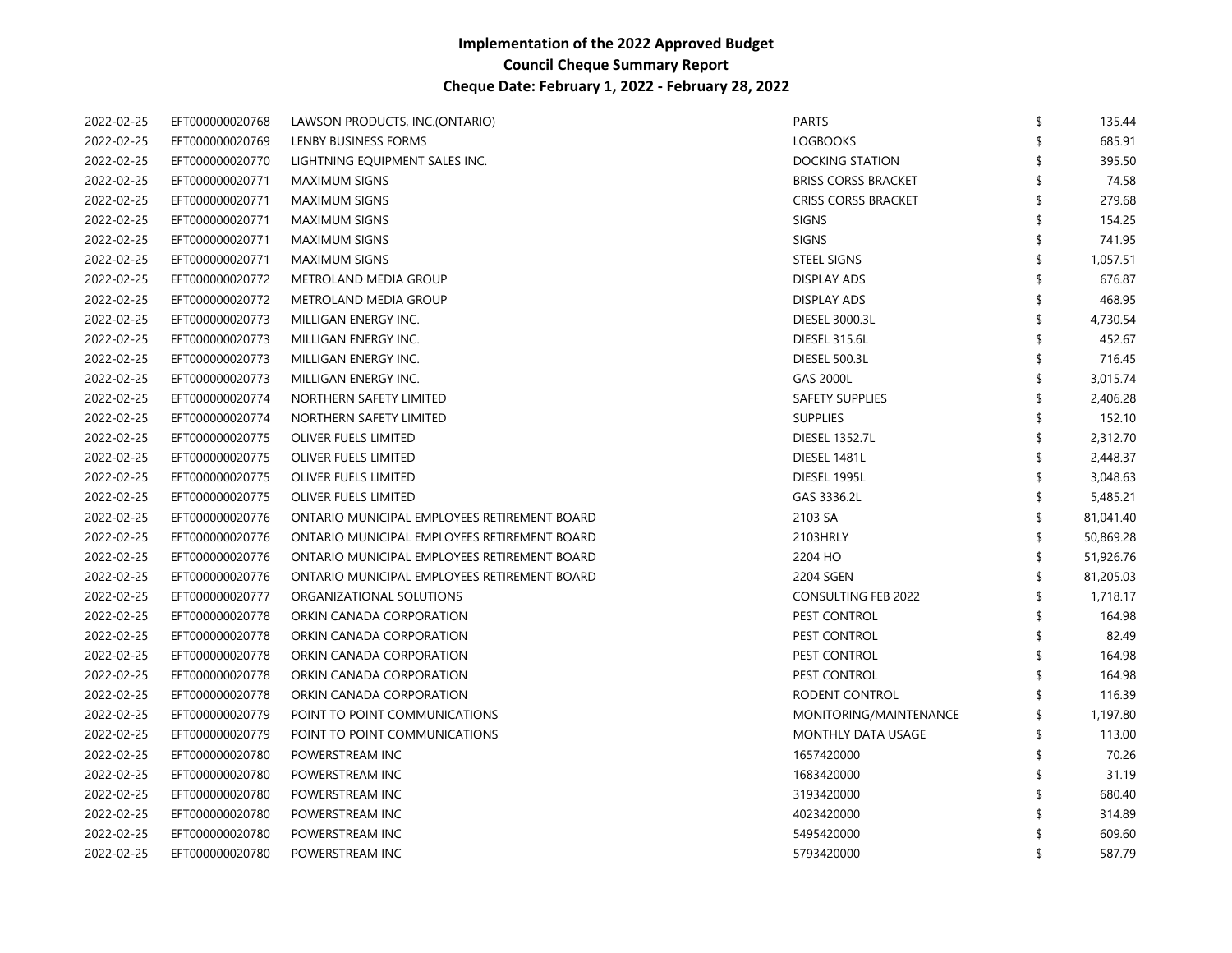# Implementation of the 2022 Approved Budget
## Council Cheque Summary Report
### Cheque Date: February 1, 2022 - February 28, 2022

| | | | | | |
|---|---|---|---|---|---|
| 2022-02-25 | EFT000000020768 | LAWSON PRODUCTS, INC.(ONTARIO) | PARTS | $ | 135.44 |
| 2022-02-25 | EFT000000020769 | LENBY BUSINESS FORMS | LOGBOOKS | $ | 685.91 |
| 2022-02-25 | EFT000000020770 | LIGHTNING EQUIPMENT SALES INC. | DOCKING STATION | $ | 395.50 |
| 2022-02-25 | EFT000000020771 | MAXIMUM SIGNS | BRISS CORSS BRACKET | $ | 74.58 |
| 2022-02-25 | EFT000000020771 | MAXIMUM SIGNS | CRISS CORSS BRACKET | $ | 279.68 |
| 2022-02-25 | EFT000000020771 | MAXIMUM SIGNS | SIGNS | $ | 154.25 |
| 2022-02-25 | EFT000000020771 | MAXIMUM SIGNS | SIGNS | $ | 741.95 |
| 2022-02-25 | EFT000000020771 | MAXIMUM SIGNS | STEEL SIGNS | $ | 1,057.51 |
| 2022-02-25 | EFT000000020772 | METROLAND MEDIA GROUP | DISPLAY ADS | $ | 676.87 |
| 2022-02-25 | EFT000000020772 | METROLAND MEDIA GROUP | DISPLAY ADS | $ | 468.95 |
| 2022-02-25 | EFT000000020773 | MILLIGAN ENERGY INC. | DIESEL 3000.3L | $ | 4,730.54 |
| 2022-02-25 | EFT000000020773 | MILLIGAN ENERGY INC. | DIESEL 315.6L | $ | 452.67 |
| 2022-02-25 | EFT000000020773 | MILLIGAN ENERGY INC. | DIESEL 500.3L | $ | 716.45 |
| 2022-02-25 | EFT000000020773 | MILLIGAN ENERGY INC. | GAS 2000L | $ | 3,015.74 |
| 2022-02-25 | EFT000000020774 | NORTHERN SAFETY LIMITED | SAFETY SUPPLIES | $ | 2,406.28 |
| 2022-02-25 | EFT000000020774 | NORTHERN SAFETY LIMITED | SUPPLIES | $ | 152.10 |
| 2022-02-25 | EFT000000020775 | OLIVER FUELS LIMITED | DIESEL 1352.7L | $ | 2,312.70 |
| 2022-02-25 | EFT000000020775 | OLIVER FUELS LIMITED | DIESEL 1481L | $ | 2,448.37 |
| 2022-02-25 | EFT000000020775 | OLIVER FUELS LIMITED | DIESEL 1995L | $ | 3,048.63 |
| 2022-02-25 | EFT000000020775 | OLIVER FUELS LIMITED | GAS 3336.2L | $ | 5,485.21 |
| 2022-02-25 | EFT000000020776 | ONTARIO MUNICIPAL EMPLOYEES RETIREMENT BOARD | 2103 SA | $ | 81,041.40 |
| 2022-02-25 | EFT000000020776 | ONTARIO MUNICIPAL EMPLOYEES RETIREMENT BOARD | 2103HRLY | $ | 50,869.28 |
| 2022-02-25 | EFT000000020776 | ONTARIO MUNICIPAL EMPLOYEES RETIREMENT BOARD | 2204 HO | $ | 51,926.76 |
| 2022-02-25 | EFT000000020776 | ONTARIO MUNICIPAL EMPLOYEES RETIREMENT BOARD | 2204 SGEN | $ | 81,205.03 |
| 2022-02-25 | EFT000000020777 | ORGANIZATIONAL SOLUTIONS | CONSULTING FEB 2022 | $ | 1,718.17 |
| 2022-02-25 | EFT000000020778 | ORKIN CANADA CORPORATION | PEST CONTROL | $ | 164.98 |
| 2022-02-25 | EFT000000020778 | ORKIN CANADA CORPORATION | PEST CONTROL | $ | 82.49 |
| 2022-02-25 | EFT000000020778 | ORKIN CANADA CORPORATION | PEST CONTROL | $ | 164.98 |
| 2022-02-25 | EFT000000020778 | ORKIN CANADA CORPORATION | PEST CONTROL | $ | 164.98 |
| 2022-02-25 | EFT000000020778 | ORKIN CANADA CORPORATION | RODENT CONTROL | $ | 116.39 |
| 2022-02-25 | EFT000000020779 | POINT TO POINT COMMUNICATIONS | MONITORING/MAINTENANCE | $ | 1,197.80 |
| 2022-02-25 | EFT000000020779 | POINT TO POINT COMMUNICATIONS | MONTHLY DATA USAGE | $ | 113.00 |
| 2022-02-25 | EFT000000020780 | POWERSTREAM INC | 1657420000 | $ | 70.26 |
| 2022-02-25 | EFT000000020780 | POWERSTREAM INC | 1683420000 | $ | 31.19 |
| 2022-02-25 | EFT000000020780 | POWERSTREAM INC | 3193420000 | $ | 680.40 |
| 2022-02-25 | EFT000000020780 | POWERSTREAM INC | 4023420000 | $ | 314.89 |
| 2022-02-25 | EFT000000020780 | POWERSTREAM INC | 5495420000 | $ | 609.60 |
| 2022-02-25 | EFT000000020780 | POWERSTREAM INC | 5793420000 | $ | 587.79 |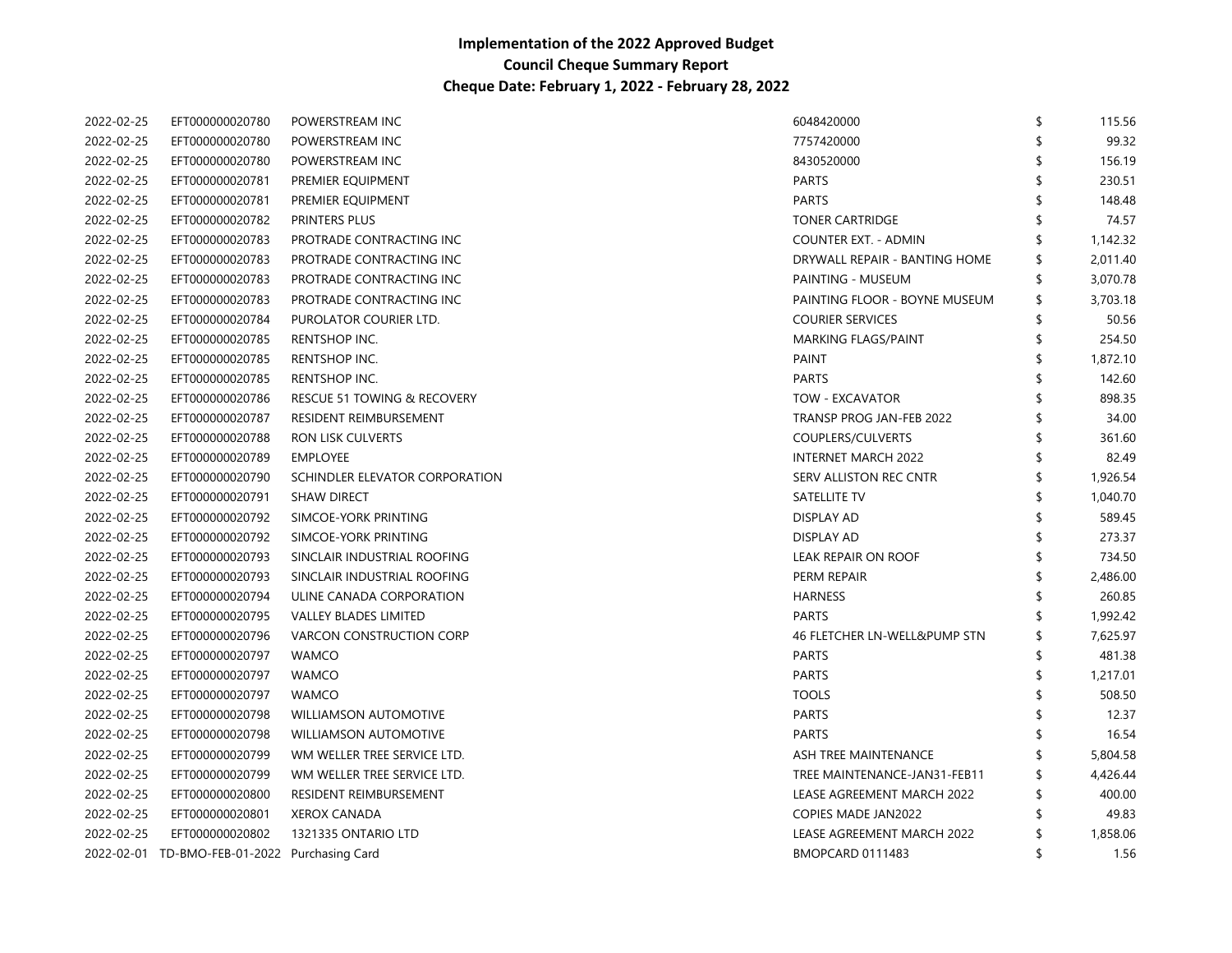# Implementation of the 2022 Approved Budget
## Council Cheque Summary Report
### Cheque Date: February 1, 2022 - February 28, 2022

| | | | | | |
|---|---|---|---|---|---|
| 2022-02-25 | EFT000000020780 | POWERSTREAM INC | 6048420000 | $ | 115.56 |
| 2022-02-25 | EFT000000020780 | POWERSTREAM INC | 7757420000 | $ | 99.32 |
| 2022-02-25 | EFT000000020780 | POWERSTREAM INC | 8430520000 | $ | 156.19 |
| 2022-02-25 | EFT000000020781 | PREMIER EQUIPMENT | PARTS | $ | 230.51 |
| 2022-02-25 | EFT000000020781 | PREMIER EQUIPMENT | PARTS | $ | 148.48 |
| 2022-02-25 | EFT000000020782 | PRINTERS PLUS | TONER CARTRIDGE | $ | 74.57 |
| 2022-02-25 | EFT000000020783 | PROTRADE CONTRACTING INC | COUNTER EXT. - ADMIN | $ | 1,142.32 |
| 2022-02-25 | EFT000000020783 | PROTRADE CONTRACTING INC | DRYWALL REPAIR - BANTING HOME | $ | 2,011.40 |
| 2022-02-25 | EFT000000020783 | PROTRADE CONTRACTING INC | PAINTING - MUSEUM | $ | 3,070.78 |
| 2022-02-25 | EFT000000020783 | PROTRADE CONTRACTING INC | PAINTING FLOOR - BOYNE MUSEUM | $ | 3,703.18 |
| 2022-02-25 | EFT000000020784 | PUROLATOR COURIER LTD. | COURIER SERVICES | $ | 50.56 |
| 2022-02-25 | EFT000000020785 | RENTSHOP INC. | MARKING FLAGS/PAINT | $ | 254.50 |
| 2022-02-25 | EFT000000020785 | RENTSHOP INC. | PAINT | $ | 1,872.10 |
| 2022-02-25 | EFT000000020785 | RENTSHOP INC. | PARTS | $ | 142.60 |
| 2022-02-25 | EFT000000020786 | RESCUE 51 TOWING & RECOVERY | TOW - EXCAVATOR | $ | 898.35 |
| 2022-02-25 | EFT000000020787 | RESIDENT REIMBURSEMENT | TRANSP PROG JAN-FEB 2022 | $ | 34.00 |
| 2022-02-25 | EFT000000020788 | RON LISK CULVERTS | COUPLERS/CULVERTS | $ | 361.60 |
| 2022-02-25 | EFT000000020789 | EMPLOYEE | INTERNET MARCH 2022 | $ | 82.49 |
| 2022-02-25 | EFT000000020790 | SCHINDLER ELEVATOR CORPORATION | SERV ALLISTON REC CNTR | $ | 1,926.54 |
| 2022-02-25 | EFT000000020791 | SHAW DIRECT | SATELLITE TV | $ | 1,040.70 |
| 2022-02-25 | EFT000000020792 | SIMCOE-YORK PRINTING | DISPLAY AD | $ | 589.45 |
| 2022-02-25 | EFT000000020792 | SIMCOE-YORK PRINTING | DISPLAY AD | $ | 273.37 |
| 2022-02-25 | EFT000000020793 | SINCLAIR INDUSTRIAL ROOFING | LEAK REPAIR ON ROOF | $ | 734.50 |
| 2022-02-25 | EFT000000020793 | SINCLAIR INDUSTRIAL ROOFING | PERM REPAIR | $ | 2,486.00 |
| 2022-02-25 | EFT000000020794 | ULINE CANADA CORPORATION | HARNESS | $ | 260.85 |
| 2022-02-25 | EFT000000020795 | VALLEY BLADES LIMITED | PARTS | $ | 1,992.42 |
| 2022-02-25 | EFT000000020796 | VARCON CONSTRUCTION CORP | 46 FLETCHER LN-WELL&PUMP STN | $ | 7,625.97 |
| 2022-02-25 | EFT000000020797 | WAMCO | PARTS | $ | 481.38 |
| 2022-02-25 | EFT000000020797 | WAMCO | PARTS | $ | 1,217.01 |
| 2022-02-25 | EFT000000020797 | WAMCO | TOOLS | $ | 508.50 |
| 2022-02-25 | EFT000000020798 | WILLIAMSON AUTOMOTIVE | PARTS | $ | 12.37 |
| 2022-02-25 | EFT000000020798 | WILLIAMSON AUTOMOTIVE | PARTS | $ | 16.54 |
| 2022-02-25 | EFT000000020799 | WM WELLER TREE SERVICE LTD. | ASH TREE MAINTENANCE | $ | 5,804.58 |
| 2022-02-25 | EFT000000020799 | WM WELLER TREE SERVICE LTD. | TREE MAINTENANCE-JAN31-FEB11 | $ | 4,426.44 |
| 2022-02-25 | EFT000000020800 | RESIDENT REIMBURSEMENT | LEASE AGREEMENT MARCH 2022 | $ | 400.00 |
| 2022-02-25 | EFT000000020801 | XEROX CANADA | COPIES MADE JAN2022 | $ | 49.83 |
| 2022-02-25 | EFT000000020802 | 1321335 ONTARIO LTD | LEASE AGREEMENT MARCH 2022 | $ | 1,858.06 |
| 2022-02-01 | TD-BMO-FEB-01-2022 | Purchasing Card | BMOPCARD 0111483 | $ | 1.56 |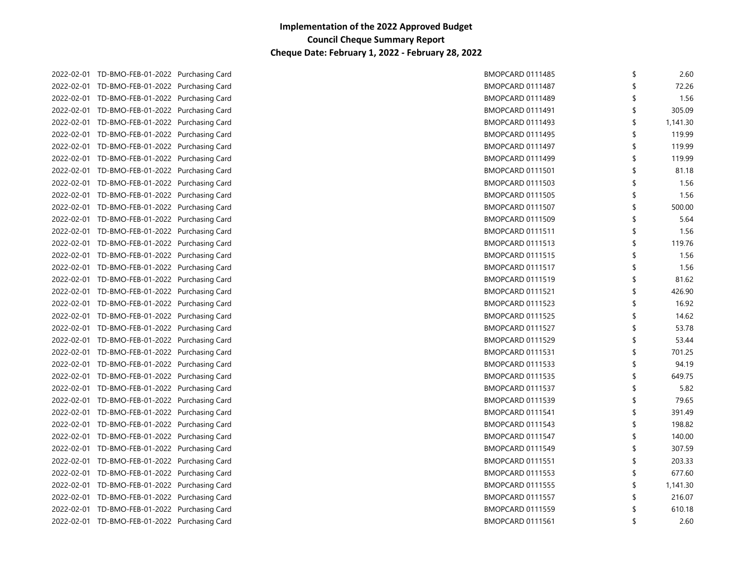# Implementation of the 2022 Approved Budget
## Council Cheque Summary Report
### Cheque Date: February 1, 2022 - February 28, 2022

| | | | | | |
|---|---|---|---|---|---|
| 2022-02-01 | TD-BMO-FEB-01-2022 | Purchasing Card | BMOPCARD 0111485 | $ | 2.60 |
| 2022-02-01 | TD-BMO-FEB-01-2022 | Purchasing Card | BMOPCARD 0111487 | $ | 72.26 |
| 2022-02-01 | TD-BMO-FEB-01-2022 | Purchasing Card | BMOPCARD 0111489 | $ | 1.56 |
| 2022-02-01 | TD-BMO-FEB-01-2022 | Purchasing Card | BMOPCARD 0111491 | $ | 305.09 |
| 2022-02-01 | TD-BMO-FEB-01-2022 | Purchasing Card | BMOPCARD 0111493 | $ | 1,141.30 |
| 2022-02-01 | TD-BMO-FEB-01-2022 | Purchasing Card | BMOPCARD 0111495 | $ | 119.99 |
| 2022-02-01 | TD-BMO-FEB-01-2022 | Purchasing Card | BMOPCARD 0111497 | $ | 119.99 |
| 2022-02-01 | TD-BMO-FEB-01-2022 | Purchasing Card | BMOPCARD 0111499 | $ | 119.99 |
| 2022-02-01 | TD-BMO-FEB-01-2022 | Purchasing Card | BMOPCARD 0111501 | $ | 81.18 |
| 2022-02-01 | TD-BMO-FEB-01-2022 | Purchasing Card | BMOPCARD 0111503 | $ | 1.56 |
| 2022-02-01 | TD-BMO-FEB-01-2022 | Purchasing Card | BMOPCARD 0111505 | $ | 1.56 |
| 2022-02-01 | TD-BMO-FEB-01-2022 | Purchasing Card | BMOPCARD 0111507 | $ | 500.00 |
| 2022-02-01 | TD-BMO-FEB-01-2022 | Purchasing Card | BMOPCARD 0111509 | $ | 5.64 |
| 2022-02-01 | TD-BMO-FEB-01-2022 | Purchasing Card | BMOPCARD 0111511 | $ | 1.56 |
| 2022-02-01 | TD-BMO-FEB-01-2022 | Purchasing Card | BMOPCARD 0111513 | $ | 119.76 |
| 2022-02-01 | TD-BMO-FEB-01-2022 | Purchasing Card | BMOPCARD 0111515 | $ | 1.56 |
| 2022-02-01 | TD-BMO-FEB-01-2022 | Purchasing Card | BMOPCARD 0111517 | $ | 1.56 |
| 2022-02-01 | TD-BMO-FEB-01-2022 | Purchasing Card | BMOPCARD 0111519 | $ | 81.62 |
| 2022-02-01 | TD-BMO-FEB-01-2022 | Purchasing Card | BMOPCARD 0111521 | $ | 426.90 |
| 2022-02-01 | TD-BMO-FEB-01-2022 | Purchasing Card | BMOPCARD 0111523 | $ | 16.92 |
| 2022-02-01 | TD-BMO-FEB-01-2022 | Purchasing Card | BMOPCARD 0111525 | $ | 14.62 |
| 2022-02-01 | TD-BMO-FEB-01-2022 | Purchasing Card | BMOPCARD 0111527 | $ | 53.78 |
| 2022-02-01 | TD-BMO-FEB-01-2022 | Purchasing Card | BMOPCARD 0111529 | $ | 53.44 |
| 2022-02-01 | TD-BMO-FEB-01-2022 | Purchasing Card | BMOPCARD 0111531 | $ | 701.25 |
| 2022-02-01 | TD-BMO-FEB-01-2022 | Purchasing Card | BMOPCARD 0111533 | $ | 94.19 |
| 2022-02-01 | TD-BMO-FEB-01-2022 | Purchasing Card | BMOPCARD 0111535 | $ | 649.75 |
| 2022-02-01 | TD-BMO-FEB-01-2022 | Purchasing Card | BMOPCARD 0111537 | $ | 5.82 |
| 2022-02-01 | TD-BMO-FEB-01-2022 | Purchasing Card | BMOPCARD 0111539 | $ | 79.65 |
| 2022-02-01 | TD-BMO-FEB-01-2022 | Purchasing Card | BMOPCARD 0111541 | $ | 391.49 |
| 2022-02-01 | TD-BMO-FEB-01-2022 | Purchasing Card | BMOPCARD 0111543 | $ | 198.82 |
| 2022-02-01 | TD-BMO-FEB-01-2022 | Purchasing Card | BMOPCARD 0111547 | $ | 140.00 |
| 2022-02-01 | TD-BMO-FEB-01-2022 | Purchasing Card | BMOPCARD 0111549 | $ | 307.59 |
| 2022-02-01 | TD-BMO-FEB-01-2022 | Purchasing Card | BMOPCARD 0111551 | $ | 203.33 |
| 2022-02-01 | TD-BMO-FEB-01-2022 | Purchasing Card | BMOPCARD 0111553 | $ | 677.60 |
| 2022-02-01 | TD-BMO-FEB-01-2022 | Purchasing Card | BMOPCARD 0111555 | $ | 1,141.30 |
| 2022-02-01 | TD-BMO-FEB-01-2022 | Purchasing Card | BMOPCARD 0111557 | $ | 216.07 |
| 2022-02-01 | TD-BMO-FEB-01-2022 | Purchasing Card | BMOPCARD 0111559 | $ | 610.18 |
| 2022-02-01 | TD-BMO-FEB-01-2022 | Purchasing Card | BMOPCARD 0111561 | $ | 2.60 |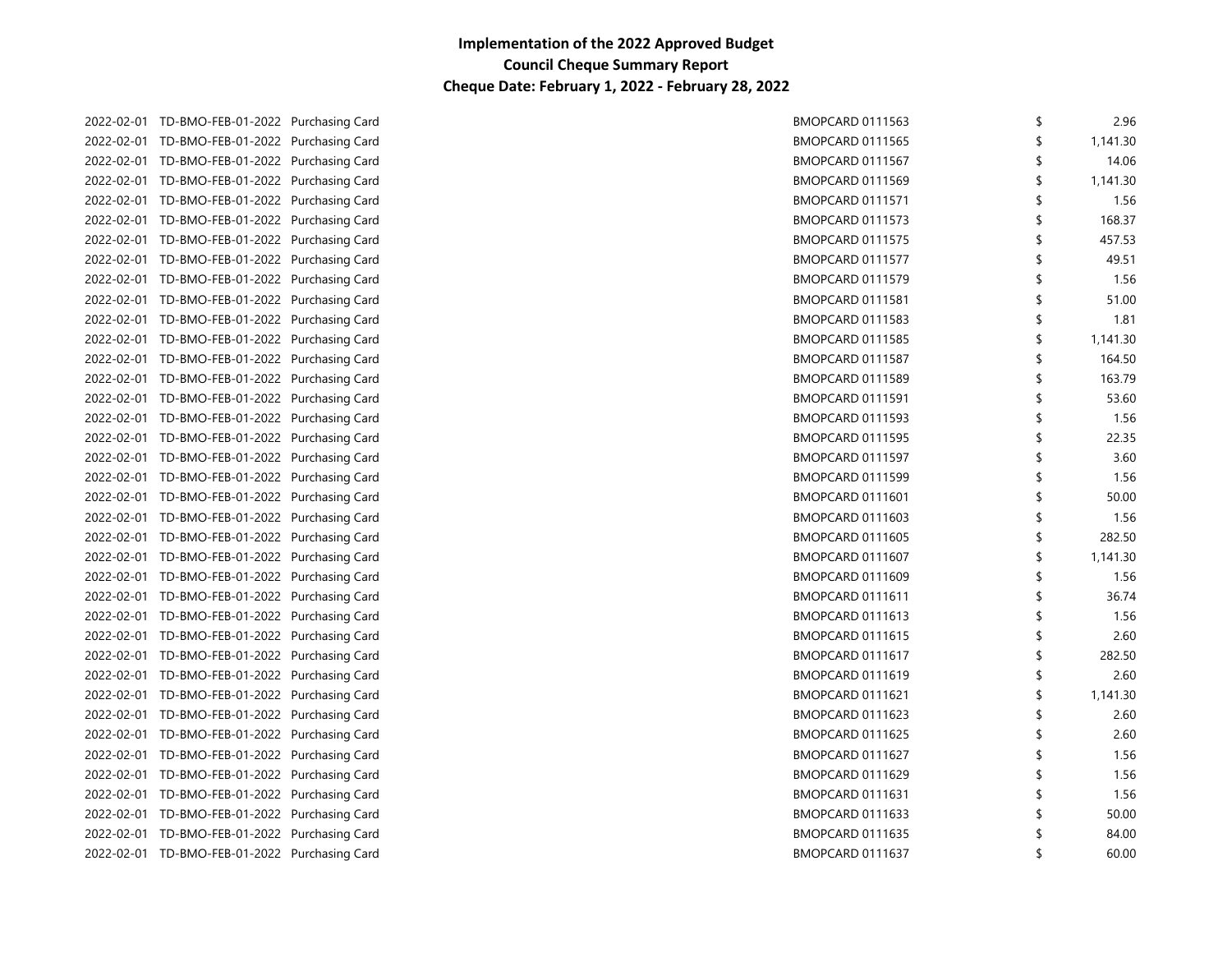# Implementation of the 2022 Approved Budget
## Council Cheque Summary Report
### Cheque Date: February 1, 2022 - February 28, 2022

| | | | | | | |
|---|---|---|---|---|---|---|
| 2022-02-01 | TD-BMO-FEB-01-2022 | Purchasing Card | | BMOPCARD 0111563 | $ | 2.96 |
| 2022-02-01 | TD-BMO-FEB-01-2022 | Purchasing Card | | BMOPCARD 0111565 | $ | 1,141.30 |
| 2022-02-01 | TD-BMO-FEB-01-2022 | Purchasing Card | | BMOPCARD 0111567 | $ | 14.06 |
| 2022-02-01 | TD-BMO-FEB-01-2022 | Purchasing Card | | BMOPCARD 0111569 | $ | 1,141.30 |
| 2022-02-01 | TD-BMO-FEB-01-2022 | Purchasing Card | | BMOPCARD 0111571 | $ | 1.56 |
| 2022-02-01 | TD-BMO-FEB-01-2022 | Purchasing Card | | BMOPCARD 0111573 | $ | 168.37 |
| 2022-02-01 | TD-BMO-FEB-01-2022 | Purchasing Card | | BMOPCARD 0111575 | $ | 457.53 |
| 2022-02-01 | TD-BMO-FEB-01-2022 | Purchasing Card | | BMOPCARD 0111577 | $ | 49.51 |
| 2022-02-01 | TD-BMO-FEB-01-2022 | Purchasing Card | | BMOPCARD 0111579 | $ | 1.56 |
| 2022-02-01 | TD-BMO-FEB-01-2022 | Purchasing Card | | BMOPCARD 0111581 | $ | 51.00 |
| 2022-02-01 | TD-BMO-FEB-01-2022 | Purchasing Card | | BMOPCARD 0111583 | $ | 1.81 |
| 2022-02-01 | TD-BMO-FEB-01-2022 | Purchasing Card | | BMOPCARD 0111585 | $ | 1,141.30 |
| 2022-02-01 | TD-BMO-FEB-01-2022 | Purchasing Card | | BMOPCARD 0111587 | $ | 164.50 |
| 2022-02-01 | TD-BMO-FEB-01-2022 | Purchasing Card | | BMOPCARD 0111589 | $ | 163.79 |
| 2022-02-01 | TD-BMO-FEB-01-2022 | Purchasing Card | | BMOPCARD 0111591 | $ | 53.60 |
| 2022-02-01 | TD-BMO-FEB-01-2022 | Purchasing Card | | BMOPCARD 0111593 | $ | 1.56 |
| 2022-02-01 | TD-BMO-FEB-01-2022 | Purchasing Card | | BMOPCARD 0111595 | $ | 22.35 |
| 2022-02-01 | TD-BMO-FEB-01-2022 | Purchasing Card | | BMOPCARD 0111597 | $ | 3.60 |
| 2022-02-01 | TD-BMO-FEB-01-2022 | Purchasing Card | | BMOPCARD 0111599 | $ | 1.56 |
| 2022-02-01 | TD-BMO-FEB-01-2022 | Purchasing Card | | BMOPCARD 0111601 | $ | 50.00 |
| 2022-02-01 | TD-BMO-FEB-01-2022 | Purchasing Card | | BMOPCARD 0111603 | $ | 1.56 |
| 2022-02-01 | TD-BMO-FEB-01-2022 | Purchasing Card | | BMOPCARD 0111605 | $ | 282.50 |
| 2022-02-01 | TD-BMO-FEB-01-2022 | Purchasing Card | | BMOPCARD 0111607 | $ | 1,141.30 |
| 2022-02-01 | TD-BMO-FEB-01-2022 | Purchasing Card | | BMOPCARD 0111609 | $ | 1.56 |
| 2022-02-01 | TD-BMO-FEB-01-2022 | Purchasing Card | | BMOPCARD 0111611 | $ | 36.74 |
| 2022-02-01 | TD-BMO-FEB-01-2022 | Purchasing Card | | BMOPCARD 0111613 | $ | 1.56 |
| 2022-02-01 | TD-BMO-FEB-01-2022 | Purchasing Card | | BMOPCARD 0111615 | $ | 2.60 |
| 2022-02-01 | TD-BMO-FEB-01-2022 | Purchasing Card | | BMOPCARD 0111617 | $ | 282.50 |
| 2022-02-01 | TD-BMO-FEB-01-2022 | Purchasing Card | | BMOPCARD 0111619 | $ | 2.60 |
| 2022-02-01 | TD-BMO-FEB-01-2022 | Purchasing Card | | BMOPCARD 0111621 | $ | 1,141.30 |
| 2022-02-01 | TD-BMO-FEB-01-2022 | Purchasing Card | | BMOPCARD 0111623 | $ | 2.60 |
| 2022-02-01 | TD-BMO-FEB-01-2022 | Purchasing Card | | BMOPCARD 0111625 | $ | 2.60 |
| 2022-02-01 | TD-BMO-FEB-01-2022 | Purchasing Card | | BMOPCARD 0111627 | $ | 1.56 |
| 2022-02-01 | TD-BMO-FEB-01-2022 | Purchasing Card | | BMOPCARD 0111629 | $ | 1.56 |
| 2022-02-01 | TD-BMO-FEB-01-2022 | Purchasing Card | | BMOPCARD 0111631 | $ | 1.56 |
| 2022-02-01 | TD-BMO-FEB-01-2022 | Purchasing Card | | BMOPCARD 0111633 | $ | 50.00 |
| 2022-02-01 | TD-BMO-FEB-01-2022 | Purchasing Card | | BMOPCARD 0111635 | $ | 84.00 |
| 2022-02-01 | TD-BMO-FEB-01-2022 | Purchasing Card | | BMOPCARD 0111637 | $ | 60.00 |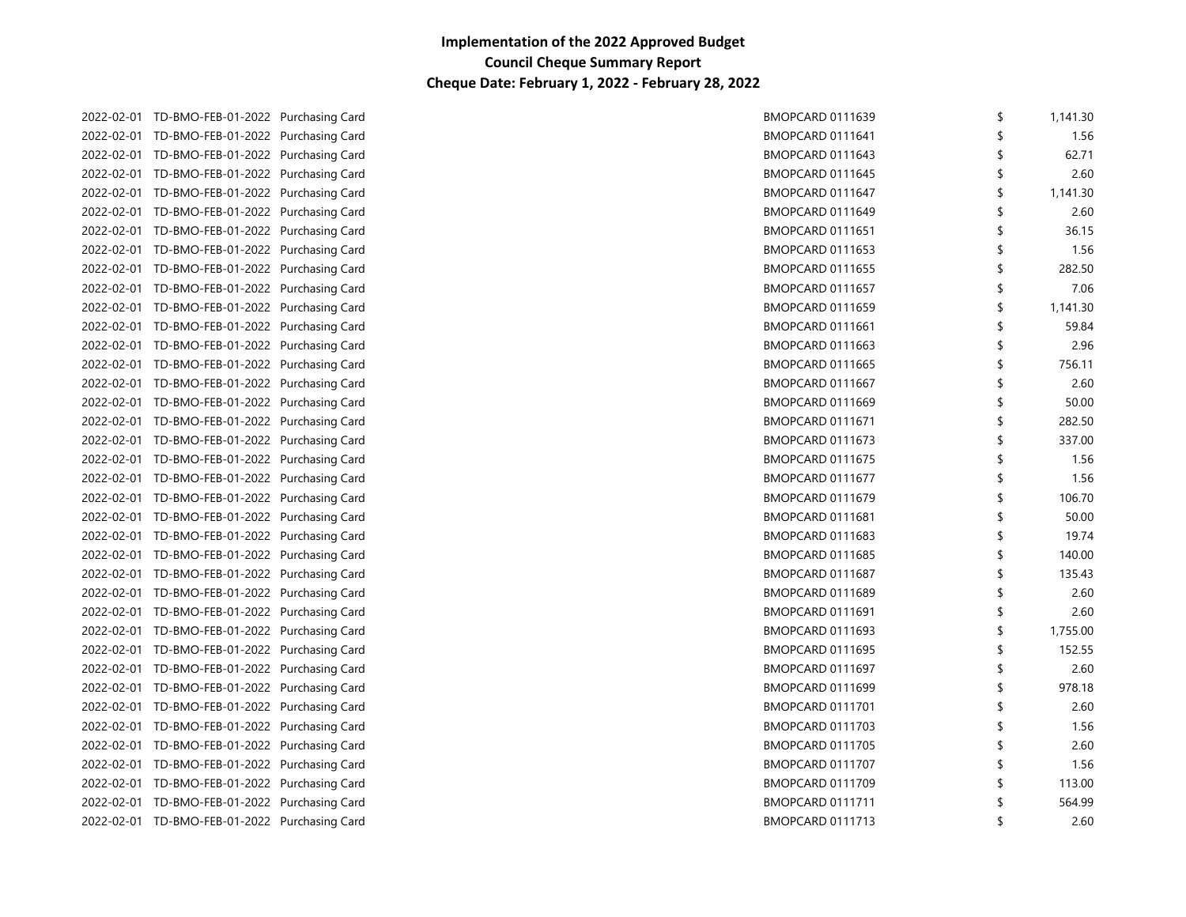**Implementation of the 2022 Approved Budget**
**Council Cheque Summary Report**
**Cheque Date: February 1, 2022 - February 28, 2022**

| | | | | | |
|---|---|---|---|---|---|
| 2022-02-01 | TD-BMO-FEB-01-2022 | Purchasing Card | BMOPCARD 0111639 | $ | 1,141.30 |
| 2022-02-01 | TD-BMO-FEB-01-2022 | Purchasing Card | BMOPCARD 0111641 | $ | 1.56 |
| 2022-02-01 | TD-BMO-FEB-01-2022 | Purchasing Card | BMOPCARD 0111643 | $ | 62.71 |
| 2022-02-01 | TD-BMO-FEB-01-2022 | Purchasing Card | BMOPCARD 0111645 | $ | 2.60 |
| 2022-02-01 | TD-BMO-FEB-01-2022 | Purchasing Card | BMOPCARD 0111647 | $ | 1,141.30 |
| 2022-02-01 | TD-BMO-FEB-01-2022 | Purchasing Card | BMOPCARD 0111649 | $ | 2.60 |
| 2022-02-01 | TD-BMO-FEB-01-2022 | Purchasing Card | BMOPCARD 0111651 | $ | 36.15 |
| 2022-02-01 | TD-BMO-FEB-01-2022 | Purchasing Card | BMOPCARD 0111653 | $ | 1.56 |
| 2022-02-01 | TD-BMO-FEB-01-2022 | Purchasing Card | BMOPCARD 0111655 | $ | 282.50 |
| 2022-02-01 | TD-BMO-FEB-01-2022 | Purchasing Card | BMOPCARD 0111657 | $ | 7.06 |
| 2022-02-01 | TD-BMO-FEB-01-2022 | Purchasing Card | BMOPCARD 0111659 | $ | 1,141.30 |
| 2022-02-01 | TD-BMO-FEB-01-2022 | Purchasing Card | BMOPCARD 0111661 | $ | 59.84 |
| 2022-02-01 | TD-BMO-FEB-01-2022 | Purchasing Card | BMOPCARD 0111663 | $ | 2.96 |
| 2022-02-01 | TD-BMO-FEB-01-2022 | Purchasing Card | BMOPCARD 0111665 | $ | 756.11 |
| 2022-02-01 | TD-BMO-FEB-01-2022 | Purchasing Card | BMOPCARD 0111667 | $ | 2.60 |
| 2022-02-01 | TD-BMO-FEB-01-2022 | Purchasing Card | BMOPCARD 0111669 | $ | 50.00 |
| 2022-02-01 | TD-BMO-FEB-01-2022 | Purchasing Card | BMOPCARD 0111671 | $ | 282.50 |
| 2022-02-01 | TD-BMO-FEB-01-2022 | Purchasing Card | BMOPCARD 0111673 | $ | 337.00 |
| 2022-02-01 | TD-BMO-FEB-01-2022 | Purchasing Card | BMOPCARD 0111675 | $ | 1.56 |
| 2022-02-01 | TD-BMO-FEB-01-2022 | Purchasing Card | BMOPCARD 0111677 | $ | 1.56 |
| 2022-02-01 | TD-BMO-FEB-01-2022 | Purchasing Card | BMOPCARD 0111679 | $ | 106.70 |
| 2022-02-01 | TD-BMO-FEB-01-2022 | Purchasing Card | BMOPCARD 0111681 | $ | 50.00 |
| 2022-02-01 | TD-BMO-FEB-01-2022 | Purchasing Card | BMOPCARD 0111683 | $ | 19.74 |
| 2022-02-01 | TD-BMO-FEB-01-2022 | Purchasing Card | BMOPCARD 0111685 | $ | 140.00 |
| 2022-02-01 | TD-BMO-FEB-01-2022 | Purchasing Card | BMOPCARD 0111687 | $ | 135.43 |
| 2022-02-01 | TD-BMO-FEB-01-2022 | Purchasing Card | BMOPCARD 0111689 | $ | 2.60 |
| 2022-02-01 | TD-BMO-FEB-01-2022 | Purchasing Card | BMOPCARD 0111691 | $ | 2.60 |
| 2022-02-01 | TD-BMO-FEB-01-2022 | Purchasing Card | BMOPCARD 0111693 | $ | 1,755.00 |
| 2022-02-01 | TD-BMO-FEB-01-2022 | Purchasing Card | BMOPCARD 0111695 | $ | 152.55 |
| 2022-02-01 | TD-BMO-FEB-01-2022 | Purchasing Card | BMOPCARD 0111697 | $ | 2.60 |
| 2022-02-01 | TD-BMO-FEB-01-2022 | Purchasing Card | BMOPCARD 0111699 | $ | 978.18 |
| 2022-02-01 | TD-BMO-FEB-01-2022 | Purchasing Card | BMOPCARD 0111701 | $ | 2.60 |
| 2022-02-01 | TD-BMO-FEB-01-2022 | Purchasing Card | BMOPCARD 0111703 | $ | 1.56 |
| 2022-02-01 | TD-BMO-FEB-01-2022 | Purchasing Card | BMOPCARD 0111705 | $ | 2.60 |
| 2022-02-01 | TD-BMO-FEB-01-2022 | Purchasing Card | BMOPCARD 0111707 | $ | 1.56 |
| 2022-02-01 | TD-BMO-FEB-01-2022 | Purchasing Card | BMOPCARD 0111709 | $ | 113.00 |
| 2022-02-01 | TD-BMO-FEB-01-2022 | Purchasing Card | BMOPCARD 0111711 | $ | 564.99 |
| 2022-02-01 | TD-BMO-FEB-01-2022 | Purchasing Card | BMOPCARD 0111713 | $ | 2.60 |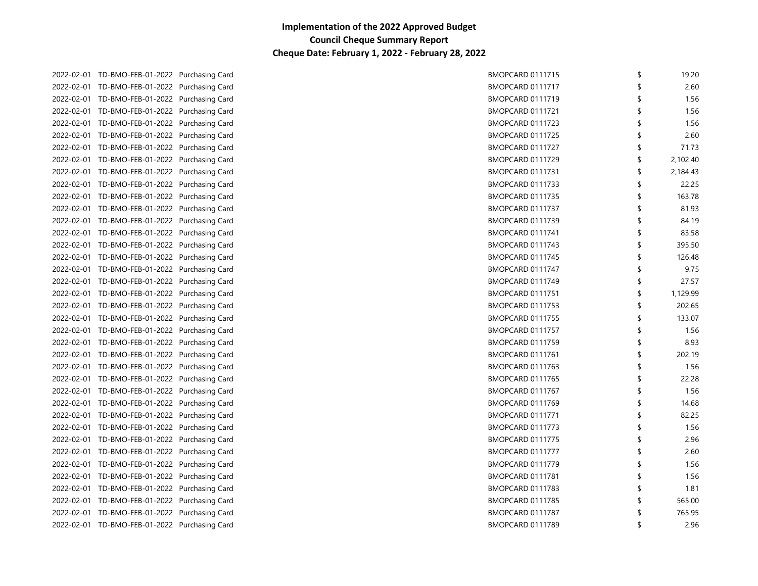# Implementation of the 2022 Approved Budget
## Council Cheque Summary Report
### Cheque Date: February 1, 2022 - February 28, 2022

| | | | | | |
|---|---|---|---|---|---|
| 2022-02-01 | TD-BMO-FEB-01-2022 | Purchasing Card | BMOPCARD 0111715 | $ | 19.20 |
| 2022-02-01 | TD-BMO-FEB-01-2022 | Purchasing Card | BMOPCARD 0111717 | $ | 2.60 |
| 2022-02-01 | TD-BMO-FEB-01-2022 | Purchasing Card | BMOPCARD 0111719 | $ | 1.56 |
| 2022-02-01 | TD-BMO-FEB-01-2022 | Purchasing Card | BMOPCARD 0111721 | $ | 1.56 |
| 2022-02-01 | TD-BMO-FEB-01-2022 | Purchasing Card | BMOPCARD 0111723 | $ | 1.56 |
| 2022-02-01 | TD-BMO-FEB-01-2022 | Purchasing Card | BMOPCARD 0111725 | $ | 2.60 |
| 2022-02-01 | TD-BMO-FEB-01-2022 | Purchasing Card | BMOPCARD 0111727 | $ | 71.73 |
| 2022-02-01 | TD-BMO-FEB-01-2022 | Purchasing Card | BMOPCARD 0111729 | $ | 2,102.40 |
| 2022-02-01 | TD-BMO-FEB-01-2022 | Purchasing Card | BMOPCARD 0111731 | $ | 2,184.43 |
| 2022-02-01 | TD-BMO-FEB-01-2022 | Purchasing Card | BMOPCARD 0111733 | $ | 22.25 |
| 2022-02-01 | TD-BMO-FEB-01-2022 | Purchasing Card | BMOPCARD 0111735 | $ | 163.78 |
| 2022-02-01 | TD-BMO-FEB-01-2022 | Purchasing Card | BMOPCARD 0111737 | $ | 81.93 |
| 2022-02-01 | TD-BMO-FEB-01-2022 | Purchasing Card | BMOPCARD 0111739 | $ | 84.19 |
| 2022-02-01 | TD-BMO-FEB-01-2022 | Purchasing Card | BMOPCARD 0111741 | $ | 83.58 |
| 2022-02-01 | TD-BMO-FEB-01-2022 | Purchasing Card | BMOPCARD 0111743 | $ | 395.50 |
| 2022-02-01 | TD-BMO-FEB-01-2022 | Purchasing Card | BMOPCARD 0111745 | $ | 126.48 |
| 2022-02-01 | TD-BMO-FEB-01-2022 | Purchasing Card | BMOPCARD 0111747 | $ | 9.75 |
| 2022-02-01 | TD-BMO-FEB-01-2022 | Purchasing Card | BMOPCARD 0111749 | $ | 27.57 |
| 2022-02-01 | TD-BMO-FEB-01-2022 | Purchasing Card | BMOPCARD 0111751 | $ | 1,129.99 |
| 2022-02-01 | TD-BMO-FEB-01-2022 | Purchasing Card | BMOPCARD 0111753 | $ | 202.65 |
| 2022-02-01 | TD-BMO-FEB-01-2022 | Purchasing Card | BMOPCARD 0111755 | $ | 133.07 |
| 2022-02-01 | TD-BMO-FEB-01-2022 | Purchasing Card | BMOPCARD 0111757 | $ | 1.56 |
| 2022-02-01 | TD-BMO-FEB-01-2022 | Purchasing Card | BMOPCARD 0111759 | $ | 8.93 |
| 2022-02-01 | TD-BMO-FEB-01-2022 | Purchasing Card | BMOPCARD 0111761 | $ | 202.19 |
| 2022-02-01 | TD-BMO-FEB-01-2022 | Purchasing Card | BMOPCARD 0111763 | $ | 1.56 |
| 2022-02-01 | TD-BMO-FEB-01-2022 | Purchasing Card | BMOPCARD 0111765 | $ | 22.28 |
| 2022-02-01 | TD-BMO-FEB-01-2022 | Purchasing Card | BMOPCARD 0111767 | $ | 1.56 |
| 2022-02-01 | TD-BMO-FEB-01-2022 | Purchasing Card | BMOPCARD 0111769 | $ | 14.68 |
| 2022-02-01 | TD-BMO-FEB-01-2022 | Purchasing Card | BMOPCARD 0111771 | $ | 82.25 |
| 2022-02-01 | TD-BMO-FEB-01-2022 | Purchasing Card | BMOPCARD 0111773 | $ | 1.56 |
| 2022-02-01 | TD-BMO-FEB-01-2022 | Purchasing Card | BMOPCARD 0111775 | $ | 2.96 |
| 2022-02-01 | TD-BMO-FEB-01-2022 | Purchasing Card | BMOPCARD 0111777 | $ | 2.60 |
| 2022-02-01 | TD-BMO-FEB-01-2022 | Purchasing Card | BMOPCARD 0111779 | $ | 1.56 |
| 2022-02-01 | TD-BMO-FEB-01-2022 | Purchasing Card | BMOPCARD 0111781 | $ | 1.56 |
| 2022-02-01 | TD-BMO-FEB-01-2022 | Purchasing Card | BMOPCARD 0111783 | $ | 1.81 |
| 2022-02-01 | TD-BMO-FEB-01-2022 | Purchasing Card | BMOPCARD 0111785 | $ | 565.00 |
| 2022-02-01 | TD-BMO-FEB-01-2022 | Purchasing Card | BMOPCARD 0111787 | $ | 765.95 |
| 2022-02-01 | TD-BMO-FEB-01-2022 | Purchasing Card | BMOPCARD 0111789 | $ | 2.96 |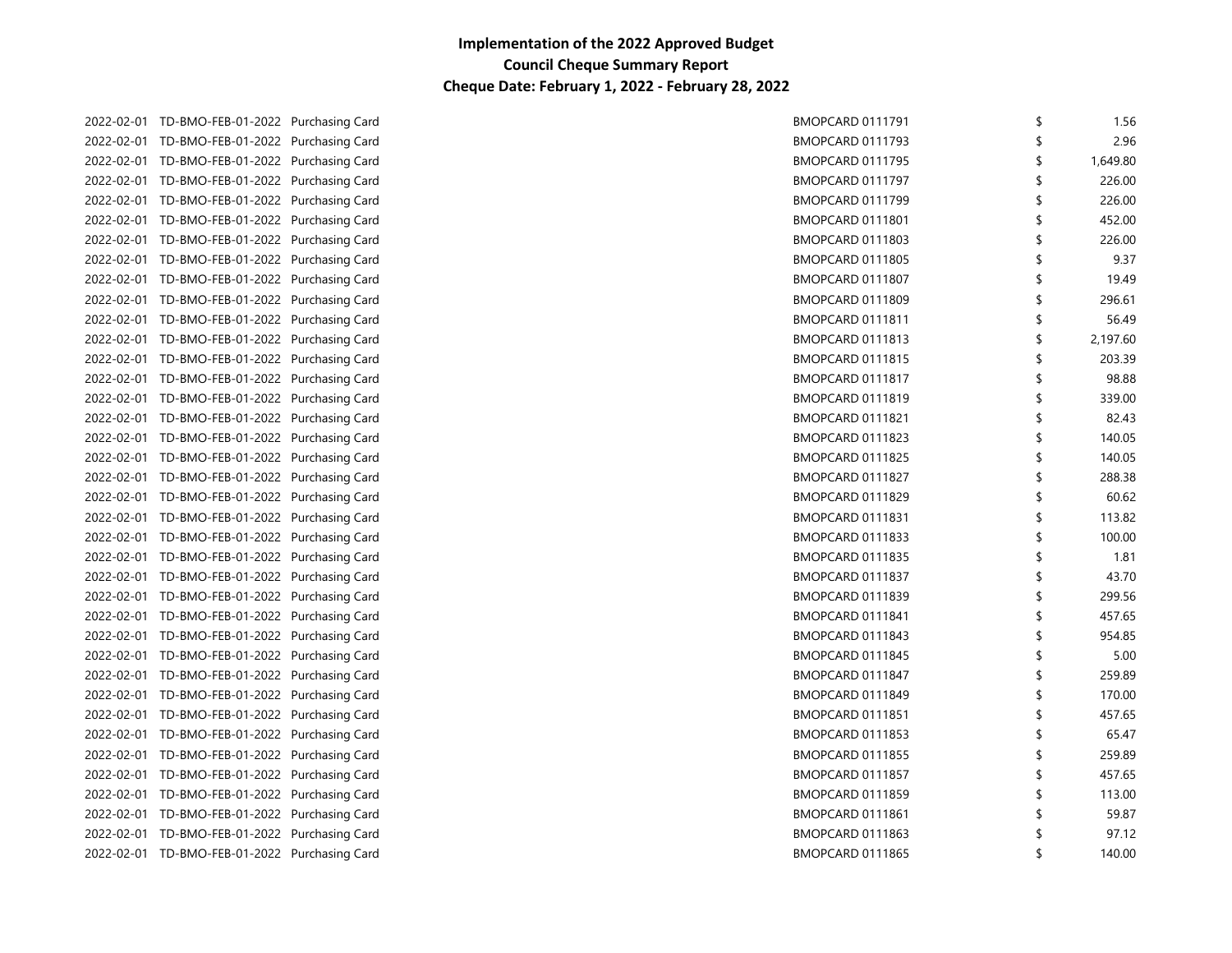**Implementation of the 2022 Approved Budget**
**Council Cheque Summary Report**
**Cheque Date: February 1, 2022 - February 28, 2022**

| | | | | | |
|---|---|---|---|---|---|
| 2022-02-01 | TD-BMO-FEB-01-2022 | Purchasing Card | BMOPCARD 0111791 | $ | 1.56 |
| 2022-02-01 | TD-BMO-FEB-01-2022 | Purchasing Card | BMOPCARD 0111793 | $ | 2.96 |
| 2022-02-01 | TD-BMO-FEB-01-2022 | Purchasing Card | BMOPCARD 0111795 | $ | 1,649.80 |
| 2022-02-01 | TD-BMO-FEB-01-2022 | Purchasing Card | BMOPCARD 0111797 | $ | 226.00 |
| 2022-02-01 | TD-BMO-FEB-01-2022 | Purchasing Card | BMOPCARD 0111799 | $ | 226.00 |
| 2022-02-01 | TD-BMO-FEB-01-2022 | Purchasing Card | BMOPCARD 0111801 | $ | 452.00 |
| 2022-02-01 | TD-BMO-FEB-01-2022 | Purchasing Card | BMOPCARD 0111803 | $ | 226.00 |
| 2022-02-01 | TD-BMO-FEB-01-2022 | Purchasing Card | BMOPCARD 0111805 | $ | 9.37 |
| 2022-02-01 | TD-BMO-FEB-01-2022 | Purchasing Card | BMOPCARD 0111807 | $ | 19.49 |
| 2022-02-01 | TD-BMO-FEB-01-2022 | Purchasing Card | BMOPCARD 0111809 | $ | 296.61 |
| 2022-02-01 | TD-BMO-FEB-01-2022 | Purchasing Card | BMOPCARD 0111811 | $ | 56.49 |
| 2022-02-01 | TD-BMO-FEB-01-2022 | Purchasing Card | BMOPCARD 0111813 | $ | 2,197.60 |
| 2022-02-01 | TD-BMO-FEB-01-2022 | Purchasing Card | BMOPCARD 0111815 | $ | 203.39 |
| 2022-02-01 | TD-BMO-FEB-01-2022 | Purchasing Card | BMOPCARD 0111817 | $ | 98.88 |
| 2022-02-01 | TD-BMO-FEB-01-2022 | Purchasing Card | BMOPCARD 0111819 | $ | 339.00 |
| 2022-02-01 | TD-BMO-FEB-01-2022 | Purchasing Card | BMOPCARD 0111821 | $ | 82.43 |
| 2022-02-01 | TD-BMO-FEB-01-2022 | Purchasing Card | BMOPCARD 0111823 | $ | 140.05 |
| 2022-02-01 | TD-BMO-FEB-01-2022 | Purchasing Card | BMOPCARD 0111825 | $ | 140.05 |
| 2022-02-01 | TD-BMO-FEB-01-2022 | Purchasing Card | BMOPCARD 0111827 | $ | 288.38 |
| 2022-02-01 | TD-BMO-FEB-01-2022 | Purchasing Card | BMOPCARD 0111829 | $ | 60.62 |
| 2022-02-01 | TD-BMO-FEB-01-2022 | Purchasing Card | BMOPCARD 0111831 | $ | 113.82 |
| 2022-02-01 | TD-BMO-FEB-01-2022 | Purchasing Card | BMOPCARD 0111833 | $ | 100.00 |
| 2022-02-01 | TD-BMO-FEB-01-2022 | Purchasing Card | BMOPCARD 0111835 | $ | 1.81 |
| 2022-02-01 | TD-BMO-FEB-01-2022 | Purchasing Card | BMOPCARD 0111837 | $ | 43.70 |
| 2022-02-01 | TD-BMO-FEB-01-2022 | Purchasing Card | BMOPCARD 0111839 | $ | 299.56 |
| 2022-02-01 | TD-BMO-FEB-01-2022 | Purchasing Card | BMOPCARD 0111841 | $ | 457.65 |
| 2022-02-01 | TD-BMO-FEB-01-2022 | Purchasing Card | BMOPCARD 0111843 | $ | 954.85 |
| 2022-02-01 | TD-BMO-FEB-01-2022 | Purchasing Card | BMOPCARD 0111845 | $ | 5.00 |
| 2022-02-01 | TD-BMO-FEB-01-2022 | Purchasing Card | BMOPCARD 0111847 | $ | 259.89 |
| 2022-02-01 | TD-BMO-FEB-01-2022 | Purchasing Card | BMOPCARD 0111849 | $ | 170.00 |
| 2022-02-01 | TD-BMO-FEB-01-2022 | Purchasing Card | BMOPCARD 0111851 | $ | 457.65 |
| 2022-02-01 | TD-BMO-FEB-01-2022 | Purchasing Card | BMOPCARD 0111853 | $ | 65.47 |
| 2022-02-01 | TD-BMO-FEB-01-2022 | Purchasing Card | BMOPCARD 0111855 | $ | 259.89 |
| 2022-02-01 | TD-BMO-FEB-01-2022 | Purchasing Card | BMOPCARD 0111857 | $ | 457.65 |
| 2022-02-01 | TD-BMO-FEB-01-2022 | Purchasing Card | BMOPCARD 0111859 | $ | 113.00 |
| 2022-02-01 | TD-BMO-FEB-01-2022 | Purchasing Card | BMOPCARD 0111861 | $ | 59.87 |
| 2022-02-01 | TD-BMO-FEB-01-2022 | Purchasing Card | BMOPCARD 0111863 | $ | 97.12 |
| 2022-02-01 | TD-BMO-FEB-01-2022 | Purchasing Card | BMOPCARD 0111865 | $ | 140.00 |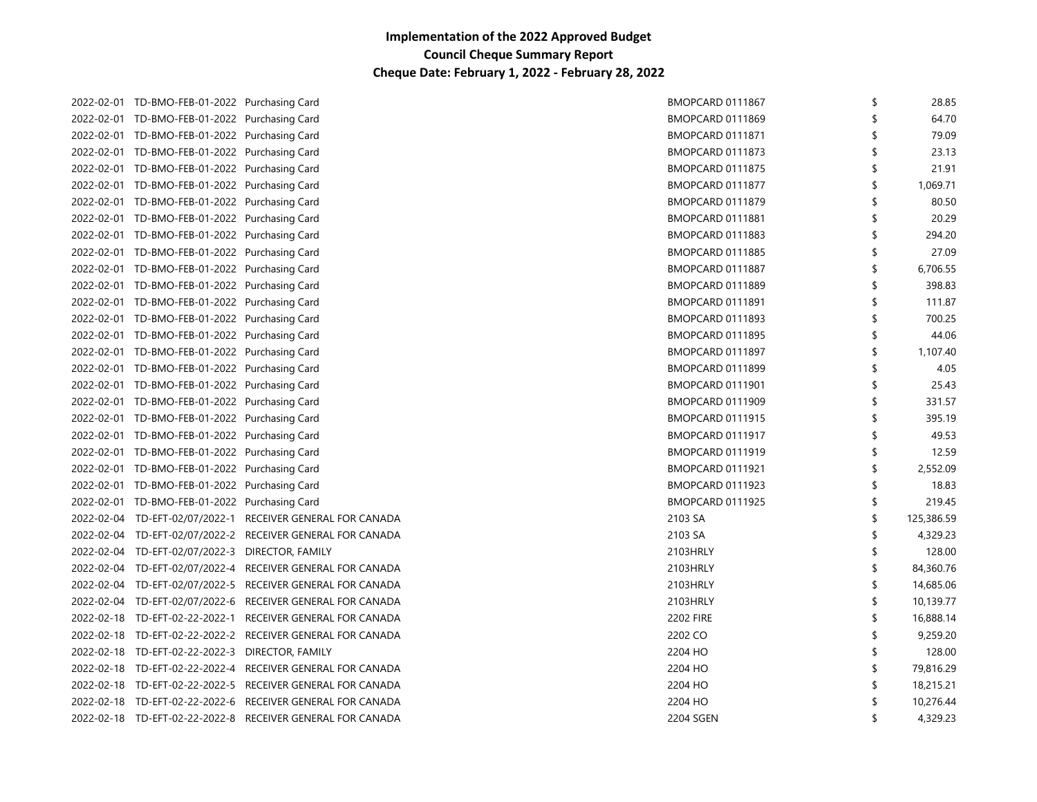**Implementation of the 2022 Approved Budget**
**Council Cheque Summary Report**
**Cheque Date: February 1, 2022 - February 28, 2022**

| | | | | | |
|---|---|---|---|---|---|
| 2022-02-01 | TD-BMO-FEB-01-2022 | Purchasing Card | BMOPCARD 0111867 | $ | 28.85 |
| 2022-02-01 | TD-BMO-FEB-01-2022 | Purchasing Card | BMOPCARD 0111869 | $ | 64.70 |
| 2022-02-01 | TD-BMO-FEB-01-2022 | Purchasing Card | BMOPCARD 0111871 | $ | 79.09 |
| 2022-02-01 | TD-BMO-FEB-01-2022 | Purchasing Card | BMOPCARD 0111873 | $ | 23.13 |
| 2022-02-01 | TD-BMO-FEB-01-2022 | Purchasing Card | BMOPCARD 0111875 | $ | 21.91 |
| 2022-02-01 | TD-BMO-FEB-01-2022 | Purchasing Card | BMOPCARD 0111877 | $ | 1,069.71 |
| 2022-02-01 | TD-BMO-FEB-01-2022 | Purchasing Card | BMOPCARD 0111879 | $ | 80.50 |
| 2022-02-01 | TD-BMO-FEB-01-2022 | Purchasing Card | BMOPCARD 0111881 | $ | 20.29 |
| 2022-02-01 | TD-BMO-FEB-01-2022 | Purchasing Card | BMOPCARD 0111883 | $ | 294.20 |
| 2022-02-01 | TD-BMO-FEB-01-2022 | Purchasing Card | BMOPCARD 0111885 | $ | 27.09 |
| 2022-02-01 | TD-BMO-FEB-01-2022 | Purchasing Card | BMOPCARD 0111887 | $ | 6,706.55 |
| 2022-02-01 | TD-BMO-FEB-01-2022 | Purchasing Card | BMOPCARD 0111889 | $ | 398.83 |
| 2022-02-01 | TD-BMO-FEB-01-2022 | Purchasing Card | BMOPCARD 0111891 | $ | 111.87 |
| 2022-02-01 | TD-BMO-FEB-01-2022 | Purchasing Card | BMOPCARD 0111893 | $ | 700.25 |
| 2022-02-01 | TD-BMO-FEB-01-2022 | Purchasing Card | BMOPCARD 0111895 | $ | 44.06 |
| 2022-02-01 | TD-BMO-FEB-01-2022 | Purchasing Card | BMOPCARD 0111897 | $ | 1,107.40 |
| 2022-02-01 | TD-BMO-FEB-01-2022 | Purchasing Card | BMOPCARD 0111899 | $ | 4.05 |
| 2022-02-01 | TD-BMO-FEB-01-2022 | Purchasing Card | BMOPCARD 0111901 | $ | 25.43 |
| 2022-02-01 | TD-BMO-FEB-01-2022 | Purchasing Card | BMOPCARD 0111909 | $ | 331.57 |
| 2022-02-01 | TD-BMO-FEB-01-2022 | Purchasing Card | BMOPCARD 0111915 | $ | 395.19 |
| 2022-02-01 | TD-BMO-FEB-01-2022 | Purchasing Card | BMOPCARD 0111917 | $ | 49.53 |
| 2022-02-01 | TD-BMO-FEB-01-2022 | Purchasing Card | BMOPCARD 0111919 | $ | 12.59 |
| 2022-02-01 | TD-BMO-FEB-01-2022 | Purchasing Card | BMOPCARD 0111921 | $ | 2,552.09 |
| 2022-02-01 | TD-BMO-FEB-01-2022 | Purchasing Card | BMOPCARD 0111923 | $ | 18.83 |
| 2022-02-01 | TD-BMO-FEB-01-2022 | Purchasing Card | BMOPCARD 0111925 | $ | 219.45 |
| 2022-02-04 | TD-EFT-02/07/2022-1 | RECEIVER GENERAL FOR CANADA | 2103 SA | $ | 125,386.59 |
| 2022-02-04 | TD-EFT-02/07/2022-2 | RECEIVER GENERAL FOR CANADA | 2103 SA | $ | 4,329.23 |
| 2022-02-04 | TD-EFT-02/07/2022-3 | DIRECTOR, FAMILY | 2103HRLY | $ | 128.00 |
| 2022-02-04 | TD-EFT-02/07/2022-4 | RECEIVER GENERAL FOR CANADA | 2103HRLY | $ | 84,360.76 |
| 2022-02-04 | TD-EFT-02/07/2022-5 | RECEIVER GENERAL FOR CANADA | 2103HRLY | $ | 14,685.06 |
| 2022-02-04 | TD-EFT-02/07/2022-6 | RECEIVER GENERAL FOR CANADA | 2103HRLY | $ | 10,139.77 |
| 2022-02-18 | TD-EFT-02-22-2022-1 | RECEIVER GENERAL FOR CANADA | 2202 FIRE | $ | 16,888.14 |
| 2022-02-18 | TD-EFT-02-22-2022-2 | RECEIVER GENERAL FOR CANADA | 2202 CO | $ | 9,259.20 |
| 2022-02-18 | TD-EFT-02-22-2022-3 | DIRECTOR, FAMILY | 2204 HO | $ | 128.00 |
| 2022-02-18 | TD-EFT-02-22-2022-4 | RECEIVER GENERAL FOR CANADA | 2204 HO | $ | 79,816.29 |
| 2022-02-18 | TD-EFT-02-22-2022-5 | RECEIVER GENERAL FOR CANADA | 2204 HO | $ | 18,215.21 |
| 2022-02-18 | TD-EFT-02-22-2022-6 | RECEIVER GENERAL FOR CANADA | 2204 HO | $ | 10,276.44 |
| 2022-02-18 | TD-EFT-02-22-2022-8 | RECEIVER GENERAL FOR CANADA | 2204 SGEN | $ | 4,329.23 |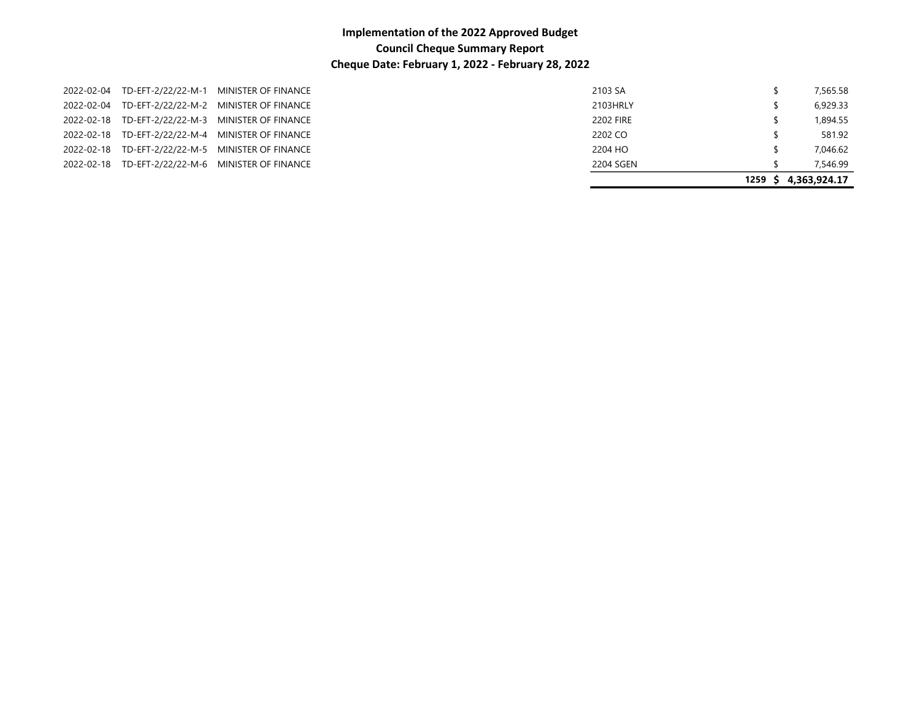**Implementation of the 2022 Approved Budget**
**Council Cheque Summary Report**
**Cheque Date: February 1, 2022 - February 28, 2022**

| | | | | | |
|---|---|---|---|---|---|
| 2022-02-04 | TD-EFT-2/22/22-M-1 | MINISTER OF FINANCE | 2103 SA | | $ 7,565.58 |
| 2022-02-04 | TD-EFT-2/22/22-M-2 | MINISTER OF FINANCE | 2103HRLY | | $ 6,929.33 |
| 2022-02-18 | TD-EFT-2/22/22-M-3 | MINISTER OF FINANCE | 2202 FIRE | | $ 1,894.55 |
| 2022-02-18 | TD-EFT-2/22/22-M-4 | MINISTER OF FINANCE | 2202 CO | | $ 581.92 |
| 2022-02-18 | TD-EFT-2/22/22-M-5 | MINISTER OF FINANCE | 2204 HO | | $ 7,046.62 |
| 2022-02-18 | TD-EFT-2/22/22-M-6 | MINISTER OF FINANCE | 2204 SGEN | | $ 7,546.99 |
| | | | | **1259** | **$ 4,363,924.17** |